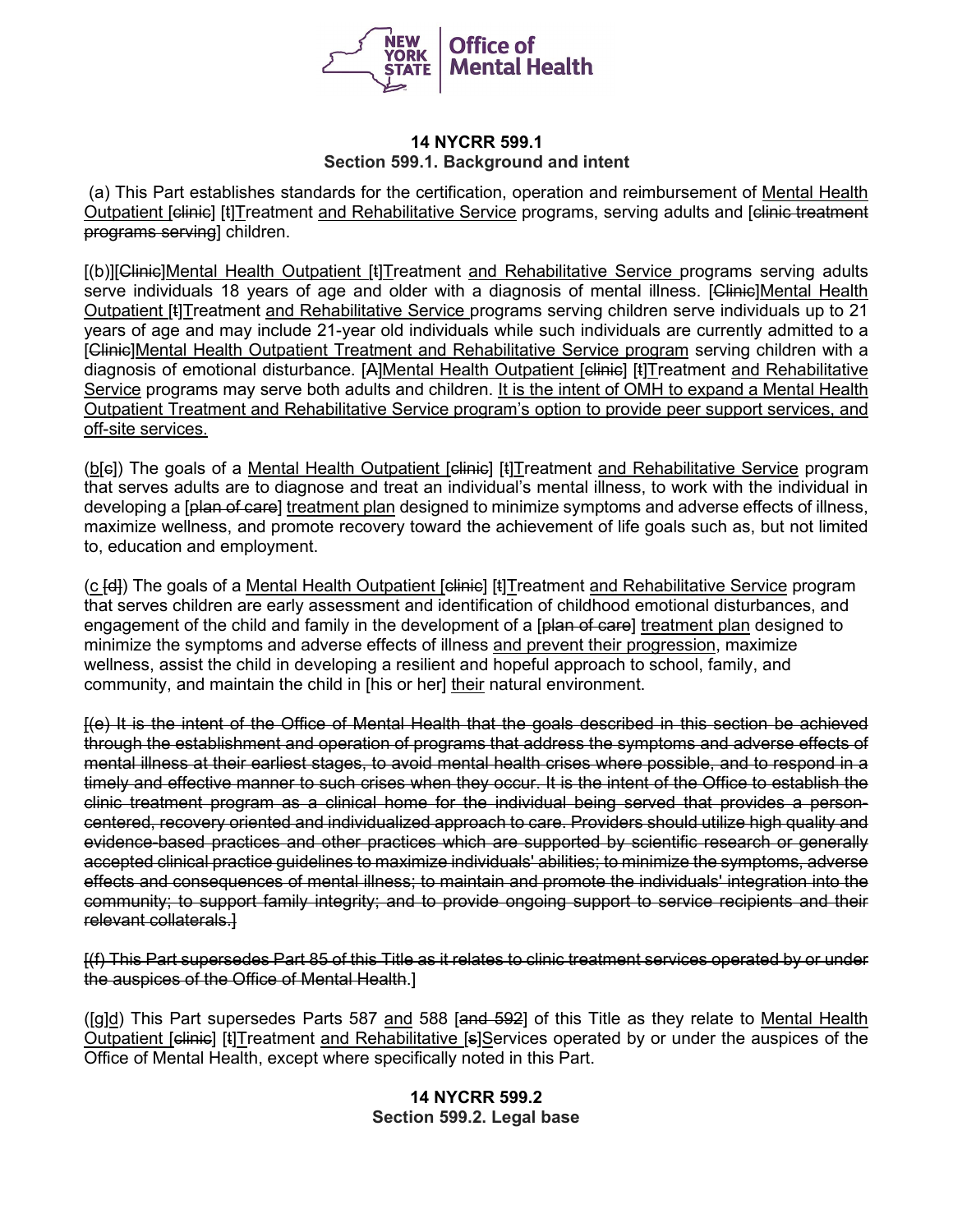**14 NYCRR 599.1**
**Section 599.1. Background and intent**

(a) This Part establishes standards for the certification, operation and reimbursement of <u>Mental Health Outpatient</u> [~~clinic~~] [t]<u>T</u>reatment <u>and Rehabilitative Service</u> programs, serving adults and [~~clinic treatment programs serving~~] children.

[(b)][~~Clinic~~]<u>Mental Health Outpatient</u> [t]<u>T</u>reatment <u>and Rehabilitative Service</u> programs serving adults serve individuals 18 years of age and older with a diagnosis of mental illness. [~~Clinic~~]<u>Mental Health Outpatient</u> [t]<u>T</u>reatment <u>and Rehabilitative Service</u> programs serving children serve individuals up to 21 years of age and may include 21-year old individuals while such individuals are currently admitted to a [~~Clinic~~]<u>Mental Health Outpatient Treatment and Rehabilitative Service program</u> serving children with a diagnosis of emotional disturbance. [~~A~~]<u>Mental Health Outpatient</u> [~~clinic~~] [~~t~~]<u>T</u>reatment <u>and Rehabilitative Service</u> programs may serve both adults and children. <u>It is the intent of OMH to expand a Mental Health Outpatient Treatment and Rehabilitative Service program's option to provide peer support services, and off-site services.</u>

(<u>b</u>[~~c~~]) The goals of a <u>Mental Health Outpatient</u> [~~clinic~~] [~~t~~]<u>T</u>reatment <u>and Rehabilitative Service</u> program that serves adults are to diagnose and treat an individual's mental illness, to work with the individual in developing a [~~plan of care~~] <u>treatment plan</u> designed to minimize symptoms and adverse effects of illness, maximize wellness, and promote recovery toward the achievement of life goals such as, but not limited to, education and employment.

(<u>c</u> [~~d~~]) The goals of a <u>Mental Health Outpatient</u> [~~clinic~~] [~~t~~]<u>T</u>reatment <u>and Rehabilitative Service</u> program that serves children are early assessment and identification of childhood emotional disturbances, and engagement of the child and family in the development of a [~~plan of care~~] <u>treatment plan</u> designed to minimize the symptoms and adverse effects of illness <u>and prevent their progression</u>, maximize wellness, assist the child in developing a resilient and hopeful approach to school, family, and community, and maintain the child in [his or her] <u>their</u> natural environment.

~~[(e) It is the intent of the Office of Mental Health that the goals described in this section be achieved through the establishment and operation of programs that address the symptoms and adverse effects of mental illness at their earliest stages, to avoid mental health crises where possible, and to respond in a timely and effective manner to such crises when they occur. It is the intent of the Office to establish the clinic treatment program as a clinical home for the individual being served that provides a person-centered, recovery oriented and individualized approach to care. Providers should utilize high quality and evidence-based practices and other practices which are supported by scientific research or generally accepted clinical practice guidelines to maximize individuals' abilities; to minimize the symptoms, adverse effects and consequences of mental illness; to maintain and promote the individuals' integration into the community; to support family integrity; and to provide ongoing support to service recipients and their relevant collaterals.]~~

~~[(f) This Part supersedes Part 85 of this Title as it relates to clinic treatment services operated by or under the auspices of the Office of Mental Health~~.]

([g]<u>d</u>) This Part supersedes Parts 587 <u>and</u> 588 [~~and 592~~] of this Title as they relate to <u>Mental Health Outpatient</u> [~~clinic~~] [~~t~~]<u>T</u>reatment <u>and Rehabilitative</u> [~~s~~]<u>S</u>ervices operated by or under the auspices of the Office of Mental Health, except where specifically noted in this Part.

**14 NYCRR 599.2**
**Section 599.2. Legal base**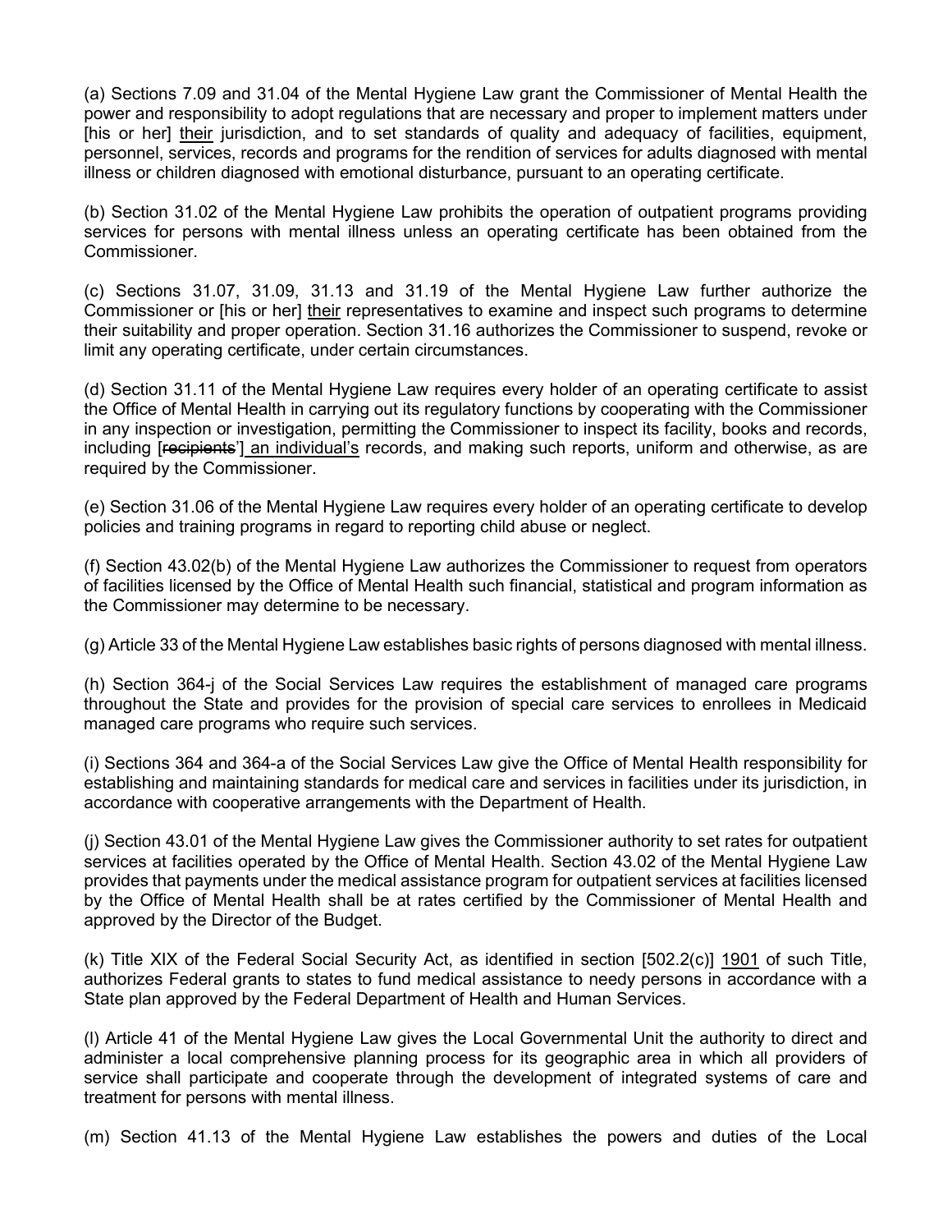(a) Sections 7.09 and 31.04 of the Mental Hygiene Law grant the Commissioner of Mental Health the power and responsibility to adopt regulations that are necessary and proper to implement matters under [his or her] their jurisdiction, and to set standards of quality and adequacy of facilities, equipment, personnel, services, records and programs for the rendition of services for adults diagnosed with mental illness or children diagnosed with emotional disturbance, pursuant to an operating certificate.

(b) Section 31.02 of the Mental Hygiene Law prohibits the operation of outpatient programs providing services for persons with mental illness unless an operating certificate has been obtained from the Commissioner.

(c) Sections 31.07, 31.09, 31.13 and 31.19 of the Mental Hygiene Law further authorize the Commissioner or [his or her] their representatives to examine and inspect such programs to determine their suitability and proper operation. Section 31.16 authorizes the Commissioner to suspend, revoke or limit any operating certificate, under certain circumstances.

(d) Section 31.11 of the Mental Hygiene Law requires every holder of an operating certificate to assist the Office of Mental Health in carrying out its regulatory functions by cooperating with the Commissioner in any inspection or investigation, permitting the Commissioner to inspect its facility, books and records, including [~~recipients~~'] an individual's records, and making such reports, uniform and otherwise, as are required by the Commissioner.

(e) Section 31.06 of the Mental Hygiene Law requires every holder of an operating certificate to develop policies and training programs in regard to reporting child abuse or neglect.

(f) Section 43.02(b) of the Mental Hygiene Law authorizes the Commissioner to request from operators of facilities licensed by the Office of Mental Health such financial, statistical and program information as the Commissioner may determine to be necessary.

(g) Article 33 of the Mental Hygiene Law establishes basic rights of persons diagnosed with mental illness.

(h) Section 364-j of the Social Services Law requires the establishment of managed care programs throughout the State and provides for the provision of special care services to enrollees in Medicaid managed care programs who require such services.

(i) Sections 364 and 364-a of the Social Services Law give the Office of Mental Health responsibility for establishing and maintaining standards for medical care and services in facilities under its jurisdiction, in accordance with cooperative arrangements with the Department of Health.

(j) Section 43.01 of the Mental Hygiene Law gives the Commissioner authority to set rates for outpatient services at facilities operated by the Office of Mental Health. Section 43.02 of the Mental Hygiene Law provides that payments under the medical assistance program for outpatient services at facilities licensed by the Office of Mental Health shall be at rates certified by the Commissioner of Mental Health and approved by the Director of the Budget.

(k) Title XIX of the Federal Social Security Act, as identified in section [502.2(c)] 1901 of such Title, authorizes Federal grants to states to fund medical assistance to needy persons in accordance with a State plan approved by the Federal Department of Health and Human Services.

(l) Article 41 of the Mental Hygiene Law gives the Local Governmental Unit the authority to direct and administer a local comprehensive planning process for its geographic area in which all providers of service shall participate and cooperate through the development of integrated systems of care and treatment for persons with mental illness.

(m) Section 41.13 of the Mental Hygiene Law establishes the powers and duties of the Local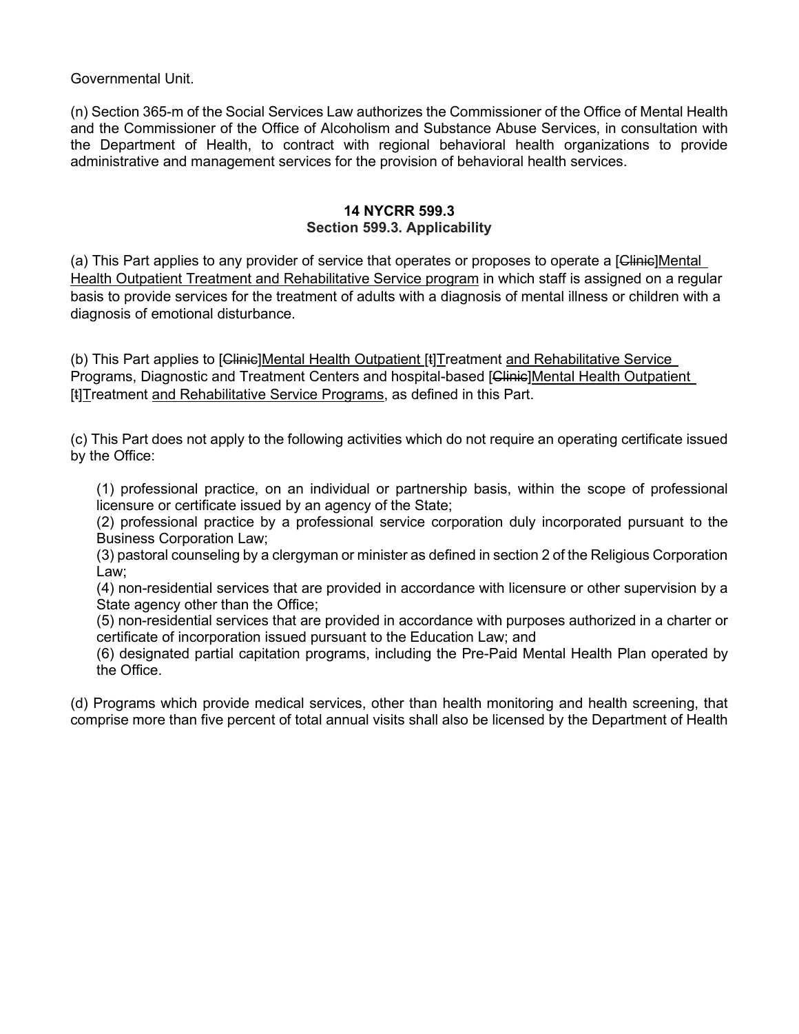Governmental Unit.

(n) Section 365-m of the Social Services Law authorizes the Commissioner of the Office of Mental Health and the Commissioner of the Office of Alcoholism and Substance Abuse Services, in consultation with the Department of Health, to contract with regional behavioral health organizations to provide administrative and management services for the provision of behavioral health services.

**14 NYCRR 599.3**
**Section 599.3. Applicability**

(a) This Part applies to any provider of service that operates or proposes to operate a [~~Clinic~~]<u>Mental Health Outpatient Treatment and Rehabilitative Service program</u> in which staff is assigned on a regular basis to provide services for the treatment of adults with a diagnosis of mental illness or children with a diagnosis of emotional disturbance.

(b) This Part applies to [~~Clinic~~]<u>Mental Health Outpatient</u> [~~t~~]<u>T</u>reatment <u>and Rehabilitative Service Programs</u>, Diagnostic and Treatment Centers and hospital-based [~~Clinic~~]<u>Mental Health Outpatient</u> [~~t~~]<u>T</u>reatment <u>and Rehabilitative Service Programs</u>, as defined in this Part.

(c) This Part does not apply to the following activities which do not require an operating certificate issued by the Office:

(1) professional practice, on an individual or partnership basis, within the scope of professional licensure or certificate issued by an agency of the State;
(2) professional practice by a professional service corporation duly incorporated pursuant to the Business Corporation Law;
(3) pastoral counseling by a clergyman or minister as defined in section 2 of the Religious Corporation Law;
(4) non-residential services that are provided in accordance with licensure or other supervision by a State agency other than the Office;
(5) non-residential services that are provided in accordance with purposes authorized in a charter or certificate of incorporation issued pursuant to the Education Law; and
(6) designated partial capitation programs, including the Pre-Paid Mental Health Plan operated by the Office.

(d) Programs which provide medical services, other than health monitoring and health screening, that comprise more than five percent of total annual visits shall also be licensed by the Department of Health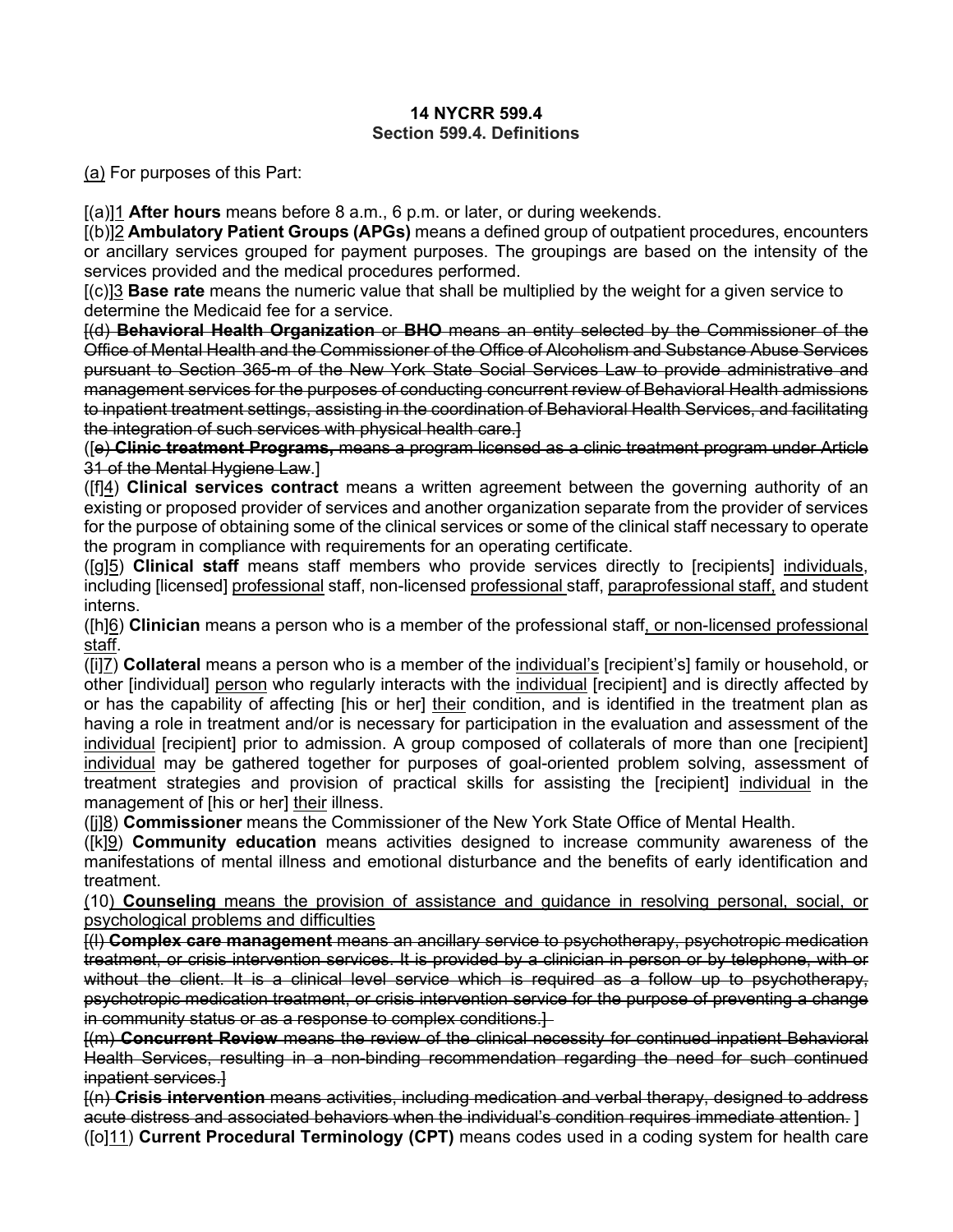**14 NYCRR 599.4**
**Section 599.4. Definitions**

(a) For purposes of this Part:

[(a)]1 **After hours** means before 8 a.m., 6 p.m. or later, or during weekends.
[(b)]2 **Ambulatory Patient Groups (APGs)** means a defined group of outpatient procedures, encounters or ancillary services grouped for payment purposes. The groupings are based on the intensity of the services provided and the medical procedures performed.
[(c)]3 **Base rate** means the numeric value that shall be multiplied by the weight for a given service to determine the Medicaid fee for a service.
[(d) **Behavioral Health Organization** or **BHO** means an entity selected by the Commissioner of the Office of Mental Health and the Commissioner of the Office of Alcoholism and Substance Abuse Services pursuant to Section 365-m of the New York State Social Services Law to provide administrative and management services for the purposes of conducting concurrent review of Behavioral Health admissions to inpatient treatment settings, assisting in the coordination of Behavioral Health Services, and facilitating the integration of such services with physical health care.]
([e) **Clinic treatment Programs,** means a program licensed as a clinic treatment program under Article 31 of the Mental Hygiene Law.]
([f]4) **Clinical services contract** means a written agreement between the governing authority of an existing or proposed provider of services and another organization separate from the provider of services for the purpose of obtaining some of the clinical services or some of the clinical staff necessary to operate the program in compliance with requirements for an operating certificate.
([g]5) **Clinical staff** means staff members who provide services directly to [recipients] individuals, including [licensed] professional staff, non-licensed professional staff, paraprofessional staff, and student interns.
([h]6) **Clinician** means a person who is a member of the professional staff, or non-licensed professional staff.
([i]7) **Collateral** means a person who is a member of the individual's [recipient's] family or household, or other [individual] person who regularly interacts with the individual [recipient] and is directly affected by or has the capability of affecting [his or her] their condition, and is identified in the treatment plan as having a role in treatment and/or is necessary for participation in the evaluation and assessment of the individual [recipient] prior to admission. A group composed of collaterals of more than one [recipient] individual may be gathered together for purposes of goal-oriented problem solving, assessment of treatment strategies and provision of practical skills for assisting the [recipient] individual in the management of [his or her] their illness.
([j]8) **Commissioner** means the Commissioner of the New York State Office of Mental Health.
([k]9) **Community education** means activities designed to increase community awareness of the manifestations of mental illness and emotional disturbance and the benefits of early identification and treatment.
(10) **Counseling** means the provision of assistance and guidance in resolving personal, social, or psychological problems and difficulties
[(l) **Complex care management** means an ancillary service to psychotherapy, psychotropic medication treatment, or crisis intervention services. It is provided by a clinician in person or by telephone, with or without the client. It is a clinical level service which is required as a follow up to psychotherapy, psychotropic medication treatment, or crisis intervention service for the purpose of preventing a change in community status or as a response to complex conditions.]
[(m) **Concurrent Review** means the review of the clinical necessity for continued inpatient Behavioral Health Services, resulting in a non-binding recommendation regarding the need for such continued inpatient services.]
[(n) **Crisis intervention** means activities, including medication and verbal therapy, designed to address acute distress and associated behaviors when the individual's condition requires immediate attention. ]
([o]11) **Current Procedural Terminology (CPT)** means codes used in a coding system for health care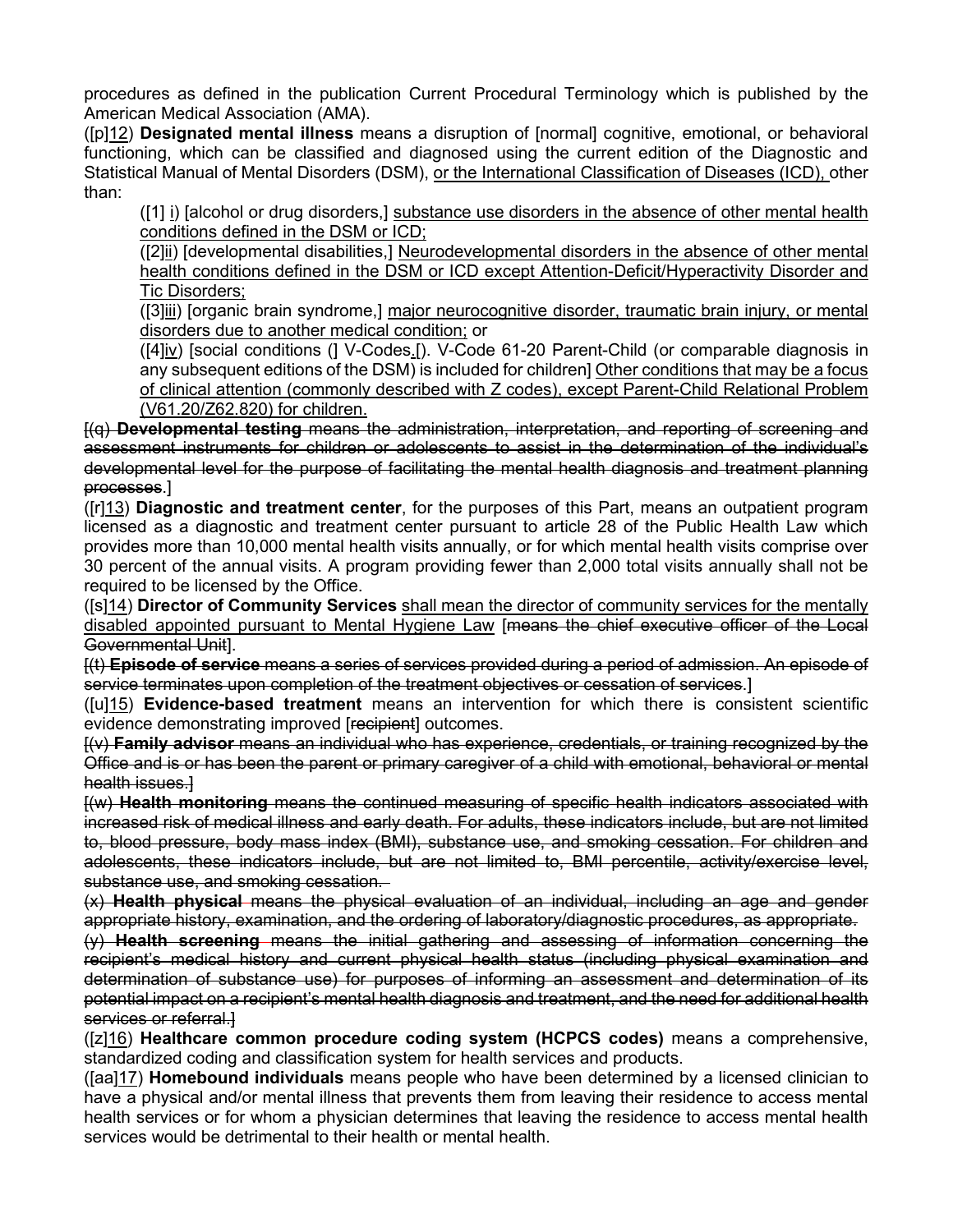procedures as defined in the publication Current Procedural Terminology which is published by the American Medical Association (AMA).

([p]12) **Designated mental illness** means a disruption of [normal] cognitive, emotional, or behavioral functioning, which can be classified and diagnosed using the current edition of the Diagnostic and Statistical Manual of Mental Disorders (DSM), or the International Classification of Diseases (ICD), other than:

([1] i) [alcohol or drug disorders,] substance use disorders in the absence of other mental health conditions defined in the DSM or ICD;

([2]ii) [developmental disabilities,] Neurodevelopmental disorders in the absence of other mental health conditions defined in the DSM or ICD except Attention-Deficit/Hyperactivity Disorder and Tic Disorders;

([3]iii) [organic brain syndrome,] major neurocognitive disorder, traumatic brain injury, or mental disorders due to another medical condition; or

([4]iv) [social conditions (] V-Codes.[). V-Code 61-20 Parent-Child (or comparable diagnosis in any subsequent editions of the DSM) is included for children] Other conditions that may be a focus of clinical attention (commonly described with Z codes), except Parent-Child Relational Problem (V61.20/Z62.820) for children.

[(q) **Developmental testing** means the administration, interpretation, and reporting of screening and assessment instruments for children or adolescents to assist in the determination of the individual's developmental level for the purpose of facilitating the mental health diagnosis and treatment planning processes.]

([r]13) **Diagnostic and treatment center**, for the purposes of this Part, means an outpatient program licensed as a diagnostic and treatment center pursuant to article 28 of the Public Health Law which provides more than 10,000 mental health visits annually, or for which mental health visits comprise over 30 percent of the annual visits. A program providing fewer than 2,000 total visits annually shall not be required to be licensed by the Office.

([s]14) **Director of Community Services** shall mean the director of community services for the mentally disabled appointed pursuant to Mental Hygiene Law [means the chief executive officer of the Local Governmental Unit].

[(t) **Episode of service** means a series of services provided during a period of admission. An episode of service terminates upon completion of the treatment objectives or cessation of services.]

([u]15) **Evidence-based treatment** means an intervention for which there is consistent scientific evidence demonstrating improved [recipient] outcomes.

[(v) **Family advisor** means an individual who has experience, credentials, or training recognized by the Office and is or has been the parent or primary caregiver of a child with emotional, behavioral or mental health issues.]

[(w) **Health monitoring** means the continued measuring of specific health indicators associated with increased risk of medical illness and early death. For adults, these indicators include, but are not limited to, blood pressure, body mass index (BMI), substance use, and smoking cessation. For children and adolescents, these indicators include, but are not limited to, BMI percentile, activity/exercise level, substance use, and smoking cessation.

(x) **Health physical** means the physical evaluation of an individual, including an age and gender appropriate history, examination, and the ordering of laboratory/diagnostic procedures, as appropriate.

(y) **Health screening** means the initial gathering and assessing of information concerning the recipient's medical history and current physical health status (including physical examination and determination of substance use) for purposes of informing an assessment and determination of its potential impact on a recipient's mental health diagnosis and treatment, and the need for additional health services or referral.]

([z]16) **Healthcare common procedure coding system (HCPCS codes)** means a comprehensive, standardized coding and classification system for health services and products.

([aa]17) **Homebound individuals** means people who have been determined by a licensed clinician to have a physical and/or mental illness that prevents them from leaving their residence to access mental health services or for whom a physician determines that leaving the residence to access mental health services would be detrimental to their health or mental health.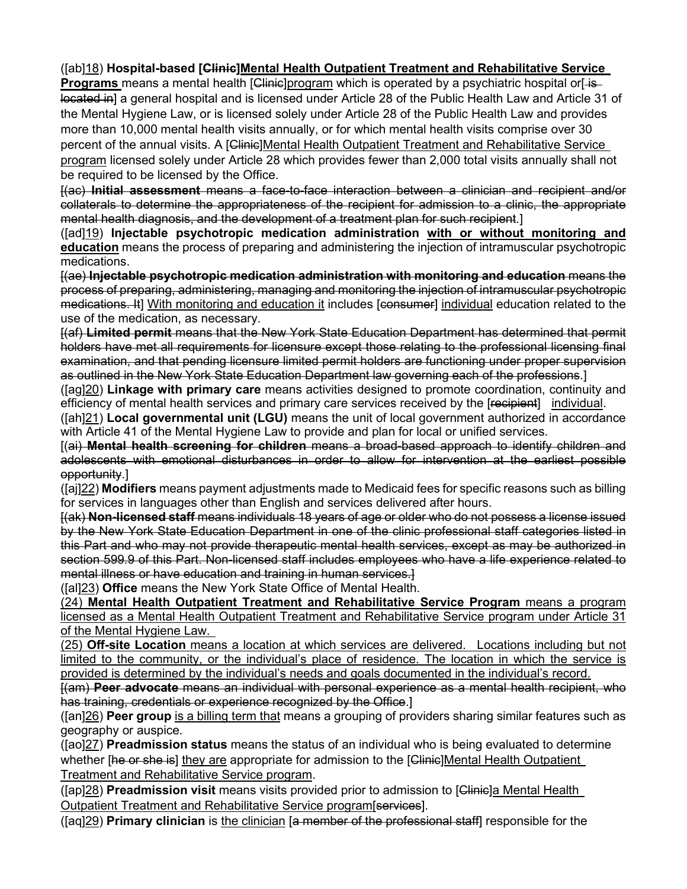([ab]18) **Hospital-based [~~Clinic~~]Mental Health Outpatient Treatment and Rehabilitative Service Programs** means a mental health [~~Clinic~~]program which is operated by a psychiatric hospital or[~~ is located in~~] a general hospital and is licensed under Article 28 of the Public Health Law and Article 31 of the Mental Hygiene Law, or is licensed solely under Article 28 of the Public Health Law and provides more than 10,000 mental health visits annually, or for which mental health visits comprise over 30 percent of the annual visits. A [~~Clinic~~]Mental Health Outpatient Treatment and Rehabilitative Service program licensed solely under Article 28 which provides fewer than 2,000 total visits annually shall not be required to be licensed by the Office.

[~~(ac) **Initial assessment** means a face-to-face interaction between a clinician and recipient and/or collaterals to determine the appropriateness of the recipient for admission to a clinic, the appropriate mental health diagnosis, and the development of a treatment plan for such recipient.~~]

([ad]19) **Injectable psychotropic medication administration with or without monitoring and education** means the process of preparing and administering the injection of intramuscular psychotropic medications.

[~~(ae) **Injectable psychotropic medication administration with monitoring and education** means the process of preparing, administering, managing and monitoring the injection of intramuscular psychotropic medications. It~~] With monitoring and education it includes [~~consumer~~] individual education related to the use of the medication, as necessary.

[~~(af) **Limited permit** means that the New York State Education Department has determined that permit holders have met all requirements for licensure except those relating to the professional licensing final examination, and that pending licensure limited permit holders are functioning under proper supervision as outlined in the New York State Education Department law governing each of the professions.~~]

([ag]20) **Linkage with primary care** means activities designed to promote coordination, continuity and efficiency of mental health services and primary care services received by the [~~recipient~~] individual.

([ah]21) **Local governmental unit (LGU)** means the unit of local government authorized in accordance with Article 41 of the Mental Hygiene Law to provide and plan for local or unified services.

[~~(ai) **Mental health screening for children** means a broad-based approach to identify children and adolescents with emotional disturbances in order to allow for intervention at the earliest possible opportunity.~~]

([aj]22) **Modifiers** means payment adjustments made to Medicaid fees for specific reasons such as billing for services in languages other than English and services delivered after hours.

[~~(ak) **Non-licensed staff** means individuals 18 years of age or older who do not possess a license issued by the New York State Education Department in one of the clinic professional staff categories listed in this Part and who may not provide therapeutic mental health services, except as may be authorized in section 599.9 of this Part. Non-licensed staff includes employees who have a life experience related to mental illness or have education and training in human services.~~]

([al]23) **Office** means the New York State Office of Mental Health.

(24) **Mental Health Outpatient Treatment and Rehabilitative Service Program** means a program licensed as a Mental Health Outpatient Treatment and Rehabilitative Service program under Article 31 of the Mental Hygiene Law.

(25) **Off-site Location** means a location at which services are delivered. Locations including but not limited to the community, or the individual's place of residence. The location in which the service is provided is determined by the individual's needs and goals documented in the individual's record.

[~~(am) **Peer advocate** means an individual with personal experience as a mental health recipient, who has training, credentials or experience recognized by the Office.~~]

([an]26) **Peer group** is a billing term that means a grouping of providers sharing similar features such as geography or auspice.

([ao]27) **Preadmission status** means the status of an individual who is being evaluated to determine whether [~~he or she is~~] they are appropriate for admission to the [~~Clinic~~]Mental Health Outpatient Treatment and Rehabilitative Service program.

([ap]28) **Preadmission visit** means visits provided prior to admission to [~~Clinic~~]a Mental Health Outpatient Treatment and Rehabilitative Service program[~~services~~].

([aq]29) **Primary clinician** is the clinician [~~a member of the professional staff~~] responsible for the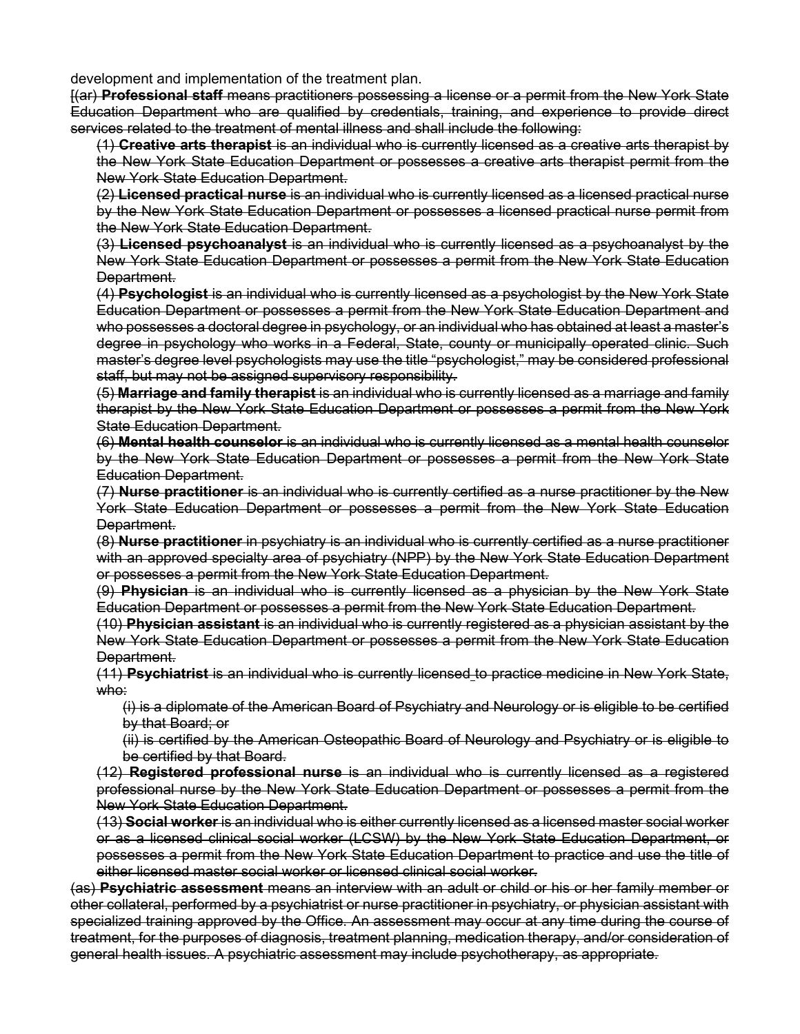development and implementation of the treatment plan.

~~[(ar) **Professional staff** means practitioners possessing a license or a permit from the New York State Education Department who are qualified by credentials, training, and experience to provide direct services related to the treatment of mental illness and shall include the following:~~

~~(1) **Creative arts therapist** is an individual who is currently licensed as a creative arts therapist by the New York State Education Department or possesses a creative arts therapist permit from the New York State Education Department.~~

~~(2) **Licensed practical nurse** is an individual who is currently licensed as a licensed practical nurse by the New York State Education Department or possesses a licensed practical nurse permit from the New York State Education Department.~~

~~(3) **Licensed psychoanalyst** is an individual who is currently licensed as a psychoanalyst by the New York State Education Department or possesses a permit from the New York State Education Department.~~

~~(4) **Psychologist** is an individual who is currently licensed as a psychologist by the New York State Education Department or possesses a permit from the New York State Education Department and who possesses a doctoral degree in psychology, or an individual who has obtained at least a master's degree in psychology who works in a Federal, State, county or municipally operated clinic. Such master's degree level psychologists may use the title "psychologist," may be considered professional staff, but may not be assigned supervisory responsibility.~~

~~(5) **Marriage and family therapist** is an individual who is currently licensed as a marriage and family therapist by the New York State Education Department or possesses a permit from the New York State Education Department.~~

~~(6) **Mental health counselor** is an individual who is currently licensed as a mental health counselor by the New York State Education Department or possesses a permit from the New York State Education Department.~~

~~(7) **Nurse practitioner** is an individual who is currently certified as a nurse practitioner by the New York State Education Department or possesses a permit from the New York State Education Department.~~

~~(8) **Nurse practitioner** in psychiatry is an individual who is currently certified as a nurse practitioner with an approved specialty area of psychiatry (NPP) by the New York State Education Department or possesses a permit from the New York State Education Department.~~

~~(9) **Physician** is an individual who is currently licensed as a physician by the New York State Education Department or possesses a permit from the New York State Education Department.~~

~~(10) **Physician assistant** is an individual who is currently registered as a physician assistant by the New York State Education Department or possesses a permit from the New York State Education Department.~~

~~(11) **Psychiatrist** is an individual who is currently licensed to practice medicine in New York State, who:~~

~~(i) is a diplomate of the American Board of Psychiatry and Neurology or is eligible to be certified by that Board; or~~

~~(ii) is certified by the American Osteopathic Board of Neurology and Psychiatry or is eligible to be certified by that Board.~~

~~(12) **Registered professional nurse** is an individual who is currently licensed as a registered professional nurse by the New York State Education Department or possesses a permit from the New York State Education Department.~~

~~(13) **Social worker** is an individual who is either currently licensed as a licensed master social worker or as a licensed clinical social worker (LCSW) by the New York State Education Department, or possesses a permit from the New York State Education Department to practice and use the title of either licensed master social worker or licensed clinical social worker.~~

~~(as) **Psychiatric assessment** means an interview with an adult or child or his or her family member or other collateral, performed by a psychiatrist or nurse practitioner in psychiatry, or physician assistant with specialized training approved by the Office. An assessment may occur at any time during the course of treatment, for the purposes of diagnosis, treatment planning, medication therapy, and/or consideration of general health issues. A psychiatric assessment may include psychotherapy, as appropriate.~~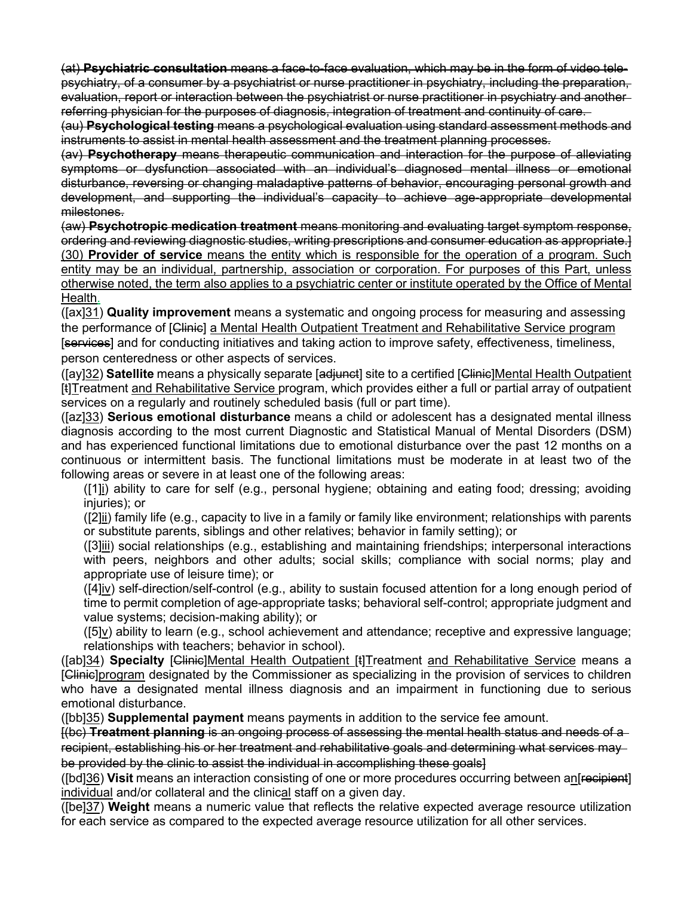~~(at) **Psychiatric consultation** means a face-to-face evaluation, which may be in the form of video tele-psychiatry, of a consumer by a psychiatrist or nurse practitioner in psychiatry, including the preparation, evaluation, report or interaction between the psychiatrist or nurse practitioner in psychiatry and another referring physician for the purposes of diagnosis, integration of treatment and continuity of care.~~

~~(au) **Psychological testing** means a psychological evaluation using standard assessment methods and instruments to assist in mental health assessment and the treatment planning processes.~~

~~(av) **Psychotherapy** means therapeutic communication and interaction for the purpose of alleviating symptoms or dysfunction associated with an individual's diagnosed mental illness or emotional disturbance, reversing or changing maladaptive patterns of behavior, encouraging personal growth and development, and supporting the individual's capacity to achieve age-appropriate developmental milestones.~~

~~(aw) **Psychotropic medication treatment** means monitoring and evaluating target symptom response, ordering and reviewing diagnostic studies, writing prescriptions and consumer education as appropriate.~~]

<u>(30) **Provider of service** means the entity which is responsible for the operation of a program. Such entity may be an individual, partnership, association or corporation. For purposes of this Part, unless otherwise noted, the term also applies to a psychiatric center or institute operated by the Office of Mental Health.</u>

([ax]<u>31</u>) **Quality improvement** means a systematic and ongoing process for measuring and assessing the performance of [~~Clinic~~] <u>a Mental Health Outpatient Treatment and Rehabilitative Service program</u> [~~services~~] and for conducting initiatives and taking action to improve safety, effectiveness, timeliness, person centeredness or other aspects of services.

([ay]<u>32</u>) **Satellite** means a physically separate [~~adjunct~~] site to a certified [~~Clinic~~]<u>Mental Health Outpatient</u> [~~t~~]<u>T</u>reatment <u>and Rehabilitative Service</u> program, which provides either a full or partial array of outpatient services on a regularly and routinely scheduled basis (full or part time).

([az]<u>33</u>) **Serious emotional disturbance** means a child or adolescent has a designated mental illness diagnosis according to the most current Diagnostic and Statistical Manual of Mental Disorders (DSM) and has experienced functional limitations due to emotional disturbance over the past 12 months on a continuous or intermittent basis. The functional limitations must be moderate in at least two of the following areas or severe in at least one of the following areas:

- ([1]<u>i</u>) ability to care for self (e.g., personal hygiene; obtaining and eating food; dressing; avoiding injuries); or
- ([2]<u>ii</u>) family life (e.g., capacity to live in a family or family like environment; relationships with parents or substitute parents, siblings and other relatives; behavior in family setting); or
- ([3]<u>iii</u>) social relationships (e.g., establishing and maintaining friendships; interpersonal interactions with peers, neighbors and other adults; social skills; compliance with social norms; play and appropriate use of leisure time); or
- ([4]<u>iv</u>) self-direction/self-control (e.g., ability to sustain focused attention for a long enough period of time to permit completion of age-appropriate tasks; behavioral self-control; appropriate judgment and value systems; decision-making ability); or
- ([5]<u>v</u>) ability to learn (e.g., school achievement and attendance; receptive and expressive language; relationships with teachers; behavior in school).

([ab]<u>34</u>) **Specialty** [~~Clinic~~]<u>Mental Health Outpatient</u> [~~t~~]<u>T</u>reatment <u>and Rehabilitative Service</u> means a [~~Clinic~~]<u>program</u> designated by the Commissioner as specializing in the provision of services to children who have a designated mental illness diagnosis and an impairment in functioning due to serious emotional disturbance.

([bb]<u>35</u>) **Supplemental payment** means payments in addition to the service fee amount.

[~~(bc) **Treatment planning** is an ongoing process of assessing the mental health status and needs of a recipient, establishing his or her treatment and rehabilitative goals and determining what services may be provided by the clinic to assist the individual in accomplishing these goals~~]

([bd]<u>36</u>) **Visit** means an interaction consisting of one or more procedures occurring between a<u>n</u>[~~recipient~~] <u>individual</u> and/or collateral and the clinic<u>al</u> staff on a given day.

([be]<u>37</u>) **Weight** means a numeric value that reflects the relative expected average resource utilization for each service as compared to the expected average resource utilization for all other services.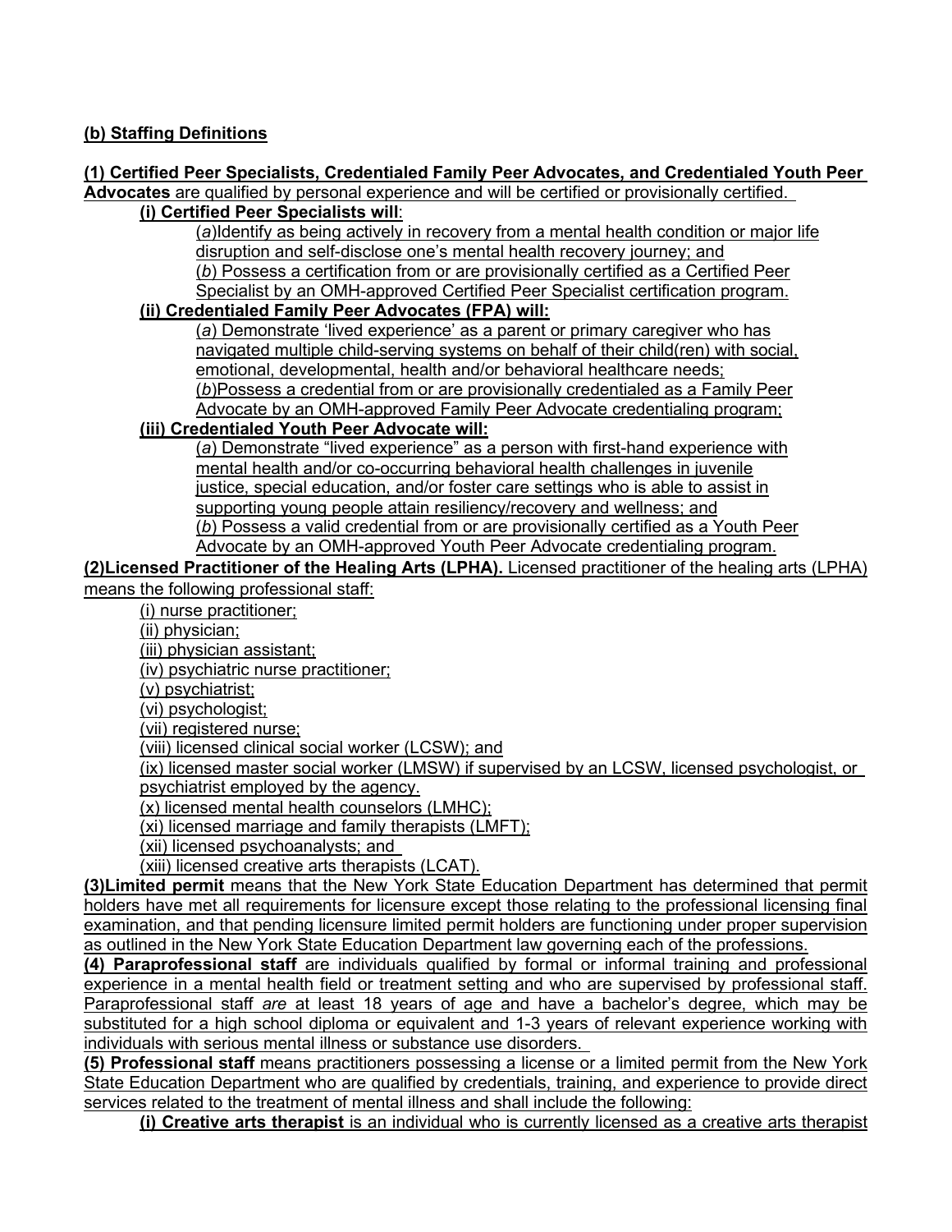**(b) Staffing Definitions**

**(1) Certified Peer Specialists, Credentialed Family Peer Advocates, and Credentialed Youth Peer Advocates** are qualified by personal experience and will be certified or provisionally certified.

**(i) Certified Peer Specialists will**:

(*a*)Identify as being actively in recovery from a mental health condition or major life disruption and self-disclose one's mental health recovery journey; and

(*b*) Possess a certification from or are provisionally certified as a Certified Peer Specialist by an OMH-approved Certified Peer Specialist certification program.

**(ii) Credentialed Family Peer Advocates (FPA) will:**

(*a*) Demonstrate 'lived experience' as a parent or primary caregiver who has navigated multiple child-serving systems on behalf of their child(ren) with social, emotional, developmental, health and/or behavioral healthcare needs;

(*b*)Possess a credential from or are provisionally credentialed as a Family Peer Advocate by an OMH-approved Family Peer Advocate credentialing program;

**(iii) Credentialed Youth Peer Advocate will:**

(*a*) Demonstrate "lived experience" as a person with first-hand experience with mental health and/or co-occurring behavioral health challenges in juvenile justice, special education, and/or foster care settings who is able to assist in supporting young people attain resiliency/recovery and wellness; and

(*b*) Possess a valid credential from or are provisionally certified as a Youth Peer Advocate by an OMH-approved Youth Peer Advocate credentialing program.

**(2)Licensed Practitioner of the Healing Arts (LPHA).** Licensed practitioner of the healing arts (LPHA) means the following professional staff:

(i) nurse practitioner;

(ii) physician;

(iii) physician assistant;

(iv) psychiatric nurse practitioner;

(v) psychiatrist;

(vi) psychologist;

(vii) registered nurse;

(viii) licensed clinical social worker (LCSW); and

(ix) licensed master social worker (LMSW) if supervised by an LCSW, licensed psychologist, or psychiatrist employed by the agency.

(x) licensed mental health counselors (LMHC);

(xi) licensed marriage and family therapists (LMFT);

(xii) licensed psychoanalysts; and

(xiii) licensed creative arts therapists (LCAT).

**(3)Limited permit** means that the New York State Education Department has determined that permit holders have met all requirements for licensure except those relating to the professional licensing final examination, and that pending licensure limited permit holders are functioning under proper supervision as outlined in the New York State Education Department law governing each of the professions.

**(4) Paraprofessional staff** are individuals qualified by formal or informal training and professional experience in a mental health field or treatment setting and who are supervised by professional staff. Paraprofessional staff *are* at least 18 years of age and have a bachelor's degree, which may be substituted for a high school diploma or equivalent and 1-3 years of relevant experience working with individuals with serious mental illness or substance use disorders.

**(5) Professional staff** means practitioners possessing a license or a limited permit from the New York State Education Department who are qualified by credentials, training, and experience to provide direct services related to the treatment of mental illness and shall include the following:

**(i) Creative arts therapist** is an individual who is currently licensed as a creative arts therapist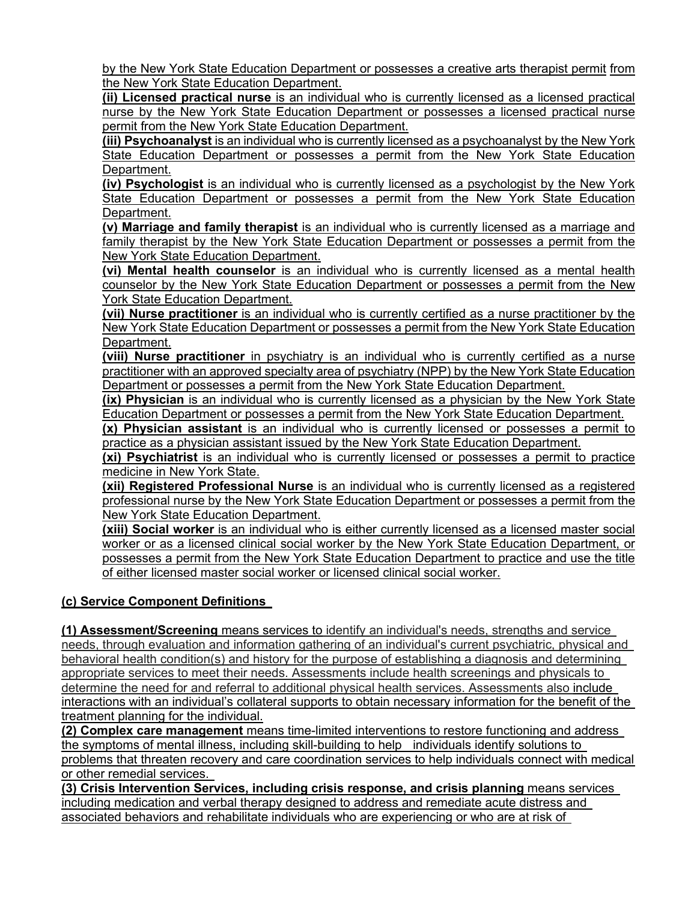by the New York State Education Department or possesses a creative arts therapist permit from the New York State Education Department.

**(ii) Licensed practical nurse** is an individual who is currently licensed as a licensed practical nurse by the New York State Education Department or possesses a licensed practical nurse permit from the New York State Education Department.

**(iii) Psychoanalyst** is an individual who is currently licensed as a psychoanalyst by the New York State Education Department or possesses a permit from the New York State Education Department.

**(iv) Psychologist** is an individual who is currently licensed as a psychologist by the New York State Education Department or possesses a permit from the New York State Education Department.

**(v) Marriage and family therapist** is an individual who is currently licensed as a marriage and family therapist by the New York State Education Department or possesses a permit from the New York State Education Department.

**(vi) Mental health counselor** is an individual who is currently licensed as a mental health counselor by the New York State Education Department or possesses a permit from the New York State Education Department.

**(vii) Nurse practitioner** is an individual who is currently certified as a nurse practitioner by the New York State Education Department or possesses a permit from the New York State Education Department.

**(viii) Nurse practitioner** in psychiatry is an individual who is currently certified as a nurse practitioner with an approved specialty area of psychiatry (NPP) by the New York State Education Department or possesses a permit from the New York State Education Department.

**(ix) Physician** is an individual who is currently licensed as a physician by the New York State Education Department or possesses a permit from the New York State Education Department.

**(x) Physician assistant** is an individual who is currently licensed or possesses a permit to practice as a physician assistant issued by the New York State Education Department.

**(xi) Psychiatrist** is an individual who is currently licensed or possesses a permit to practice medicine in New York State.

**(xii) Registered Professional Nurse** is an individual who is currently licensed as a registered professional nurse by the New York State Education Department or possesses a permit from the New York State Education Department.

**(xiii) Social worker** is an individual who is either currently licensed as a licensed master social worker or as a licensed clinical social worker by the New York State Education Department, or possesses a permit from the New York State Education Department to practice and use the title of either licensed master social worker or licensed clinical social worker.

**(c) Service Component Definitions**

**(1) Assessment/Screening** means services to identify an individual's needs, strengths and service needs, through evaluation and information gathering of an individual's current psychiatric, physical and behavioral health condition(s) and history for the purpose of establishing a diagnosis and determining appropriate services to meet their needs. Assessments include health screenings and physicals to determine the need for and referral to additional physical health services. Assessments also include interactions with an individual's collateral supports to obtain necessary information for the benefit of the treatment planning for the individual.

**(2) Complex care management** means time-limited interventions to restore functioning and address the symptoms of mental illness, including skill-building to help individuals identify solutions to problems that threaten recovery and care coordination services to help individuals connect with medical or other remedial services.

**(3) Crisis Intervention Services, including crisis response, and crisis planning** means services including medication and verbal therapy designed to address and remediate acute distress and associated behaviors and rehabilitate individuals who are experiencing or who are at risk of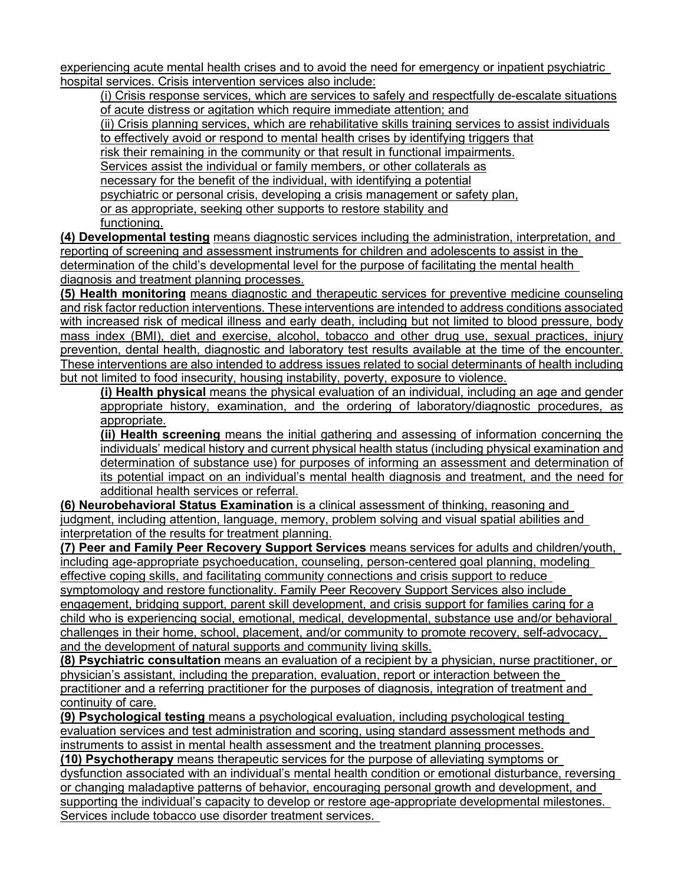experiencing acute mental health crises and to avoid the need for emergency or inpatient psychiatric hospital services. Crisis intervention services also include:

(i) Crisis response services, which are services to safely and respectfully de-escalate situations of acute distress or agitation which require immediate attention; and

(ii) Crisis planning services, which are rehabilitative skills training services to assist individuals to effectively avoid or respond to mental health crises by identifying triggers that risk their remaining in the community or that result in functional impairments. Services assist the individual or family members, or other collaterals as necessary for the benefit of the individual, with identifying a potential psychiatric or personal crisis, developing a crisis management or safety plan, or as appropriate, seeking other supports to restore stability and functioning.

**(4) Developmental testing** means diagnostic services including the administration, interpretation, and reporting of screening and assessment instruments for children and adolescents to assist in the determination of the child's developmental level for the purpose of facilitating the mental health diagnosis and treatment planning processes.

**(5) Health monitoring** means diagnostic and therapeutic services for preventive medicine counseling and risk factor reduction interventions. These interventions are intended to address conditions associated with increased risk of medical illness and early death, including but not limited to blood pressure, body mass index (BMI), diet and exercise, alcohol, tobacco and other drug use, sexual practices, injury prevention, dental health, diagnostic and laboratory test results available at the time of the encounter. These interventions are also intended to address issues related to social determinants of health including but not limited to food insecurity, housing instability, poverty, exposure to violence.

**(i) Health physical** means the physical evaluation of an individual, including an age and gender appropriate history, examination, and the ordering of laboratory/diagnostic procedures, as appropriate.

**(ii) Health screening** means the initial gathering and assessing of information concerning the individuals' medical history and current physical health status (including physical examination and determination of substance use) for purposes of informing an assessment and determination of its potential impact on an individual's mental health diagnosis and treatment, and the need for additional health services or referral.

**(6) Neurobehavioral Status Examination** is a clinical assessment of thinking, reasoning and judgment, including attention, language, memory, problem solving and visual spatial abilities and interpretation of the results for treatment planning.

**(7) Peer and Family Peer Recovery Support Services** means services for adults and children/youth, including age-appropriate psychoeducation, counseling, person-centered goal planning, modeling effective coping skills, and facilitating community connections and crisis support to reduce symptomology and restore functionality. Family Peer Recovery Support Services also include engagement, bridging support, parent skill development, and crisis support for families caring for a child who is experiencing social, emotional, medical, developmental, substance use and/or behavioral challenges in their home, school, placement, and/or community to promote recovery, self-advocacy, and the development of natural supports and community living skills.

**(8) Psychiatric consultation** means an evaluation of a recipient by a physician, nurse practitioner, or physician's assistant, including the preparation, evaluation, report or interaction between the practitioner and a referring practitioner for the purposes of diagnosis, integration of treatment and continuity of care.

**(9) Psychological testing** means a psychological evaluation, including psychological testing evaluation services and test administration and scoring, using standard assessment methods and instruments to assist in mental health assessment and the treatment planning processes.

**(10) Psychotherapy** means therapeutic services for the purpose of alleviating symptoms or dysfunction associated with an individual's mental health condition or emotional disturbance, reversing or changing maladaptive patterns of behavior, encouraging personal growth and development, and supporting the individual's capacity to develop or restore age-appropriate developmental milestones. Services include tobacco use disorder treatment services.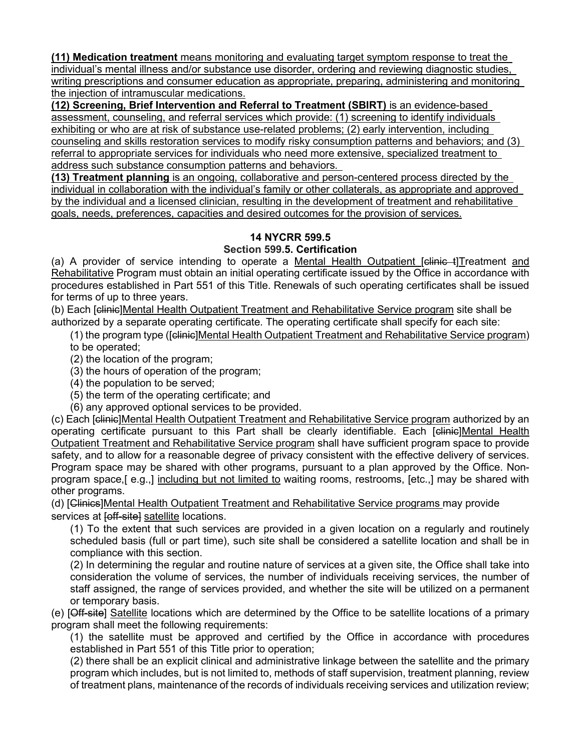**(11) Medication treatment** means monitoring and evaluating target symptom response to treat the individual's mental illness and/or substance use disorder, ordering and reviewing diagnostic studies, writing prescriptions and consumer education as appropriate, preparing, administering and monitoring the injection of intramuscular medications.

**(12) Screening, Brief Intervention and Referral to Treatment (SBIRT)** is an evidence-based assessment, counseling, and referral services which provide: (1) screening to identify individuals exhibiting or who are at risk of substance use-related problems; (2) early intervention, including counseling and skills restoration services to modify risky consumption patterns and behaviors; and (3) referral to appropriate services for individuals who need more extensive, specialized treatment to address such substance consumption patterns and behaviors.

**(13) Treatment planning** is an ongoing, collaborative and person-centered process directed by the individual in collaboration with the individual's family or other collaterals, as appropriate and approved by the individual and a licensed clinician, resulting in the development of treatment and rehabilitative goals, needs, preferences, capacities and desired outcomes for the provision of services.

**14 NYCRR 599.5**

**Section 599.5. Certification**

(a) A provider of service intending to operate a Mental Health Outpatient [~~clinic t~~]Treatment and Rehabilitative Program must obtain an initial operating certificate issued by the Office in accordance with procedures established in Part 551 of this Title. Renewals of such operating certificates shall be issued for terms of up to three years.

(b) Each [~~clinic~~]Mental Health Outpatient Treatment and Rehabilitative Service program site shall be authorized by a separate operating certificate. The operating certificate shall specify for each site:

(1) the program type ([~~clinic~~]Mental Health Outpatient Treatment and Rehabilitative Service program) to be operated;

(2) the location of the program;

(3) the hours of operation of the program;

(4) the population to be served;

(5) the term of the operating certificate; and

(6) any approved optional services to be provided.

(c) Each [~~clinic~~]Mental Health Outpatient Treatment and Rehabilitative Service program authorized by an operating certificate pursuant to this Part shall be clearly identifiable. Each [~~clinic~~]Mental Health Outpatient Treatment and Rehabilitative Service program shall have sufficient program space to provide safety, and to allow for a reasonable degree of privacy consistent with the effective delivery of services. Program space may be shared with other programs, pursuant to a plan approved by the Office. Non-program space,[ e.g.,] including but not limited to waiting rooms, restrooms, [etc.,] may be shared with other programs.

(d) [~~Clinics~~]Mental Health Outpatient Treatment and Rehabilitative Service programs may provide services at [~~off-site~~] satellite locations.

(1) To the extent that such services are provided in a given location on a regularly and routinely scheduled basis (full or part time), such site shall be considered a satellite location and shall be in compliance with this section.

(2) In determining the regular and routine nature of services at a given site, the Office shall take into consideration the volume of services, the number of individuals receiving services, the number of staff assigned, the range of services provided, and whether the site will be utilized on a permanent or temporary basis.

(e) [~~Off-site~~] Satellite locations which are determined by the Office to be satellite locations of a primary program shall meet the following requirements:

(1) the satellite must be approved and certified by the Office in accordance with procedures established in Part 551 of this Title prior to operation;

(2) there shall be an explicit clinical and administrative linkage between the satellite and the primary program which includes, but is not limited to, methods of staff supervision, treatment planning, review of treatment plans, maintenance of the records of individuals receiving services and utilization review;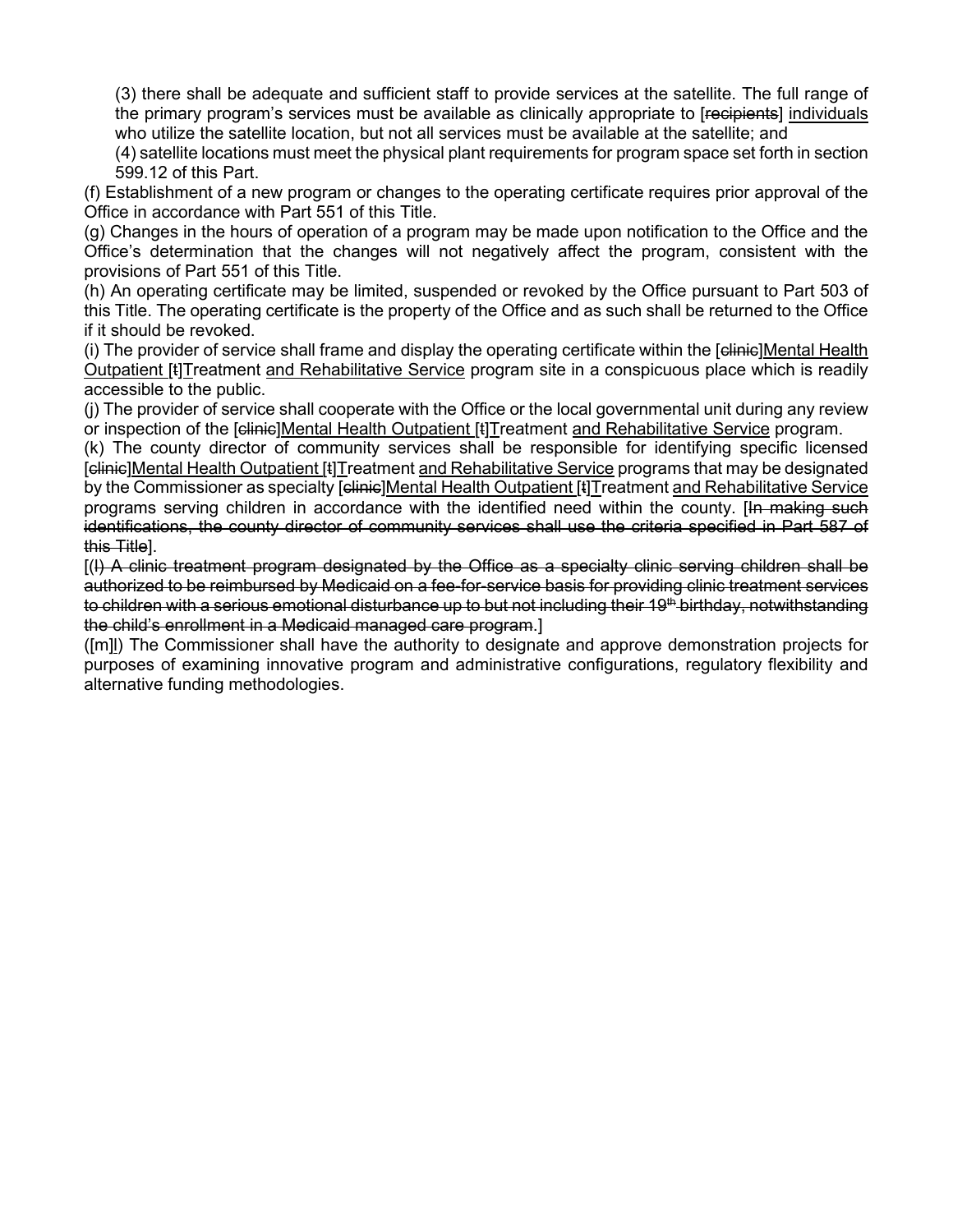(3) there shall be adequate and sufficient staff to provide services at the satellite. The full range of the primary program's services must be available as clinically appropriate to [~~recipients~~] <u>individuals</u> who utilize the satellite location, but not all services must be available at the satellite; and

(4) satellite locations must meet the physical plant requirements for program space set forth in section 599.12 of this Part.

(f) Establishment of a new program or changes to the operating certificate requires prior approval of the Office in accordance with Part 551 of this Title.

(g) Changes in the hours of operation of a program may be made upon notification to the Office and the Office's determination that the changes will not negatively affect the program, consistent with the provisions of Part 551 of this Title.

(h) An operating certificate may be limited, suspended or revoked by the Office pursuant to Part 503 of this Title. The operating certificate is the property of the Office and as such shall be returned to the Office if it should be revoked.

(i) The provider of service shall frame and display the operating certificate within the [~~clinic~~]<u>Mental Health Outpatient</u> [~~t~~]<u>T</u>reatment <u>and Rehabilitative Service</u> program site in a conspicuous place which is readily accessible to the public.

(j) The provider of service shall cooperate with the Office or the local governmental unit during any review or inspection of the [~~clinic~~]<u>Mental Health Outpatient</u> [~~t~~]<u>T</u>reatment <u>and Rehabilitative Service</u> program.

(k) The county director of community services shall be responsible for identifying specific licensed [~~clinic~~]<u>Mental Health Outpatient</u> [~~t~~]<u>T</u>reatment <u>and Rehabilitative Service</u> programs that may be designated by the Commissioner as specialty [~~clinic~~]<u>Mental Health Outpatient</u> [~~t~~]<u>T</u>reatment <u>and Rehabilitative Service</u> programs serving children in accordance with the identified need within the county. [~~In making such identifications, the county director of community services shall use the criteria specified in Part 587 of this Title~~].

[~~(l) A clinic treatment program designated by the Office as a specialty clinic serving children shall be authorized to be reimbursed by Medicaid on a fee-for-service basis for providing clinic treatment services to children with a serious emotional disturbance up to but not including their 19th birthday, notwithstanding the child's enrollment in a Medicaid managed care program~~.]

([m]<u>l</u>) The Commissioner shall have the authority to designate and approve demonstration projects for purposes of examining innovative program and administrative configurations, regulatory flexibility and alternative funding methodologies.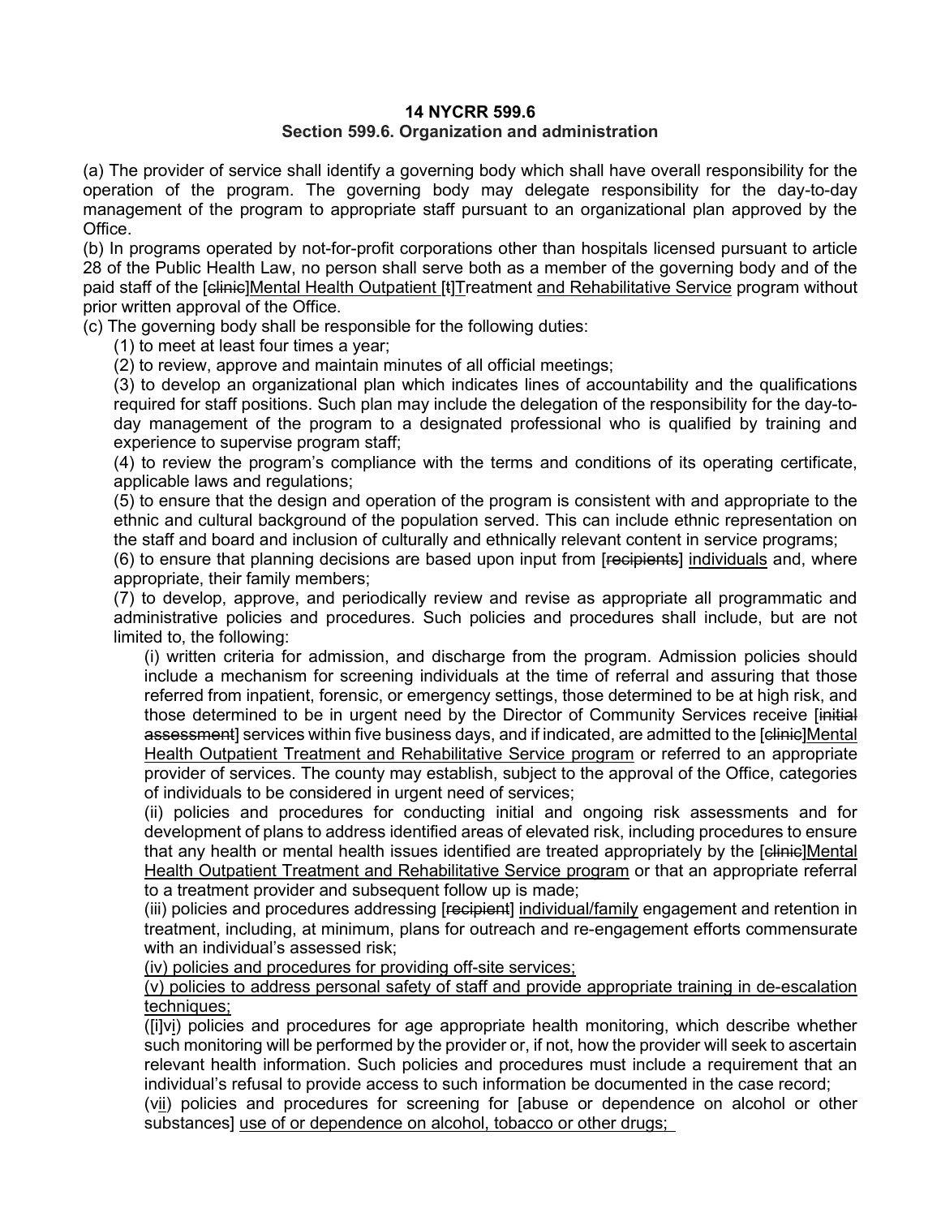**14 NYCRR 599.6**
**Section 599.6. Organization and administration**

(a) The provider of service shall identify a governing body which shall have overall responsibility for the operation of the program. The governing body may delegate responsibility for the day-to-day management of the program to appropriate staff pursuant to an organizational plan approved by the Office.

(b) In programs operated by not-for-profit corporations other than hospitals licensed pursuant to article 28 of the Public Health Law, no person shall serve both as a member of the governing body and of the paid staff of the [~~clinic~~]<u>Mental Health Outpatient</u> [~~t~~]<u>T</u>reatment <u>and Rehabilitative Service</u> program without prior written approval of the Office.

(c) The governing body shall be responsible for the following duties:

(1) to meet at least four times a year;

(2) to review, approve and maintain minutes of all official meetings;

(3) to develop an organizational plan which indicates lines of accountability and the qualifications required for staff positions. Such plan may include the delegation of the responsibility for the day-to-day management of the program to a designated professional who is qualified by training and experience to supervise program staff;

(4) to review the program's compliance with the terms and conditions of its operating certificate, applicable laws and regulations;

(5) to ensure that the design and operation of the program is consistent with and appropriate to the ethnic and cultural background of the population served. This can include ethnic representation on the staff and board and inclusion of culturally and ethnically relevant content in service programs;

(6) to ensure that planning decisions are based upon input from [~~recipients~~] <u>individuals</u> and, where appropriate, their family members;

(7) to develop, approve, and periodically review and revise as appropriate all programmatic and administrative policies and procedures. Such policies and procedures shall include, but are not limited to, the following:

(i) written criteria for admission, and discharge from the program. Admission policies should include a mechanism for screening individuals at the time of referral and assuring that those referred from inpatient, forensic, or emergency settings, those determined to be at high risk, and those determined to be in urgent need by the Director of Community Services receive [~~initial assessment~~] services within five business days, and if indicated, are admitted to the [~~clinic~~]<u>Mental Health Outpatient Treatment and Rehabilitative Service program</u> or referred to an appropriate provider of services. The county may establish, subject to the approval of the Office, categories of individuals to be considered in urgent need of services;

(ii) policies and procedures for conducting initial and ongoing risk assessments and for development of plans to address identified areas of elevated risk, including procedures to ensure that any health or mental health issues identified are treated appropriately by the [~~clinic~~]<u>Mental Health Outpatient Treatment and Rehabilitative Service program</u> or that an appropriate referral to a treatment provider and subsequent follow up is made;

(iii) policies and procedures addressing [~~recipient~~] <u>individual/family</u> engagement and retention in treatment, including, at minimum, plans for outreach and re-engagement efforts commensurate with an individual's assessed risk;

<u>(iv) policies and procedures for providing off-site services;</u>

<u>(v) policies to address personal safety of staff and provide appropriate training in de-escalation techniques;</u>

([i]<u>vi</u>) policies and procedures for age appropriate health monitoring, which describe whether such monitoring will be performed by the provider or, if not, how the provider will seek to ascertain relevant health information. Such policies and procedures must include a requirement that an individual's refusal to provide access to such information be documented in the case record;

(v<u>ii</u>) policies and procedures for screening for [abuse or dependence on alcohol or other substances] <u>use of or dependence on alcohol, tobacco or other drugs;</u>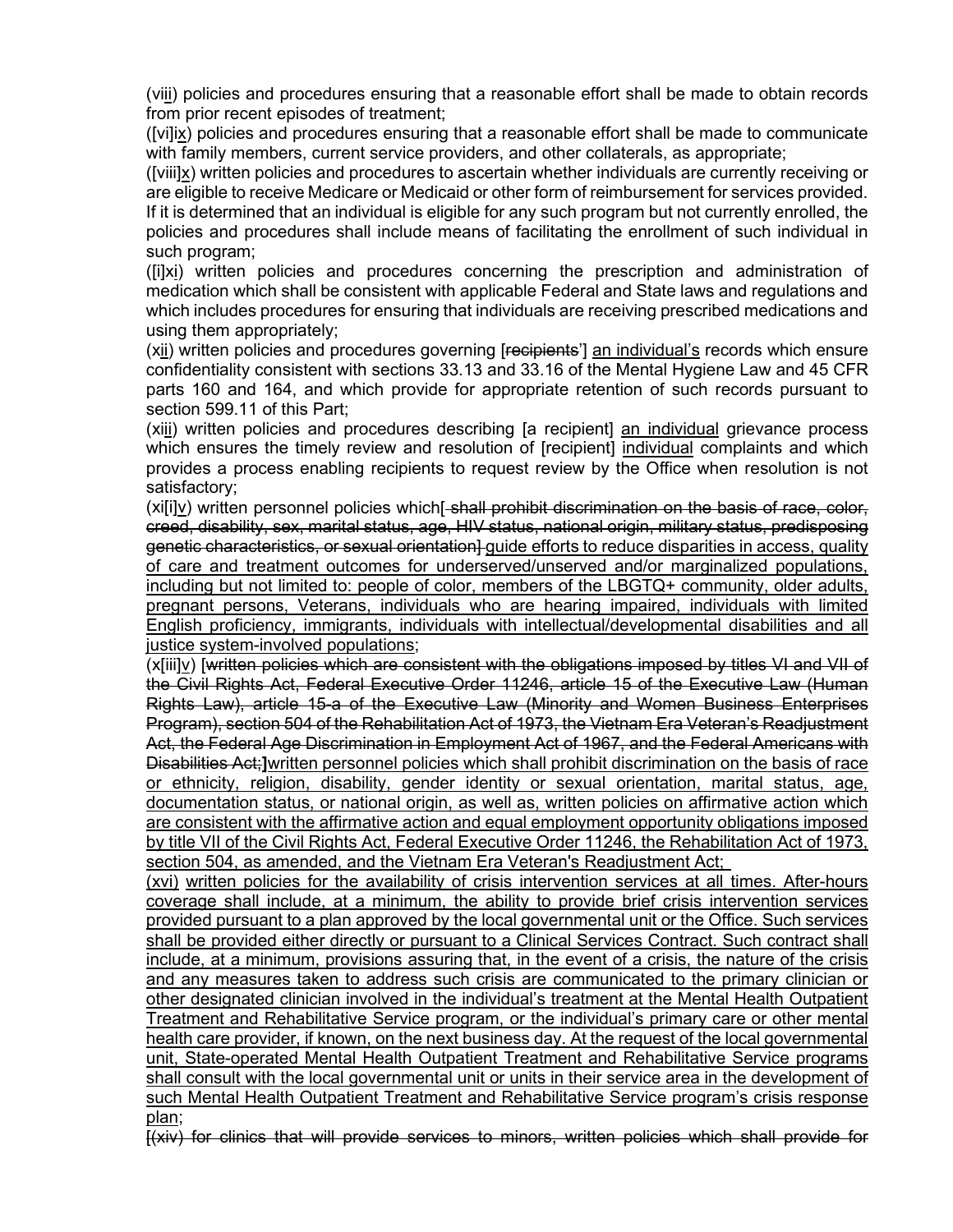(viii) policies and procedures ensuring that a reasonable effort shall be made to obtain records from prior recent episodes of treatment;

([vi]ix) policies and procedures ensuring that a reasonable effort shall be made to communicate with family members, current service providers, and other collaterals, as appropriate;

([viii]x) written policies and procedures to ascertain whether individuals are currently receiving or are eligible to receive Medicare or Medicaid or other form of reimbursement for services provided. If it is determined that an individual is eligible for any such program but not currently enrolled, the policies and procedures shall include means of facilitating the enrollment of such individual in such program;

([i]xi) written policies and procedures concerning the prescription and administration of medication which shall be consistent with applicable Federal and State laws and regulations and which includes procedures for ensuring that individuals are receiving prescribed medications and using them appropriately;

(xii) written policies and procedures governing [~~recipients~~'] an individual's records which ensure confidentiality consistent with sections 33.13 and 33.16 of the Mental Hygiene Law and 45 CFR parts 160 and 164, and which provide for appropriate retention of such records pursuant to section 599.11 of this Part;

(xiii) written policies and procedures describing [a recipient] an individual grievance process which ensures the timely review and resolution of [recipient] individual complaints and which provides a process enabling recipients to request review by the Office when resolution is not satisfactory;

(xi[i]v) written personnel policies which[ ~~shall prohibit discrimination on the basis of race, color, creed, disability, sex, marital status, age, HIV status, national origin, military status, predisposing genetic characteristics, or sexual orientation~~] guide efforts to reduce disparities in access, quality of care and treatment outcomes for underserved/unserved and/or marginalized populations, including but not limited to: people of color, members of the LBGTQ+ community, older adults, pregnant persons, Veterans, individuals who are hearing impaired, individuals with limited English proficiency, immigrants, individuals with intellectual/developmental disabilities and all justice system-involved populations;

(x[iii]v) [~~written policies which are consistent with the obligations imposed by titles VI and VII of the Civil Rights Act, Federal Executive Order 11246, article 15 of the Executive Law (Human Rights Law), article 15-a of the Executive Law (Minority and Women Business Enterprises Program), section 504 of the Rehabilitation Act of 1973, the Vietnam Era Veteran's Readjustment Act, the Federal Age Discrimination in Employment Act of 1967, and the Federal Americans with Disabilities Act;~~]written personnel policies which shall prohibit discrimination on the basis of race or ethnicity, religion, disability, gender identity or sexual orientation, marital status, age, documentation status, or national origin, as well as, written policies on affirmative action which are consistent with the affirmative action and equal employment opportunity obligations imposed by title VII of the Civil Rights Act, Federal Executive Order 11246, the Rehabilitation Act of 1973, section 504, as amended, and the Vietnam Era Veteran's Readjustment Act;

(xvi) written policies for the availability of crisis intervention services at all times. After-hours coverage shall include, at a minimum, the ability to provide brief crisis intervention services provided pursuant to a plan approved by the local governmental unit or the Office. Such services shall be provided either directly or pursuant to a Clinical Services Contract. Such contract shall include, at a minimum, provisions assuring that, in the event of a crisis, the nature of the crisis and any measures taken to address such crisis are communicated to the primary clinician or other designated clinician involved in the individual's treatment at the Mental Health Outpatient Treatment and Rehabilitative Service program, or the individual's primary care or other mental health care provider, if known, on the next business day. At the request of the local governmental unit, State-operated Mental Health Outpatient Treatment and Rehabilitative Service programs shall consult with the local governmental unit or units in their service area in the development of such Mental Health Outpatient Treatment and Rehabilitative Service program's crisis response plan;

[~~(xiv) for clinics that will provide services to minors, written policies which shall provide for~~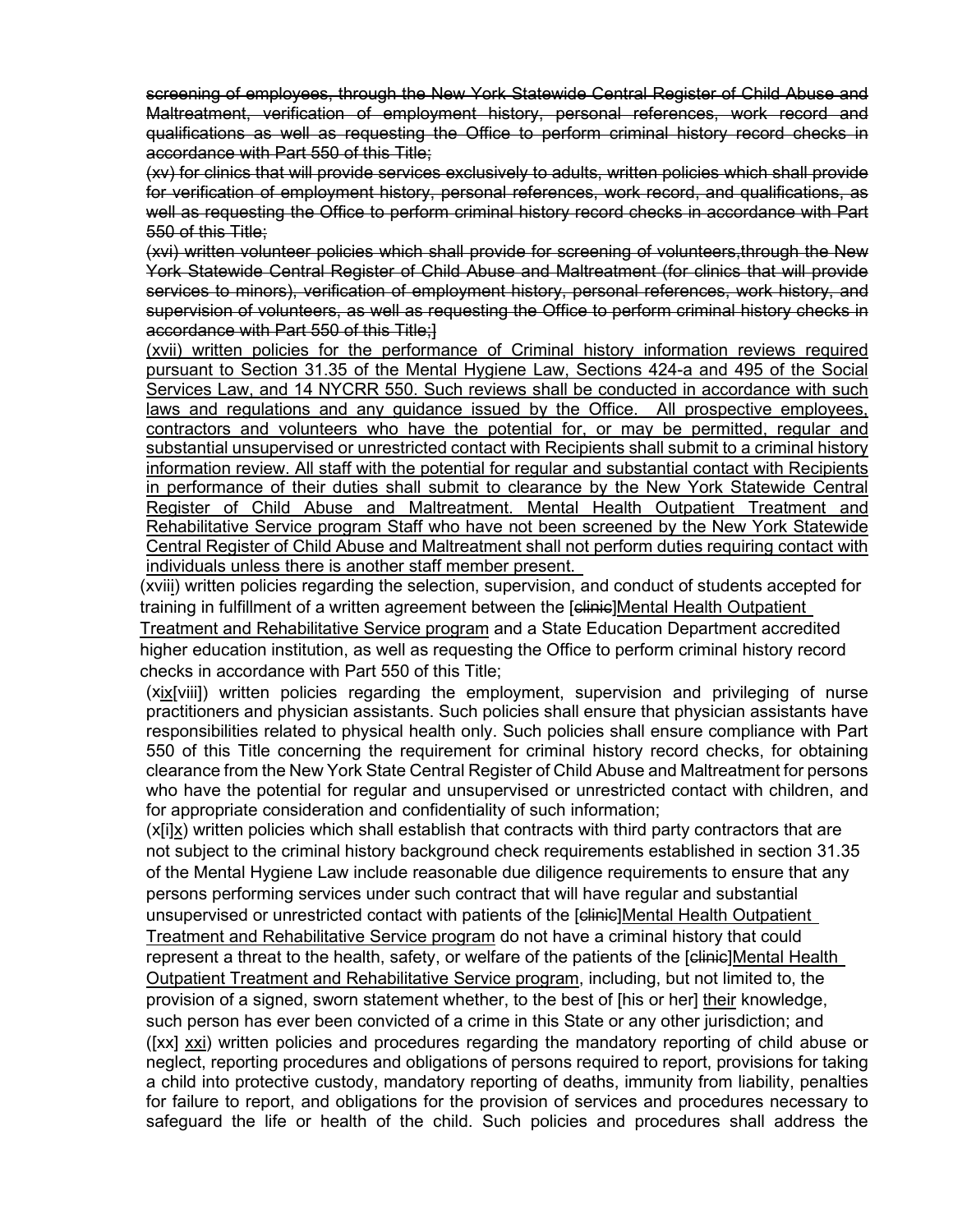~~screening of employees, through the New York Statewide Central Register of Child Abuse and Maltreatment, verification of employment history, personal references, work record and qualifications as well as requesting the Office to perform criminal history record checks in accordance with Part 550 of this Title;~~

~~(xv) for clinics that will provide services exclusively to adults, written policies which shall provide for verification of employment history, personal references, work record, and qualifications, as well as requesting the Office to perform criminal history record checks in accordance with Part 550 of this Title;~~

~~(xvi) written volunteer policies which shall provide for screening of volunteers,through the New York Statewide Central Register of Child Abuse and Maltreatment (for clinics that will provide services to minors), verification of employment history, personal references, work history, and supervision of volunteers, as well as requesting the Office to perform criminal history checks in accordance with Part 550 of this Title;~~]

<u>(xvii) written policies for the performance of Criminal history information reviews required pursuant to Section 31.35 of the Mental Hygiene Law, Sections 424-a and 495 of the Social Services Law, and 14 NYCRR 550. Such reviews shall be conducted in accordance with such laws and regulations and any guidance issued by the Office. All prospective employees, contractors and volunteers who have the potential for, or may be permitted, regular and substantial unsupervised or unrestricted contact with Recipients shall submit to a criminal history information review. All staff with the potential for regular and substantial contact with Recipients in performance of their duties shall submit to clearance by the New York Statewide Central Register of Child Abuse and Maltreatment. Mental Health Outpatient Treatment and Rehabilitative Service program Staff who have not been screened by the New York Statewide Central Register of Child Abuse and Maltreatment shall not perform duties requiring contact with individuals unless there is another staff member present.</u>

(xvi<u>ii</u>) written policies regarding the selection, supervision, and conduct of students accepted for training in fulfillment of a written agreement between the [~~clinic~~]<u>Mental Health Outpatient Treatment and Rehabilitative Service program</u> and a State Education Department accredited higher education institution, as well as requesting the Office to perform criminal history record checks in accordance with Part 550 of this Title;

(x<u>ix</u>[viii]) written policies regarding the employment, supervision and privileging of nurse practitioners and physician assistants. Such policies shall ensure that physician assistants have responsibilities related to physical health only. Such policies shall ensure compliance with Part 550 of this Title concerning the requirement for criminal history record checks, for obtaining clearance from the New York State Central Register of Child Abuse and Maltreatment for persons who have the potential for regular and unsupervised or unrestricted contact with children, and for appropriate consideration and confidentiality of such information;

(x[i]<u>x</u>) written policies which shall establish that contracts with third party contractors that are not subject to the criminal history background check requirements established in section 31.35 of the Mental Hygiene Law include reasonable due diligence requirements to ensure that any persons performing services under such contract that will have regular and substantial unsupervised or unrestricted contact with patients of the [~~clinic~~]<u>Mental Health Outpatient Treatment and Rehabilitative Service program</u> do not have a criminal history that could represent a threat to the health, safety, or welfare of the patients of the [~~clinic~~]<u>Mental Health Outpatient Treatment and Rehabilitative Service program</u>, including, but not limited to, the provision of a signed, sworn statement whether, to the best of [his or her] <u>their</u> knowledge, such person has ever been convicted of a crime in this State or any other jurisdiction; and

([xx] <u>xxi</u>) written policies and procedures regarding the mandatory reporting of child abuse or neglect, reporting procedures and obligations of persons required to report, provisions for taking a child into protective custody, mandatory reporting of deaths, immunity from liability, penalties for failure to report, and obligations for the provision of services and procedures necessary to safeguard the life or health of the child. Such policies and procedures shall address the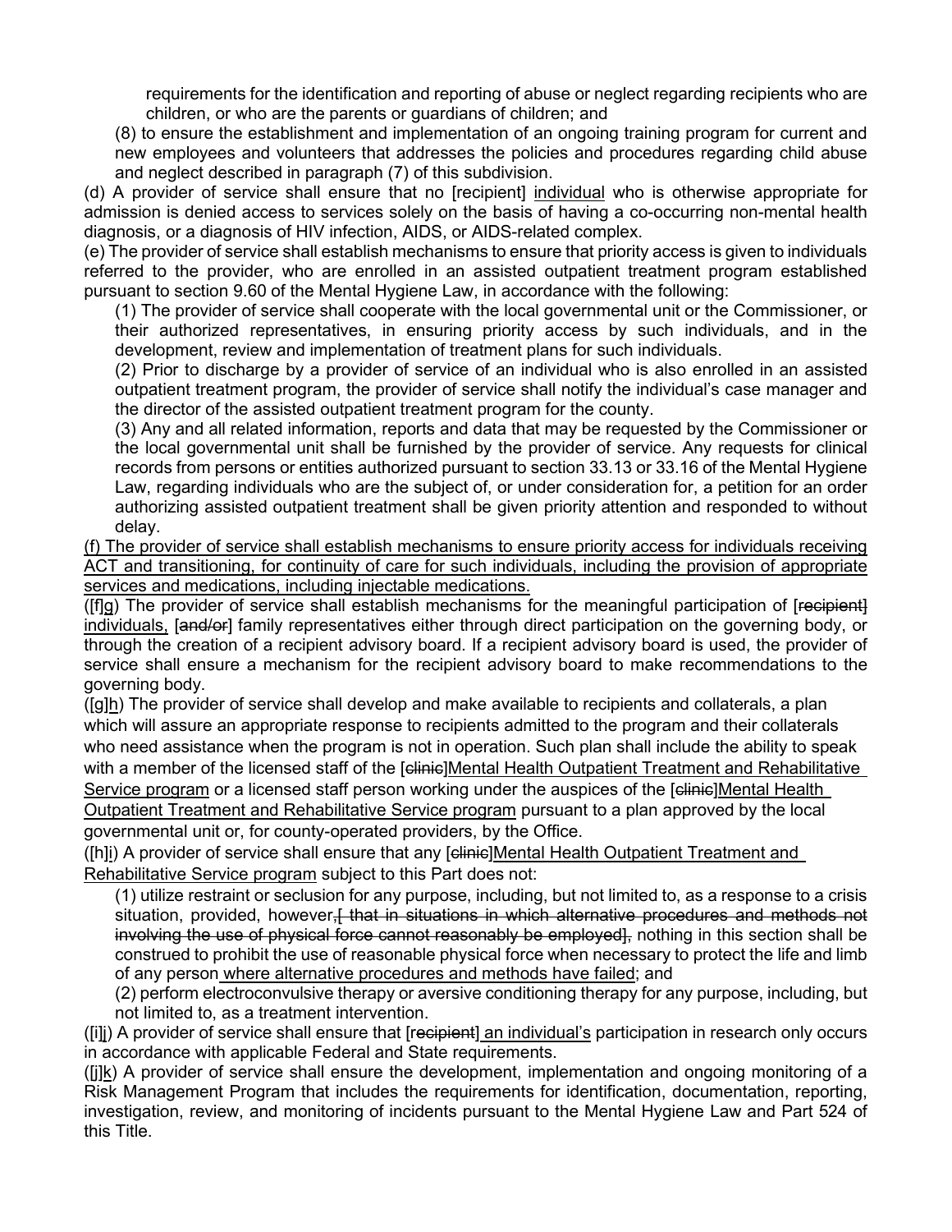requirements for the identification and reporting of abuse or neglect regarding recipients who are children, or who are the parents or guardians of children; and

(8) to ensure the establishment and implementation of an ongoing training program for current and new employees and volunteers that addresses the policies and procedures regarding child abuse and neglect described in paragraph (7) of this subdivision.

(d) A provider of service shall ensure that no [recipient] individual who is otherwise appropriate for admission is denied access to services solely on the basis of having a co-occurring non-mental health diagnosis, or a diagnosis of HIV infection, AIDS, or AIDS-related complex.

(e) The provider of service shall establish mechanisms to ensure that priority access is given to individuals referred to the provider, who are enrolled in an assisted outpatient treatment program established pursuant to section 9.60 of the Mental Hygiene Law, in accordance with the following:

(1) The provider of service shall cooperate with the local governmental unit or the Commissioner, or their authorized representatives, in ensuring priority access by such individuals, and in the development, review and implementation of treatment plans for such individuals.

(2) Prior to discharge by a provider of service of an individual who is also enrolled in an assisted outpatient treatment program, the provider of service shall notify the individual's case manager and the director of the assisted outpatient treatment program for the county.

(3) Any and all related information, reports and data that may be requested by the Commissioner or the local governmental unit shall be furnished by the provider of service. Any requests for clinical records from persons or entities authorized pursuant to section 33.13 or 33.16 of the Mental Hygiene Law, regarding individuals who are the subject of, or under consideration for, a petition for an order authorizing assisted outpatient treatment shall be given priority attention and responded to without delay.

(f) The provider of service shall establish mechanisms to ensure priority access for individuals receiving ACT and transitioning, for continuity of care for such individuals, including the provision of appropriate services and medications, including injectable medications.

([f]g) The provider of service shall establish mechanisms for the meaningful participation of [recipient] individuals, [and/or] family representatives either through direct participation on the governing body, or through the creation of a recipient advisory board. If a recipient advisory board is used, the provider of service shall ensure a mechanism for the recipient advisory board to make recommendations to the governing body.

([g]h) The provider of service shall develop and make available to recipients and collaterals, a plan which will assure an appropriate response to recipients admitted to the program and their collaterals who need assistance when the program is not in operation. Such plan shall include the ability to speak with a member of the licensed staff of the [clinic]Mental Health Outpatient Treatment and Rehabilitative Service program or a licensed staff person working under the auspices of the [clinic]Mental Health Outpatient Treatment and Rehabilitative Service program pursuant to a plan approved by the local governmental unit or, for county-operated providers, by the Office.

([h]i) A provider of service shall ensure that any [clinic]Mental Health Outpatient Treatment and Rehabilitative Service program subject to this Part does not:

(1) utilize restraint or seclusion for any purpose, including, but not limited to, as a response to a crisis situation, provided, however,[ that in situations in which alternative procedures and methods not involving the use of physical force cannot reasonably be employed], nothing in this section shall be construed to prohibit the use of reasonable physical force when necessary to protect the life and limb of any person where alternative procedures and methods have failed; and

(2) perform electroconvulsive therapy or aversive conditioning therapy for any purpose, including, but not limited to, as a treatment intervention.

([i]j) A provider of service shall ensure that [recipient] an individual's participation in research only occurs in accordance with applicable Federal and State requirements.

([j]k) A provider of service shall ensure the development, implementation and ongoing monitoring of a Risk Management Program that includes the requirements for identification, documentation, reporting, investigation, review, and monitoring of incidents pursuant to the Mental Hygiene Law and Part 524 of this Title.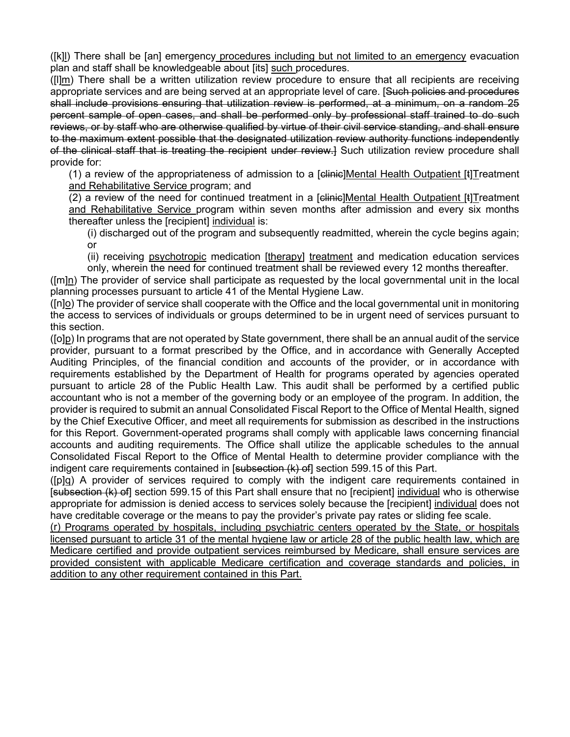([k]l) There shall be [an] emergency procedures including but not limited to an emergency evacuation plan and staff shall be knowledgeable about [its] such procedures.

([l]m) There shall be a written utilization review procedure to ensure that all recipients are receiving appropriate services and are being served at an appropriate level of care. [~~Such policies and procedures shall include provisions ensuring that utilization review is performed, at a minimum, on a random 25 percent sample of open cases, and shall be performed only by professional staff trained to do such reviews, or by staff who are otherwise qualified by virtue of their civil service standing, and shall ensure to the maximum extent possible that the designated utilization review authority functions independently of the clinical staff that is treating the recipient under review.~~] Such utilization review procedure shall provide for:

(1) a review of the appropriateness of admission to a [~~clinic~~]Mental Health Outpatient [~~t~~]Treatment and Rehabilitative Service program; and

(2) a review of the need for continued treatment in a [~~clinic~~]Mental Health Outpatient [~~t~~]Treatment and Rehabilitative Service program within seven months after admission and every six months thereafter unless the [recipient] individual is:

(i) discharged out of the program and subsequently readmitted, wherein the cycle begins again; or

(ii) receiving psychotropic medication [therapy] treatment and medication education services only, wherein the need for continued treatment shall be reviewed every 12 months thereafter.

([m]n) The provider of service shall participate as requested by the local governmental unit in the local planning processes pursuant to article 41 of the Mental Hygiene Law.

([n]o) The provider of service shall cooperate with the Office and the local governmental unit in monitoring the access to services of individuals or groups determined to be in urgent need of services pursuant to this section.

([o]p) In programs that are not operated by State government, there shall be an annual audit of the service provider, pursuant to a format prescribed by the Office, and in accordance with Generally Accepted Auditing Principles, of the financial condition and accounts of the provider, or in accordance with requirements established by the Department of Health for programs operated by agencies operated pursuant to article 28 of the Public Health Law. This audit shall be performed by a certified public accountant who is not a member of the governing body or an employee of the program. In addition, the provider is required to submit an annual Consolidated Fiscal Report to the Office of Mental Health, signed by the Chief Executive Officer, and meet all requirements for submission as described in the instructions for this Report. Government-operated programs shall comply with applicable laws concerning financial accounts and auditing requirements. The Office shall utilize the applicable schedules to the annual Consolidated Fiscal Report to the Office of Mental Health to determine provider compliance with the indigent care requirements contained in [~~subsection (k) of~~] section 599.15 of this Part.

([p]q) A provider of services required to comply with the indigent care requirements contained in [~~subsection (k) of~~] section 599.15 of this Part shall ensure that no [recipient] individual who is otherwise appropriate for admission is denied access to services solely because the [recipient] individual does not have creditable coverage or the means to pay the provider's private pay rates or sliding fee scale.

(r) Programs operated by hospitals, including psychiatric centers operated by the State, or hospitals licensed pursuant to article 31 of the mental hygiene law or article 28 of the public health law, which are Medicare certified and provide outpatient services reimbursed by Medicare, shall ensure services are provided consistent with applicable Medicare certification and coverage standards and policies, in addition to any other requirement contained in this Part.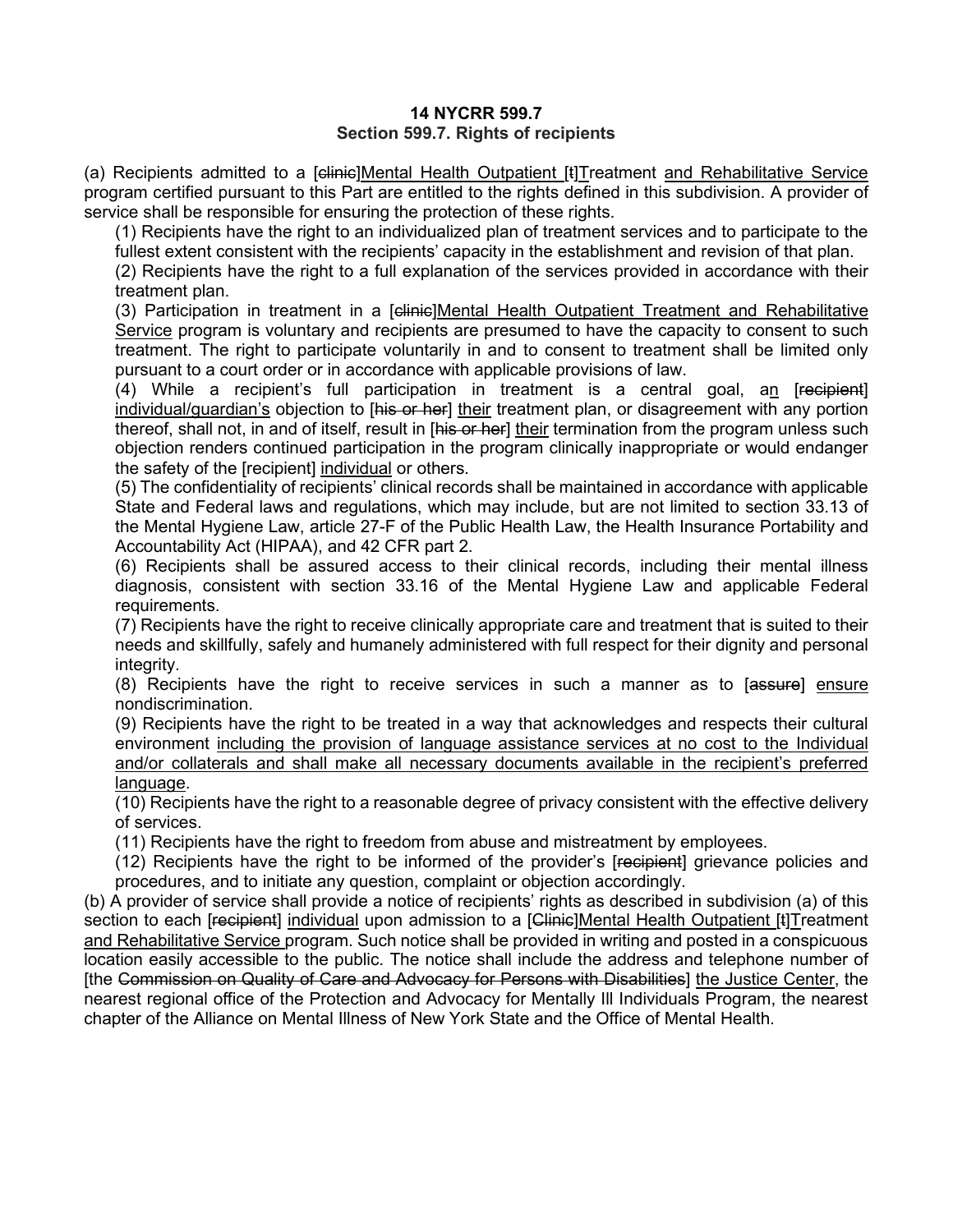**14 NYCRR 599.7**
**Section 599.7. Rights of recipients**

(a) Recipients admitted to a [~~clinic~~]<u>Mental Health Outpatient</u> [~~t~~]<u>T</u>reatment <u>and Rehabilitative Service</u> program certified pursuant to this Part are entitled to the rights defined in this subdivision. A provider of service shall be responsible for ensuring the protection of these rights.

(1) Recipients have the right to an individualized plan of treatment services and to participate to the fullest extent consistent with the recipients' capacity in the establishment and revision of that plan.

(2) Recipients have the right to a full explanation of the services provided in accordance with their treatment plan.

(3) Participation in treatment in a [~~clinic~~]<u>Mental Health Outpatient Treatment and Rehabilitative Service</u> program is voluntary and recipients are presumed to have the capacity to consent to such treatment. The right to participate voluntarily in and to consent to treatment shall be limited only pursuant to a court order or in accordance with applicable provisions of law.

(4) While a recipient's full participation in treatment is a central goal, a<u>n</u> [~~recipient~~] <u>individual/guardian's</u> objection to [~~his or her~~] <u>their</u> treatment plan, or disagreement with any portion thereof, shall not, in and of itself, result in [~~his or her~~] <u>their</u> termination from the program unless such objection renders continued participation in the program clinically inappropriate or would endanger the safety of the [recipient] <u>individual</u> or others.

(5) The confidentiality of recipients' clinical records shall be maintained in accordance with applicable State and Federal laws and regulations, which may include, but are not limited to section 33.13 of the Mental Hygiene Law, article 27-F of the Public Health Law, the Health Insurance Portability and Accountability Act (HIPAA), and 42 CFR part 2.

(6) Recipients shall be assured access to their clinical records, including their mental illness diagnosis, consistent with section 33.16 of the Mental Hygiene Law and applicable Federal requirements.

(7) Recipients have the right to receive clinically appropriate care and treatment that is suited to their needs and skillfully, safely and humanely administered with full respect for their dignity and personal integrity.

(8) Recipients have the right to receive services in such a manner as to [~~assure~~] <u>ensure</u> nondiscrimination.

(9) Recipients have the right to be treated in a way that acknowledges and respects their cultural environment <u>including the provision of language assistance services at no cost to the Individual and/or collaterals and shall make all necessary documents available in the recipient's preferred language</u>.

(10) Recipients have the right to a reasonable degree of privacy consistent with the effective delivery of services.

(11) Recipients have the right to freedom from abuse and mistreatment by employees.

(12) Recipients have the right to be informed of the provider's [~~recipient~~] grievance policies and procedures, and to initiate any question, complaint or objection accordingly.

(b) A provider of service shall provide a notice of recipients' rights as described in subdivision (a) of this section to each [~~recipient~~] <u>individual</u> upon admission to a [~~Clinic~~]<u>Mental Health Outpatient</u> [~~t~~]<u>T</u>reatment <u>and Rehabilitative Service</u> program. Such notice shall be provided in writing and posted in a conspicuous location easily accessible to the public. The notice shall include the address and telephone number of [the ~~Commission on Quality of Care and Advocacy for Persons with Disabilities~~] <u>the Justice Center</u>, the nearest regional office of the Protection and Advocacy for Mentally Ill Individuals Program, the nearest chapter of the Alliance on Mental Illness of New York State and the Office of Mental Health.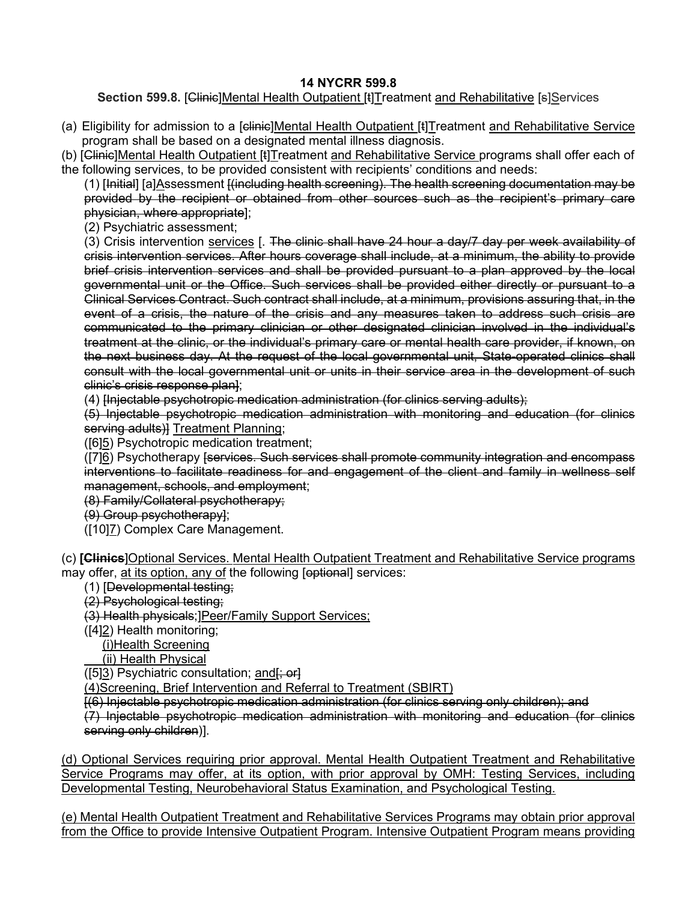**14 NYCRR 599.8**

**Section 599.8.** [~~Clinic~~]<u>Mental Health Outpatient</u> [~~t~~]<u>T</u>reatment <u>and Rehabilitative</u> [~~s~~]<u>S</u>ervices

(a) Eligibility for admission to a [~~clinic~~]<u>Mental Health Outpatient</u> [~~t~~]<u>T</u>reatment <u>and Rehabilitative Service</u> program shall be based on a designated mental illness diagnosis.

(b) [~~Clinic~~]<u>Mental Health Outpatient</u> [~~t~~]<u>T</u>reatment <u>and Rehabilitative Service</u> programs shall offer each of the following services, to be provided consistent with recipients' conditions and needs:

(1) [~~Initial~~] [a]<u>A</u>ssessment [~~(including health screening). The health screening documentation may be provided by the recipient or obtained from other sources such as the recipient's primary care physician, where appropriate~~];

(2) Psychiatric assessment;

(3) Crisis intervention <u>services</u> [. ~~The clinic shall have 24 hour a day/7 day per week availability of crisis intervention services. After hours coverage shall include, at a minimum, the ability to provide brief crisis intervention services and shall be provided pursuant to a plan approved by the local governmental unit or the Office. Such services shall be provided either directly or pursuant to a Clinical Services Contract. Such contract shall include, at a minimum, provisions assuring that, in the event of a crisis, the nature of the crisis and any measures taken to address such crisis are communicated to the primary clinician or other designated clinician involved in the individual's treatment at the clinic, or the individual's primary care or mental health care provider, if known, on the next business day. At the request of the local governmental unit, State-operated clinics shall consult with the local governmental unit or units in their service area in the development of such clinic's crisis response plan~~];

(4) [~~Injectable psychotropic medication administration (for clinics serving adults);~~

~~(5) Injectable psychotropic medication administration with monitoring and education (for clinics serving adults)~~] <u>Treatment Planning</u>;

([6]<u>5</u>) Psychotropic medication treatment;

([7]<u>6</u>) Psychotherapy [~~services. Such services shall promote community integration and encompass interventions to facilitate readiness for and engagement of the client and family in wellness self management, schools, and employment~~;

~~(8) Family/Collateral psychotherapy;~~

~~(9) Group psychotherapy~~];

([10]<u>7</u>) Complex Care Management.

(c) **[~~Clinics~~**]<u>Optional Services. Mental Health Outpatient Treatment and Rehabilitative Service programs</u> may offer, <u>at its option, any of</u> the following [~~optional~~] services:

(1) [~~Developmental testing;~~

~~(2) Psychological testing;~~

~~(3) Health physicals~~;]<u>Peer/Family Support Services;</u>

([4]<u>2</u>) Health monitoring;

<u>(i)Health Screening</u>

<u>(ii) Health Physical</u>

([5]<u>3</u>) Psychiatric consultation; <u>and</u>[~~; or~~]

<u>(4)Screening, Brief Intervention and Referral to Treatment (SBIRT)</u>

[~~(6) Injectable psychotropic medication administration (for clinics serving only children); and~~

~~(7) Injectable psychotropic medication administration with monitoring and education (for clinics serving only children~~)].

<u>(d) Optional Services requiring prior approval. Mental Health Outpatient Treatment and Rehabilitative Service Programs may offer, at its option, with prior approval by OMH: Testing Services, including Developmental Testing, Neurobehavioral Status Examination, and Psychological Testing.</u>

<u>(e) Mental Health Outpatient Treatment and Rehabilitative Services Programs may obtain prior approval from the Office to provide Intensive Outpatient Program. Intensive Outpatient Program means providing</u>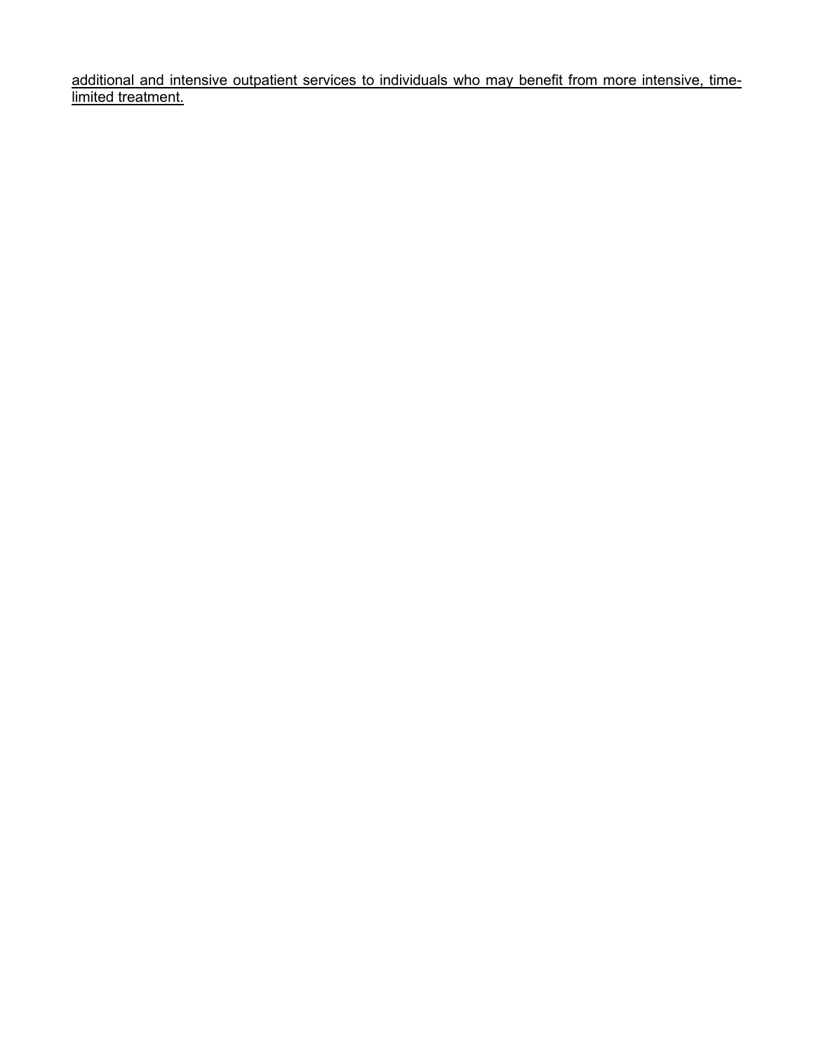<u>additional and intensive outpatient services to individuals who may benefit from more intensive, time-limited treatment.</u>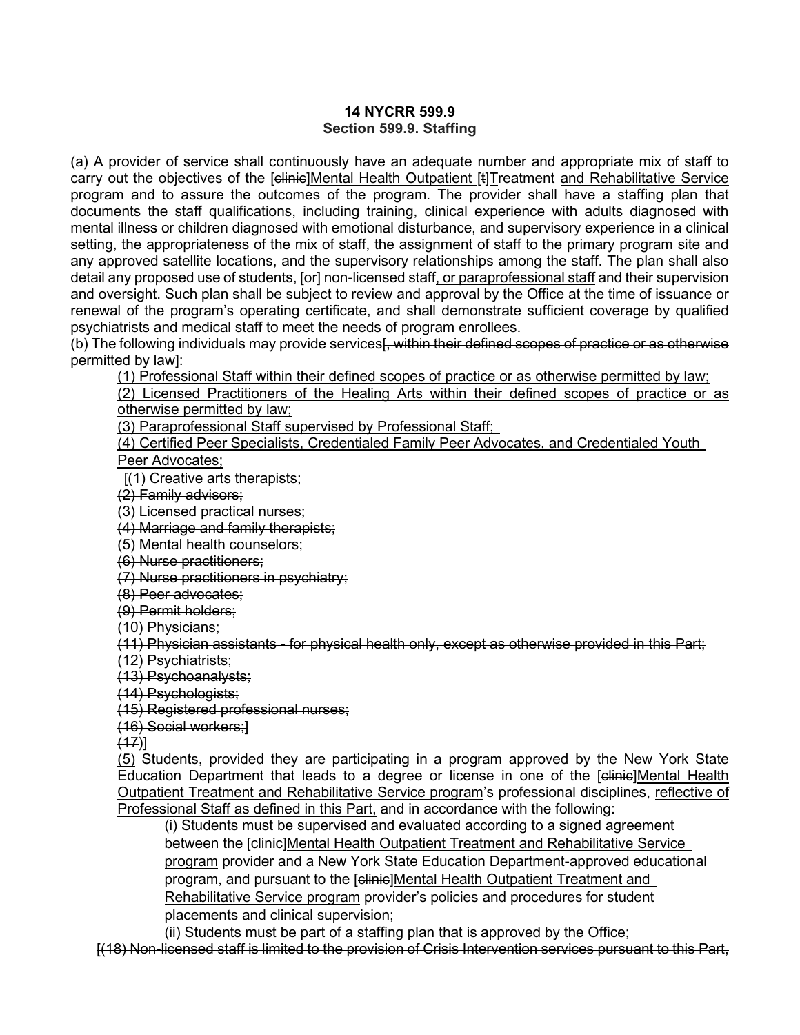**14 NYCRR 599.9**
**Section 599.9. Staffing**

(a) A provider of service shall continuously have an adequate number and appropriate mix of staff to carry out the objectives of the [clinic]Mental Health Outpatient [t]Treatment and Rehabilitative Service program and to assure the outcomes of the program. The provider shall have a staffing plan that documents the staff qualifications, including training, clinical experience with adults diagnosed with mental illness or children diagnosed with emotional disturbance, and supervisory experience in a clinical setting, the appropriateness of the mix of staff, the assignment of staff to the primary program site and any approved satellite locations, and the supervisory relationships among the staff. The plan shall also detail any proposed use of students, [or] non-licensed staff, or paraprofessional staff and their supervision and oversight. Such plan shall be subject to review and approval by the Office at the time of issuance or renewal of the program's operating certificate, and shall demonstrate sufficient coverage by qualified psychiatrists and medical staff to meet the needs of program enrollees.

(b) The following individuals may provide services[, within their defined scopes of practice or as otherwise permitted by law]:

(1) Professional Staff within their defined scopes of practice or as otherwise permitted by law;

(2) Licensed Practitioners of the Healing Arts within their defined scopes of practice or as otherwise permitted by law;

(3) Paraprofessional Staff supervised by Professional Staff;

(4) Certified Peer Specialists, Credentialed Family Peer Advocates, and Credentialed Youth Peer Advocates;

[(1) Creative arts therapists;

(2) Family advisors;

(3) Licensed practical nurses;

(4) Marriage and family therapists;

(5) Mental health counselors;

(6) Nurse practitioners;

(7) Nurse practitioners in psychiatry;

(8) Peer advocates;

(9) Permit holders;

(10) Physicians;

(11) Physician assistants - for physical health only, except as otherwise provided in this Part;

(12) Psychiatrists;

(13) Psychoanalysts;

(14) Psychologists;

(15) Registered professional nurses;

(16) Social workers;]

(17)]

(5) Students, provided they are participating in a program approved by the New York State Education Department that leads to a degree or license in one of the [clinic]Mental Health Outpatient Treatment and Rehabilitative Service program's professional disciplines, reflective of Professional Staff as defined in this Part, and in accordance with the following:

(i) Students must be supervised and evaluated according to a signed agreement between the [clinic]Mental Health Outpatient Treatment and Rehabilitative Service program provider and a New York State Education Department-approved educational program, and pursuant to the [clinic]Mental Health Outpatient Treatment and Rehabilitative Service program provider's policies and procedures for student placements and clinical supervision;

(ii) Students must be part of a staffing plan that is approved by the Office;

[(18) Non-licensed staff is limited to the provision of Crisis Intervention services pursuant to this Part,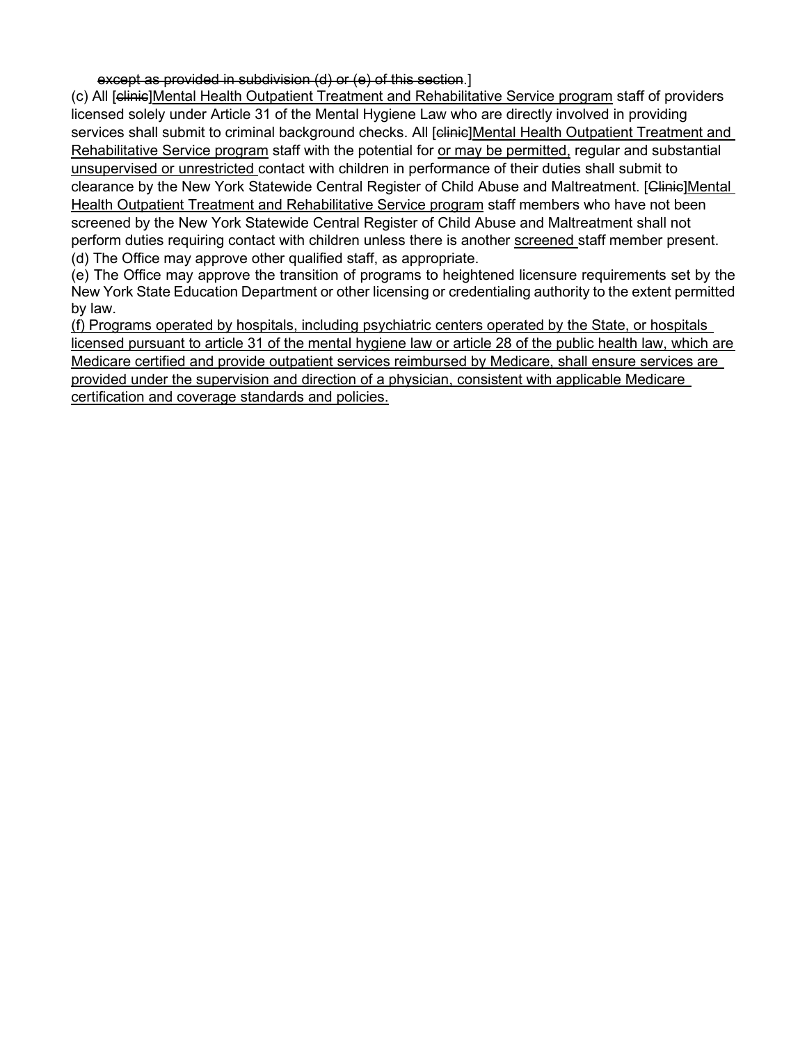~~except as provided in subdivision (d) or (e) of this section~~.]

(c) All [~~clinic~~]<u>Mental Health Outpatient Treatment and Rehabilitative Service program</u> staff of providers licensed solely under Article 31 of the Mental Hygiene Law who are directly involved in providing services shall submit to criminal background checks. All [~~clinic~~]<u>Mental Health Outpatient Treatment and Rehabilitative Service program</u> staff with the potential for <u>or may be permitted,</u> regular and substantial <u>unsupervised or unrestricted</u> contact with children in performance of their duties shall submit to clearance by the New York Statewide Central Register of Child Abuse and Maltreatment. [~~Clinic~~]<u>Mental Health Outpatient Treatment and Rehabilitative Service program</u> staff members who have not been screened by the New York Statewide Central Register of Child Abuse and Maltreatment shall not perform duties requiring contact with children unless there is another <u>screened</u> staff member present.

(d) The Office may approve other qualified staff, as appropriate.

(e) The Office may approve the transition of programs to heightened licensure requirements set by the New York State Education Department or other licensing or credentialing authority to the extent permitted by law.

<u>(f) Programs operated by hospitals, including psychiatric centers operated by the State, or hospitals licensed pursuant to article 31 of the mental hygiene law or article 28 of the public health law, which are Medicare certified and provide outpatient services reimbursed by Medicare, shall ensure services are provided under the supervision and direction of a physician, consistent with applicable Medicare certification and coverage standards and policies.</u>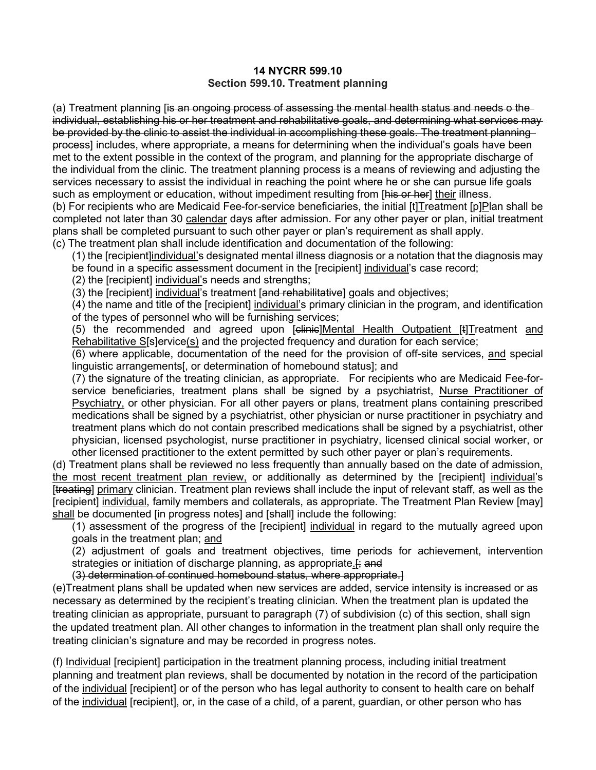**14 NYCRR 599.10**
**Section 599.10. Treatment planning**

(a) Treatment planning [~~is an ongoing process of assessing the mental health status and needs o the individual, establishing his or her treatment and rehabilitative goals, and determining what services may be provided by the clinic to assist the individual in accomplishing these goals. The treatment planning process~~] includes, where appropriate, a means for determining when the individual's goals have been met to the extent possible in the context of the program, and planning for the appropriate discharge of the individual from the clinic. The treatment planning process is a means of reviewing and adjusting the services necessary to assist the individual in reaching the point where he or she can pursue life goals such as employment or education, without impediment resulting from [~~his or her~~] <u>their</u> illness.

(b) For recipients who are Medicaid Fee-for-service beneficiaries, the initial [t]<u>T</u>reatment [p]<u>P</u>lan shall be completed not later than 30 <u>calendar</u> days after admission. For any other payer or plan, initial treatment plans shall be completed pursuant to such other payer or plan's requirement as shall apply.

(c) The treatment plan shall include identification and documentation of the following:

(1) the [recipient]<u>individual</u>'s designated mental illness diagnosis or a notation that the diagnosis may be found in a specific assessment document in the [recipient] <u>individual</u>'s case record;

(2) the [recipient] <u>individual</u>'s needs and strengths;

(3) the [recipient] <u>individual</u>'s treatment [~~and rehabilitative~~] goals and objectives;

(4) the name and title of the [recipient] <u>individual</u>'s primary clinician in the program, and identification of the types of personnel who will be furnishing services;

(5) the recommended and agreed upon [~~clinic~~]<u>Mental Health Outpatient</u> [~~t~~]<u>T</u>reatment <u>and Rehabilitative S</u>[s]ervice<u>(s)</u> and the projected frequency and duration for each service;

(6) where applicable, documentation of the need for the provision of off-site services, <u>and</u> special linguistic arrangements[, or determination of homebound status]; and

(7) the signature of the treating clinician, as appropriate. For recipients who are Medicaid Fee-for-service beneficiaries, treatment plans shall be signed by a psychiatrist, <u>Nurse Practitioner of Psychiatry,</u> or other physician. For all other payers or plans, treatment plans containing prescribed medications shall be signed by a psychiatrist, other physician or nurse practitioner in psychiatry and treatment plans which do not contain prescribed medications shall be signed by a psychiatrist, other physician, licensed psychologist, nurse practitioner in psychiatry, licensed clinical social worker, or other licensed practitioner to the extent permitted by such other payer or plan's requirements.

(d) Treatment plans shall be reviewed no less frequently than annually based on the date of admission<u>, the most recent treatment plan review,</u> or additionally as determined by the [recipient] <u>individual</u>'s [~~treating~~] <u>primary</u> clinician. Treatment plan reviews shall include the input of relevant staff, as well as the [recipient] <u>individual</u>, family members and collaterals, as appropriate. The Treatment Plan Review [may] <u>shall</u> be documented [in progress notes] and [shall] include the following:

(1) assessment of the progress of the [recipient] <u>individual</u> in regard to the mutually agreed upon goals in the treatment plan; <u>and</u>

(2) adjustment of goals and treatment objectives, time periods for achievement, intervention strategies or initiation of discharge planning, as appropriate<u>.</u>[~~; and~~

~~(3) determination of continued homebound status, where appropriate.~~]

(e)Treatment plans shall be updated when new services are added, service intensity is increased or as necessary as determined by the recipient's treating clinician. When the treatment plan is updated the treating clinician as appropriate, pursuant to paragraph (7) of subdivision (c) of this section, shall sign the updated treatment plan. All other changes to information in the treatment plan shall only require the treating clinician's signature and may be recorded in progress notes.

(f) <u>Individual</u> [recipient] participation in the treatment planning process, including initial treatment planning and treatment plan reviews, shall be documented by notation in the record of the participation of the <u>individual</u> [recipient] or of the person who has legal authority to consent to health care on behalf of the <u>individual</u> [recipient], or, in the case of a child, of a parent, guardian, or other person who has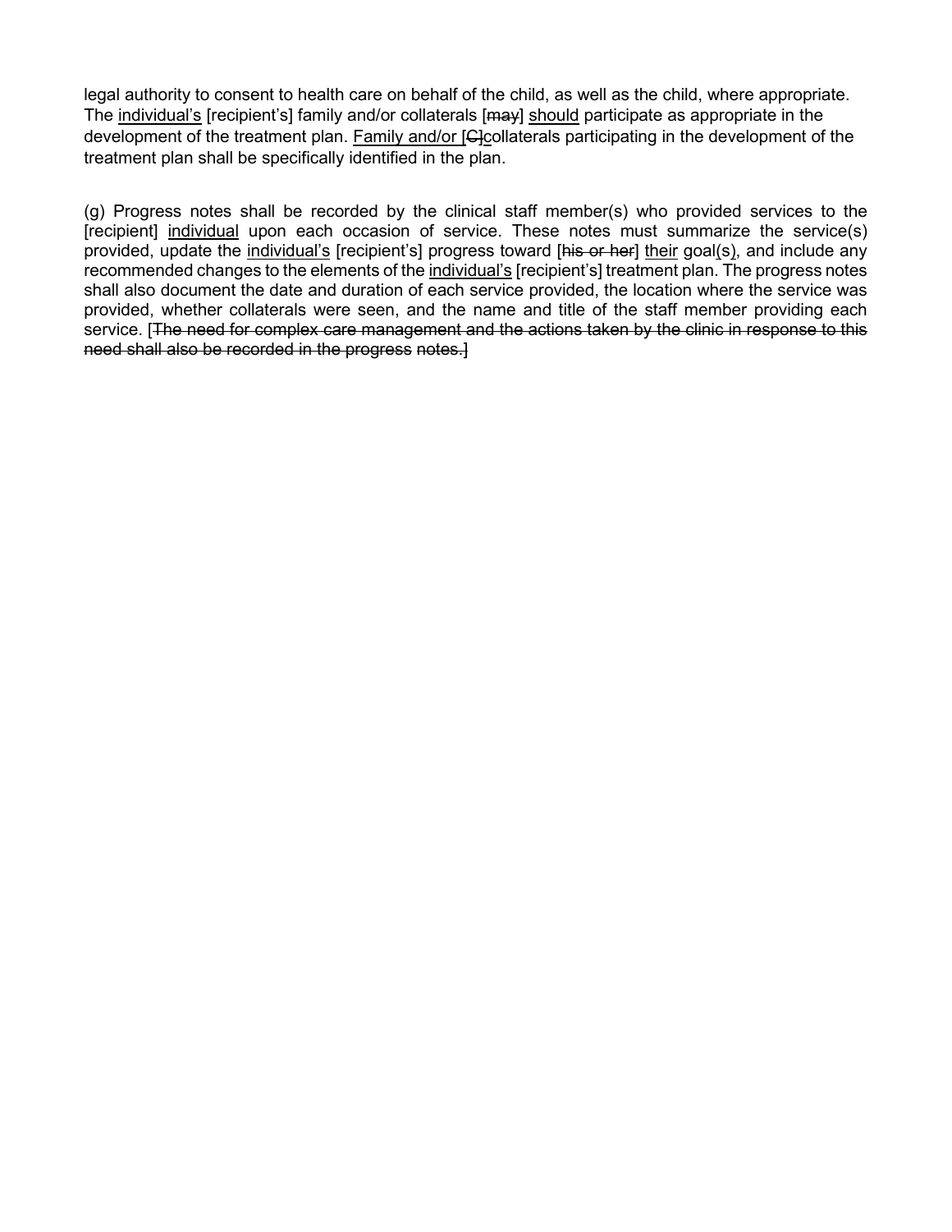legal authority to consent to health care on behalf of the child, as well as the child, where appropriate. The <u>individual's</u> [recipient's] family and/or collaterals [~~may~~] <u>should</u> participate as appropriate in the development of the treatment plan. <u>Family and/or</u> [~~C~~]<u>c</u>ollaterals participating in the development of the treatment plan shall be specifically identified in the plan.

(g) Progress notes shall be recorded by the clinical staff member(s) who provided services to the [recipient] <u>individual</u> upon each occasion of service. These notes must summarize the service(s) provided, update the <u>individual's</u> [recipient's] progress toward [~~his or her~~] <u>their</u> goal<u>(s)</u>, and include any recommended changes to the elements of the <u>individual's</u> [recipient's] treatment plan. The progress notes shall also document the date and duration of each service provided, the location where the service was provided, whether collaterals were seen, and the name and title of the staff member providing each service. [~~The need for complex care management and the actions taken by the clinic in response to this need shall also be recorded in the progress notes.~~]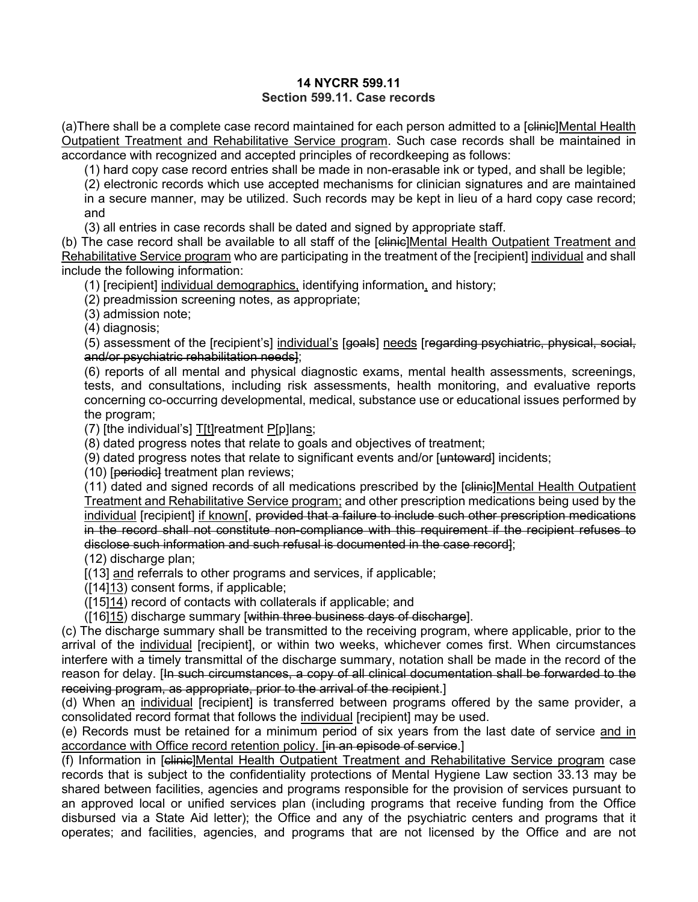**14 NYCRR 599.11**
**Section 599.11. Case records**

(a)There shall be a complete case record maintained for each person admitted to a [~~clinic~~]<u>Mental Health Outpatient Treatment and Rehabilitative Service program</u>. Such case records shall be maintained in accordance with recognized and accepted principles of recordkeeping as follows:

(1) hard copy case record entries shall be made in non-erasable ink or typed, and shall be legible;

(2) electronic records which use accepted mechanisms for clinician signatures and are maintained in a secure manner, may be utilized. Such records may be kept in lieu of a hard copy case record; and

(3) all entries in case records shall be dated and signed by appropriate staff.

(b) The case record shall be available to all staff of the [~~clinic~~]<u>Mental Health Outpatient Treatment and Rehabilitative Service program</u> who are participating in the treatment of the [recipient] <u>individual</u> and shall include the following information:

(1) [recipient] <u>individual demographics,</u> identifying information<u>,</u> and history;

(2) preadmission screening notes, as appropriate;

(3) admission note;

(4) diagnosis;

(5) assessment of the [recipient's] <u>individual's</u> [~~goals~~] <u>needs</u> [~~regarding psychiatric, physical, social, and/or psychiatric rehabilitation needs~~];

(6) reports of all mental and physical diagnostic exams, mental health assessments, screenings, tests, and consultations, including risk assessments, health monitoring, and evaluative reports concerning co-occurring developmental, medical, substance use or educational issues performed by the program;

(7) [the individual's] <u>T</u>[t]reatment <u>P</u>[p]lan<u>s</u>;

(8) dated progress notes that relate to goals and objectives of treatment;

(9) dated progress notes that relate to significant events and/or [~~untoward~~] incidents;

(10) [~~periodic~~] treatment plan reviews;

(11) dated and signed records of all medications prescribed by the [~~clinic~~]<u>Mental Health Outpatient Treatment and Rehabilitative Service program;</u> and other prescription medications being used by the <u>individual</u> [recipient] <u>if known</u>[, ~~provided that a failure to include such other prescription medications in the record shall not constitute non-compliance with this requirement if the recipient refuses to disclose such information and such refusal is documented in the case record~~];

(12) discharge plan;

[(13] <u>and</u> referrals to other programs and services, if applicable;

([14]<u>13</u>) consent forms, if applicable;

([15]<u>14</u>) record of contacts with collaterals if applicable; and

([16]<u>15</u>) discharge summary [~~within three business days of discharge~~].

(c) The discharge summary shall be transmitted to the receiving program, where applicable, prior to the arrival of the <u>individual</u> [recipient], or within two weeks, whichever comes first. When circumstances interfere with a timely transmittal of the discharge summary, notation shall be made in the record of the reason for delay. [~~In such circumstances, a copy of all clinical documentation shall be forwarded to the receiving program, as appropriate, prior to the arrival of the recipient~~.]

(d) When a<u>n</u> <u>individual</u> [recipient] is transferred between programs offered by the same provider, a consolidated record format that follows the <u>individual</u> [recipient] may be used.

(e) Records must be retained for a minimum period of six years from the last date of service <u>and in accordance with Office record retention policy.</u> [~~in an episode of service~~.]

(f) Information in [~~clinic~~]<u>Mental Health Outpatient Treatment and Rehabilitative Service program</u> case records that is subject to the confidentiality protections of Mental Hygiene Law section 33.13 may be shared between facilities, agencies and programs responsible for the provision of services pursuant to an approved local or unified services plan (including programs that receive funding from the Office disbursed via a State Aid letter); the Office and any of the psychiatric centers and programs that it operates; and facilities, agencies, and programs that are not licensed by the Office and are not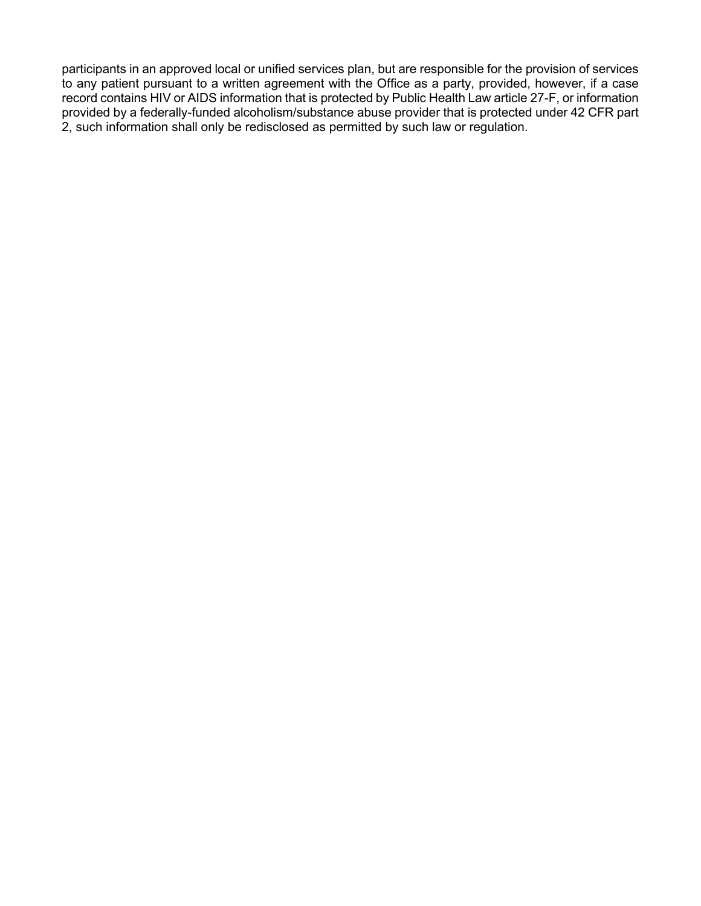participants in an approved local or unified services plan, but are responsible for the provision of services to any patient pursuant to a written agreement with the Office as a party, provided, however, if a case record contains HIV or AIDS information that is protected by Public Health Law article 27-F, or information provided by a federally-funded alcoholism/substance abuse provider that is protected under 42 CFR part 2, such information shall only be redisclosed as permitted by such law or regulation.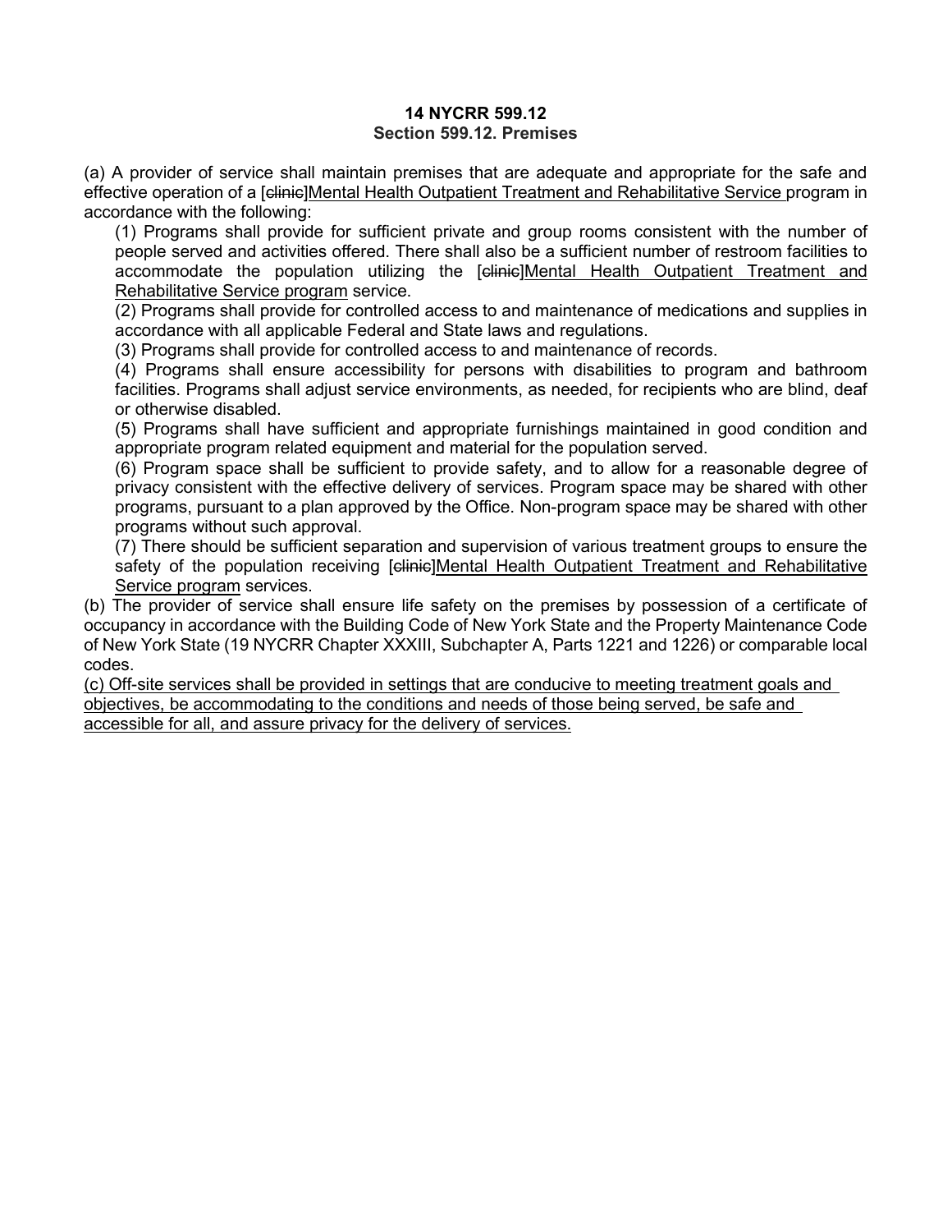**14 NYCRR 599.12**
**Section 599.12. Premises**

(a) A provider of service shall maintain premises that are adequate and appropriate for the safe and effective operation of a [~~clinic~~]<u>Mental Health Outpatient Treatment and Rehabilitative Service</u> program in accordance with the following:

(1) Programs shall provide for sufficient private and group rooms consistent with the number of people served and activities offered. There shall also be a sufficient number of restroom facilities to accommodate the population utilizing the [~~clinic~~]<u>Mental Health Outpatient Treatment and Rehabilitative Service program</u> service.

(2) Programs shall provide for controlled access to and maintenance of medications and supplies in accordance with all applicable Federal and State laws and regulations.

(3) Programs shall provide for controlled access to and maintenance of records.

(4) Programs shall ensure accessibility for persons with disabilities to program and bathroom facilities. Programs shall adjust service environments, as needed, for recipients who are blind, deaf or otherwise disabled.

(5) Programs shall have sufficient and appropriate furnishings maintained in good condition and appropriate program related equipment and material for the population served.

(6) Program space shall be sufficient to provide safety, and to allow for a reasonable degree of privacy consistent with the effective delivery of services. Program space may be shared with other programs, pursuant to a plan approved by the Office. Non-program space may be shared with other programs without such approval.

(7) There should be sufficient separation and supervision of various treatment groups to ensure the safety of the population receiving [~~clinic~~]<u>Mental Health Outpatient Treatment and Rehabilitative Service program</u> services.

(b) The provider of service shall ensure life safety on the premises by possession of a certificate of occupancy in accordance with the Building Code of New York State and the Property Maintenance Code of New York State (19 NYCRR Chapter XXXIII, Subchapter A, Parts 1221 and 1226) or comparable local codes.

<u>(c) Off-site services shall be provided in settings that are conducive to meeting treatment goals and objectives, be accommodating to the conditions and needs of those being served, be safe and accessible for all, and assure privacy for the delivery of services.</u>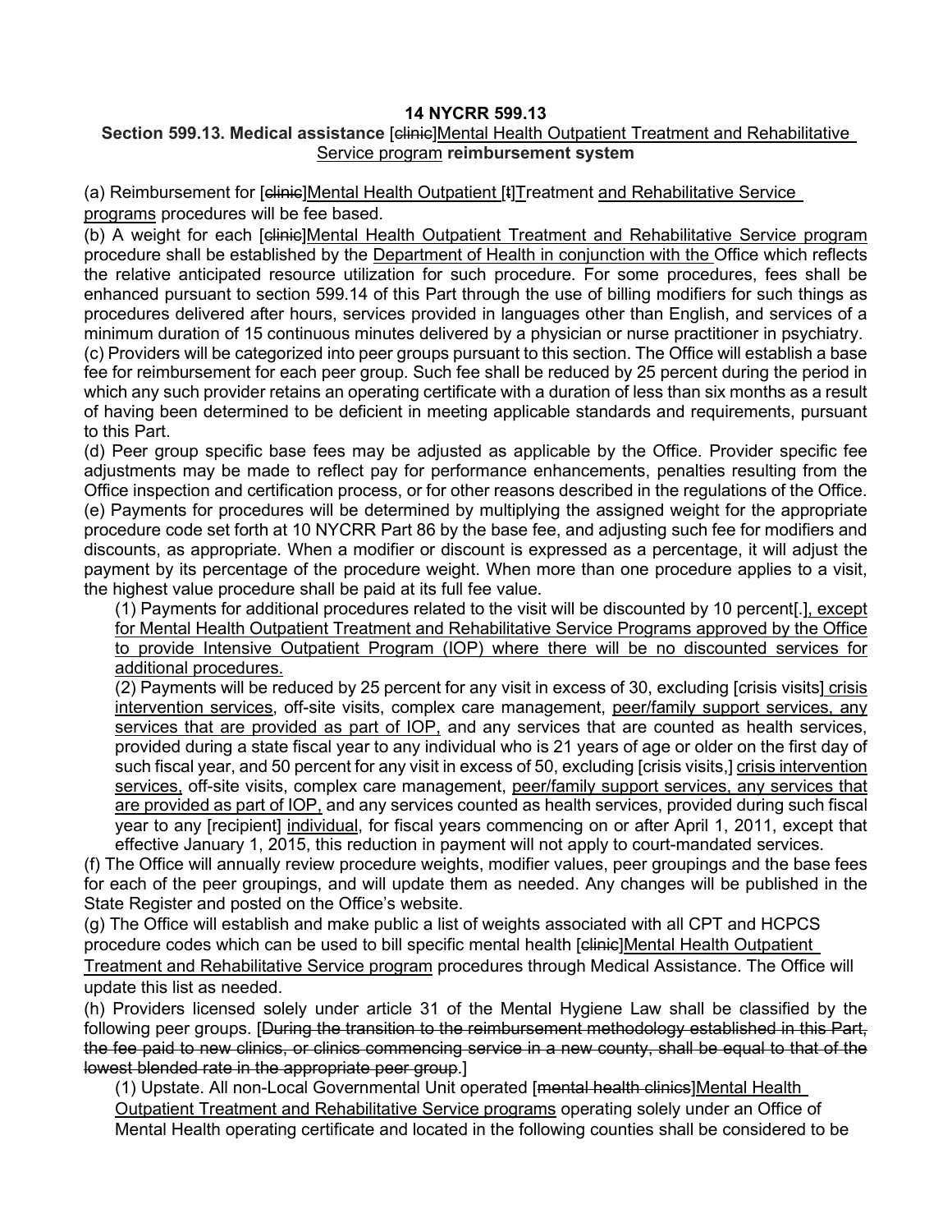**14 NYCRR 599.13**

**Section 599.13. Medical assistance** [clinic]Mental Health Outpatient Treatment and Rehabilitative Service program **reimbursement system**

(a) Reimbursement for [clinic]Mental Health Outpatient [t]Treatment and Rehabilitative Service programs procedures will be fee based.

(b) A weight for each [clinic]Mental Health Outpatient Treatment and Rehabilitative Service program procedure shall be established by the Department of Health in conjunction with the Office which reflects the relative anticipated resource utilization for such procedure. For some procedures, fees shall be enhanced pursuant to section 599.14 of this Part through the use of billing modifiers for such things as procedures delivered after hours, services provided in languages other than English, and services of a minimum duration of 15 continuous minutes delivered by a physician or nurse practitioner in psychiatry.

(c) Providers will be categorized into peer groups pursuant to this section. The Office will establish a base fee for reimbursement for each peer group. Such fee shall be reduced by 25 percent during the period in which any such provider retains an operating certificate with a duration of less than six months as a result of having been determined to be deficient in meeting applicable standards and requirements, pursuant to this Part.

(d) Peer group specific base fees may be adjusted as applicable by the Office. Provider specific fee adjustments may be made to reflect pay for performance enhancements, penalties resulting from the Office inspection and certification process, or for other reasons described in the regulations of the Office.

(e) Payments for procedures will be determined by multiplying the assigned weight for the appropriate procedure code set forth at 10 NYCRR Part 86 by the base fee, and adjusting such fee for modifiers and discounts, as appropriate. When a modifier or discount is expressed as a percentage, it will adjust the payment by its percentage of the procedure weight. When more than one procedure applies to a visit, the highest value procedure shall be paid at its full fee value.

(1) Payments for additional procedures related to the visit will be discounted by 10 percent[.], except for Mental Health Outpatient Treatment and Rehabilitative Service Programs approved by the Office to provide Intensive Outpatient Program (IOP) where there will be no discounted services for additional procedures.

(2) Payments will be reduced by 25 percent for any visit in excess of 30, excluding [crisis visits] crisis intervention services, off-site visits, complex care management, peer/family support services, any services that are provided as part of IOP, and any services that are counted as health services, provided during a state fiscal year to any individual who is 21 years of age or older on the first day of such fiscal year, and 50 percent for any visit in excess of 50, excluding [crisis visits,] crisis intervention services, off-site visits, complex care management, peer/family support services, any services that are provided as part of IOP, and any services counted as health services, provided during such fiscal year to any [recipient] individual, for fiscal years commencing on or after April 1, 2011, except that effective January 1, 2015, this reduction in payment will not apply to court-mandated services.

(f) The Office will annually review procedure weights, modifier values, peer groupings and the base fees for each of the peer groupings, and will update them as needed. Any changes will be published in the State Register and posted on the Office's website.

(g) The Office will establish and make public a list of weights associated with all CPT and HCPCS procedure codes which can be used to bill specific mental health [clinic]Mental Health Outpatient Treatment and Rehabilitative Service program procedures through Medical Assistance. The Office will update this list as needed.

(h) Providers licensed solely under article 31 of the Mental Hygiene Law shall be classified by the following peer groups. [During the transition to the reimbursement methodology established in this Part, the fee paid to new clinics, or clinics commencing service in a new county, shall be equal to that of the lowest blended rate in the appropriate peer group.]

(1) Upstate. All non-Local Governmental Unit operated [mental health clinics]Mental Health Outpatient Treatment and Rehabilitative Service programs operating solely under an Office of Mental Health operating certificate and located in the following counties shall be considered to be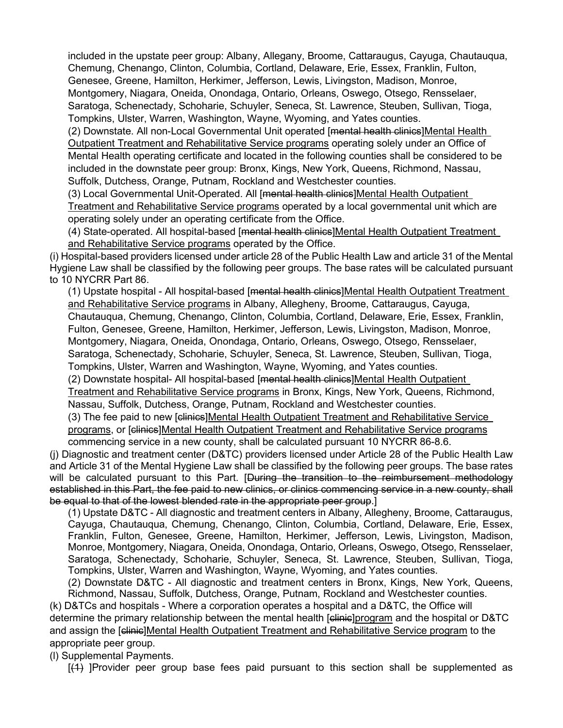included in the upstate peer group: Albany, Allegany, Broome, Cattaraugus, Cayuga, Chautauqua, Chemung, Chenango, Clinton, Columbia, Cortland, Delaware, Erie, Essex, Franklin, Fulton, Genesee, Greene, Hamilton, Herkimer, Jefferson, Lewis, Livingston, Madison, Monroe, Montgomery, Niagara, Oneida, Onondaga, Ontario, Orleans, Oswego, Otsego, Rensselaer, Saratoga, Schenectady, Schoharie, Schuyler, Seneca, St. Lawrence, Steuben, Sullivan, Tioga, Tompkins, Ulster, Warren, Washington, Wayne, Wyoming, and Yates counties.

(2) Downstate. All non-Local Governmental Unit operated [~~mental health clinics~~]<u>Mental Health Outpatient Treatment and Rehabilitative Service programs</u> operating solely under an Office of Mental Health operating certificate and located in the following counties shall be considered to be included in the downstate peer group: Bronx, Kings, New York, Queens, Richmond, Nassau, Suffolk, Dutchess, Orange, Putnam, Rockland and Westchester counties.

(3) Local Governmental Unit-Operated. All [~~mental health clinics~~]<u>Mental Health Outpatient Treatment and Rehabilitative Service programs</u> operated by a local governmental unit which are operating solely under an operating certificate from the Office.

(4) State-operated. All hospital-based [~~mental health clinics~~]<u>Mental Health Outpatient Treatment and Rehabilitative Service programs</u> operated by the Office.

(i) Hospital-based providers licensed under article 28 of the Public Health Law and article 31 of the Mental Hygiene Law shall be classified by the following peer groups. The base rates will be calculated pursuant to 10 NYCRR Part 86.

(1) Upstate hospital - All hospital-based [~~mental health clinics~~]<u>Mental Health Outpatient Treatment and Rehabilitative Service programs</u> in Albany, Allegheny, Broome, Cattaraugus, Cayuga, Chautauqua, Chemung, Chenango, Clinton, Columbia, Cortland, Delaware, Erie, Essex, Franklin, Fulton, Genesee, Greene, Hamilton, Herkimer, Jefferson, Lewis, Livingston, Madison, Monroe, Montgomery, Niagara, Oneida, Onondaga, Ontario, Orleans, Oswego, Otsego, Rensselaer, Saratoga, Schenectady, Schoharie, Schuyler, Seneca, St. Lawrence, Steuben, Sullivan, Tioga, Tompkins, Ulster, Warren and Washington, Wayne, Wyoming, and Yates counties.

(2) Downstate hospital- All hospital-based [~~mental health clinics~~]<u>Mental Health Outpatient Treatment and Rehabilitative Service programs</u> in Bronx, Kings, New York, Queens, Richmond, Nassau, Suffolk, Dutchess, Orange, Putnam, Rockland and Westchester counties.

(3) The fee paid to new [~~clinics~~]<u>Mental Health Outpatient Treatment and Rehabilitative Service programs</u>, or [~~clinics~~]<u>Mental Health Outpatient Treatment and Rehabilitative Service programs</u> commencing service in a new county, shall be calculated pursuant 10 NYCRR 86-8.6.

(j) Diagnostic and treatment center (D&TC) providers licensed under Article 28 of the Public Health Law and Article 31 of the Mental Hygiene Law shall be classified by the following peer groups. The base rates will be calculated pursuant to this Part. [~~During the transition to the reimbursement methodology established in this Part, the fee paid to new clinics, or clinics commencing service in a new county, shall be equal to that of the lowest blended rate in the appropriate peer group~~.]

(1) Upstate D&TC - All diagnostic and treatment centers in Albany, Allegheny, Broome, Cattaraugus, Cayuga, Chautauqua, Chemung, Chenango, Clinton, Columbia, Cortland, Delaware, Erie, Essex, Franklin, Fulton, Genesee, Greene, Hamilton, Herkimer, Jefferson, Lewis, Livingston, Madison, Monroe, Montgomery, Niagara, Oneida, Onondaga, Ontario, Orleans, Oswego, Otsego, Rensselaer, Saratoga, Schenectady, Schoharie, Schuyler, Seneca, St. Lawrence, Steuben, Sullivan, Tioga, Tompkins, Ulster, Warren and Washington, Wayne, Wyoming, and Yates counties.

(2) Downstate D&TC - All diagnostic and treatment centers in Bronx, Kings, New York, Queens, Richmond, Nassau, Suffolk, Dutchess, Orange, Putnam, Rockland and Westchester counties.

(k) D&TCs and hospitals - Where a corporation operates a hospital and a D&TC, the Office will determine the primary relationship between the mental health [~~clinic~~]<u>program</u> and the hospital or D&TC and assign the [~~clinic~~]<u>Mental Health Outpatient Treatment and Rehabilitative Service program</u> to the appropriate peer group.

(l) Supplemental Payments.

[~~(1)~~ ]Provider peer group base fees paid pursuant to this section shall be supplemented as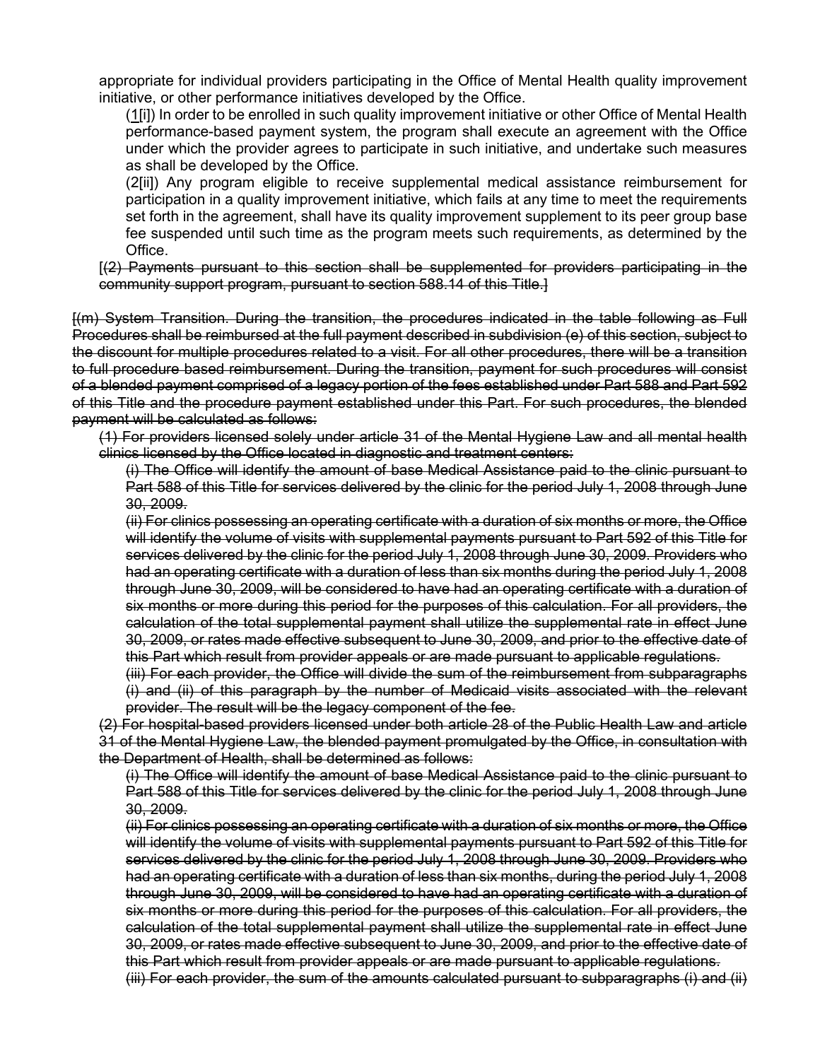appropriate for individual providers participating in the Office of Mental Health quality improvement initiative, or other performance initiatives developed by the Office.

(1[i]) In order to be enrolled in such quality improvement initiative or other Office of Mental Health performance-based payment system, the program shall execute an agreement with the Office under which the provider agrees to participate in such initiative, and undertake such measures as shall be developed by the Office.

(2[ii]) Any program eligible to receive supplemental medical assistance reimbursement for participation in a quality improvement initiative, which fails at any time to meet the requirements set forth in the agreement, shall have its quality improvement supplement to its peer group base fee suspended until such time as the program meets such requirements, as determined by the Office.

[~~(2) Payments pursuant to this section shall be supplemented for providers participating in the community support program, pursuant to section 588.14 of this Title.~~]

[~~(m) System Transition. During the transition, the procedures indicated in the table following as Full Procedures shall be reimbursed at the full payment described in subdivision (e) of this section, subject to the discount for multiple procedures related to a visit. For all other procedures, there will be a transition to full procedure based reimbursement. During the transition, payment for such procedures will consist of a blended payment comprised of a legacy portion of the fees established under Part 588 and Part 592 of this Title and the procedure payment established under this Part. For such procedures, the blended payment will be calculated as follows:~~

~~(1) For providers licensed solely under article 31 of the Mental Hygiene Law and all mental health clinics licensed by the Office located in diagnostic and treatment centers:~~

~~(i) The Office will identify the amount of base Medical Assistance paid to the clinic pursuant to Part 588 of this Title for services delivered by the clinic for the period July 1, 2008 through June 30, 2009.~~

~~(ii) For clinics possessing an operating certificate with a duration of six months or more, the Office will identify the volume of visits with supplemental payments pursuant to Part 592 of this Title for services delivered by the clinic for the period July 1, 2008 through June 30, 2009. Providers who had an operating certificate with a duration of less than six months during the period July 1, 2008 through June 30, 2009, will be considered to have had an operating certificate with a duration of six months or more during this period for the purposes of this calculation. For all providers, the calculation of the total supplemental payment shall utilize the supplemental rate in effect June 30, 2009, or rates made effective subsequent to June 30, 2009, and prior to the effective date of this Part which result from provider appeals or are made pursuant to applicable regulations.~~

~~(iii) For each provider, the Office will divide the sum of the reimbursement from subparagraphs (i) and (ii) of this paragraph by the number of Medicaid visits associated with the relevant provider. The result will be the legacy component of the fee.~~

~~(2) For hospital-based providers licensed under both article 28 of the Public Health Law and article 31 of the Mental Hygiene Law, the blended payment promulgated by the Office, in consultation with the Department of Health, shall be determined as follows:~~

~~(i) The Office will identify the amount of base Medical Assistance paid to the clinic pursuant to Part 588 of this Title for services delivered by the clinic for the period July 1, 2008 through June 30, 2009.~~

~~(ii) For clinics possessing an operating certificate with a duration of six months or more, the Office will identify the volume of visits with supplemental payments pursuant to Part 592 of this Title for services delivered by the clinic for the period July 1, 2008 through June 30, 2009. Providers who had an operating certificate with a duration of less than six months, during the period July 1, 2008 through June 30, 2009, will be considered to have had an operating certificate with a duration of six months or more during this period for the purposes of this calculation. For all providers, the calculation of the total supplemental payment shall utilize the supplemental rate in effect June 30, 2009, or rates made effective subsequent to June 30, 2009, and prior to the effective date of this Part which result from provider appeals or are made pursuant to applicable regulations.~~

~~(iii) For each provider, the sum of the amounts calculated pursuant to subparagraphs (i) and (ii)~~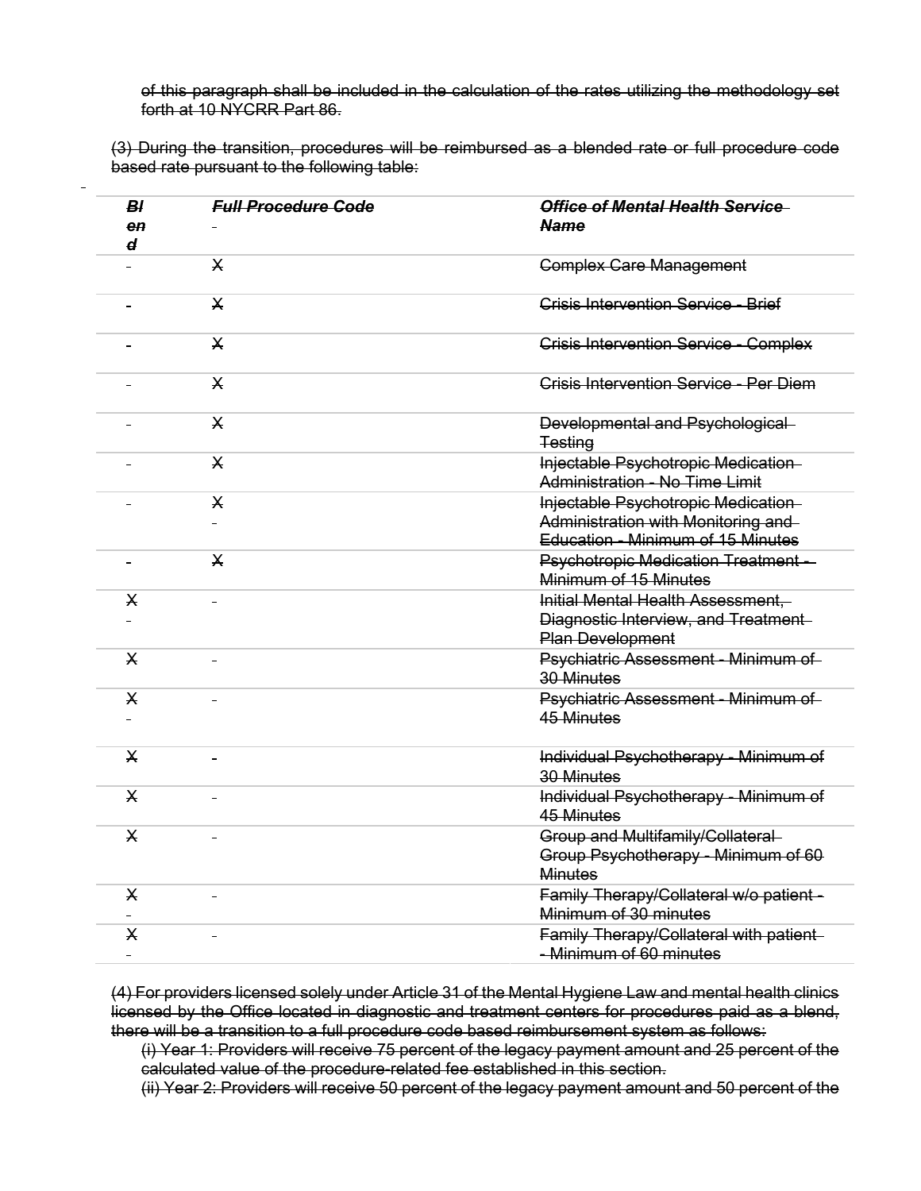~~of this paragraph shall be included in the calculation of the rates utilizing the methodology set forth at 10 NYCRR Part 86.~~

~~(3) During the transition, procedures will be reimbursed as a blended rate or full procedure code based rate pursuant to the following table:~~

| ~~*Blend*~~ | ~~*Full Procedure Code*~~ | ~~*Office of Mental Health Service Name*~~ |
|---|---|---|
| | ~~X~~ | ~~Complex Care Management~~ |
| | ~~X~~ | ~~Crisis Intervention Service - Brief~~ |
| | ~~X~~ | ~~Crisis Intervention Service - Complex~~ |
| | ~~X~~ | ~~Crisis Intervention Service - Per Diem~~ |
| | ~~X~~ | ~~Developmental and Psychological Testing~~ |
| | ~~X~~ | ~~Injectable Psychotropic Medication Administration - No Time Limit~~ |
| | ~~X~~ | ~~Injectable Psychotropic Medication Administration with Monitoring and Education - Minimum of 15 Minutes~~ |
| | ~~X~~ | ~~Psychotropic Medication Treatment - Minimum of 15 Minutes~~ |
| ~~X~~ | | ~~Initial Mental Health Assessment, Diagnostic Interview, and Treatment Plan Development~~ |
| ~~X~~ | | ~~Psychiatric Assessment - Minimum of 30 Minutes~~ |
| ~~X~~ | | ~~Psychiatric Assessment - Minimum of 45 Minutes~~ |
| ~~X~~ | | ~~Individual Psychotherapy - Minimum of 30 Minutes~~ |
| ~~X~~ | | ~~Individual Psychotherapy - Minimum of 45 Minutes~~ |
| ~~X~~ | | ~~Group and Multifamily/Collateral Group Psychotherapy - Minimum of 60 Minutes~~ |
| ~~X~~ | | ~~Family Therapy/Collateral w/o patient - Minimum of 30 minutes~~ |
| ~~X~~ | | ~~Family Therapy/Collateral with patient - Minimum of 60 minutes~~ |

~~(4) For providers licensed solely under Article 31 of the Mental Hygiene Law and mental health clinics licensed by the Office located in diagnostic and treatment centers for procedures paid as a blend, there will be a transition to a full procedure code based reimbursement system as follows:~~

~~(i) Year 1: Providers will receive 75 percent of the legacy payment amount and 25 percent of the calculated value of the procedure-related fee established in this section.~~

~~(ii) Year 2: Providers will receive 50 percent of the legacy payment amount and 50 percent of the~~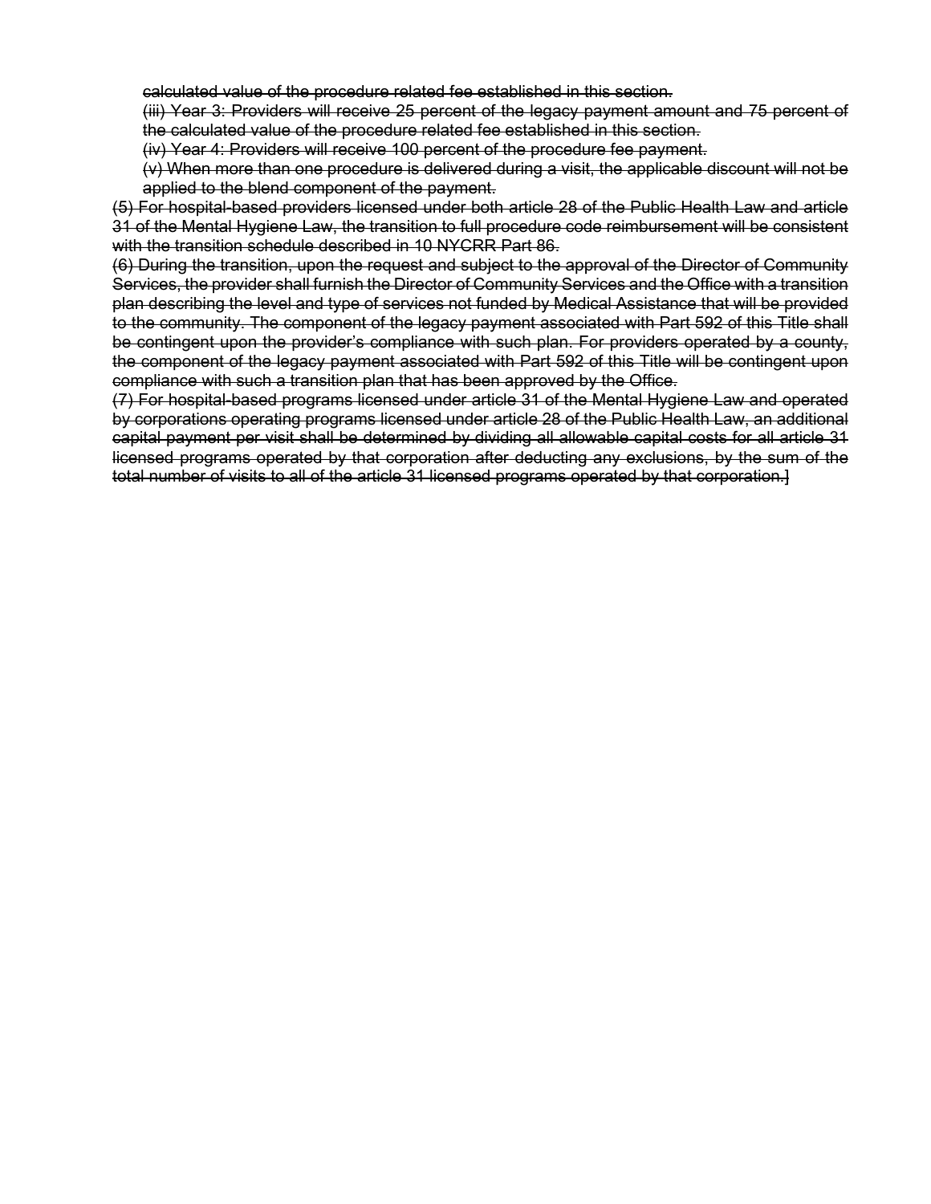calculated value of the procedure related fee established in this section.

(iii) Year 3: Providers will receive 25 percent of the legacy payment amount and 75 percent of the calculated value of the procedure related fee established in this section.

(iv) Year 4: Providers will receive 100 percent of the procedure fee payment.

(v) When more than one procedure is delivered during a visit, the applicable discount will not be applied to the blend component of the payment.

(5) For hospital-based providers licensed under both article 28 of the Public Health Law and article 31 of the Mental Hygiene Law, the transition to full procedure code reimbursement will be consistent with the transition schedule described in 10 NYCRR Part 86.

(6) During the transition, upon the request and subject to the approval of the Director of Community Services, the provider shall furnish the Director of Community Services and the Office with a transition plan describing the level and type of services not funded by Medical Assistance that will be provided to the community. The component of the legacy payment associated with Part 592 of this Title shall be contingent upon the provider's compliance with such plan. For providers operated by a county, the component of the legacy payment associated with Part 592 of this Title will be contingent upon compliance with such a transition plan that has been approved by the Office.

(7) For hospital-based programs licensed under article 31 of the Mental Hygiene Law and operated by corporations operating programs licensed under article 28 of the Public Health Law, an additional capital payment per visit shall be determined by dividing all allowable capital costs for all article 31 licensed programs operated by that corporation after deducting any exclusions, by the sum of the total number of visits to all of the article 31 licensed programs operated by that corporation.]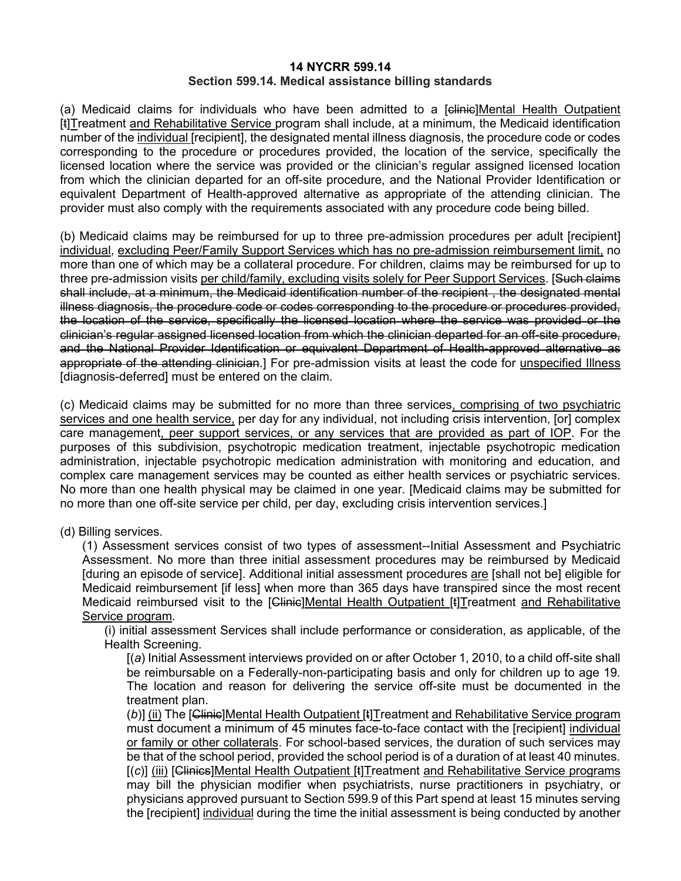**14 NYCRR 599.14**
**Section 599.14. Medical assistance billing standards**

(a) Medicaid claims for individuals who have been admitted to a [~~clinic~~]<u>Mental Health Outpatient</u> [~~t~~]<u>T</u>reatment <u>and Rehabilitative Service</u> program shall include, at a minimum, the Medicaid identification number of the <u>individual</u> [recipient], the designated mental illness diagnosis, the procedure code or codes corresponding to the procedure or procedures provided, the location of the service, specifically the licensed location where the service was provided or the clinician's regular assigned licensed location from which the clinician departed for an off-site procedure, and the National Provider Identification or equivalent Department of Health-approved alternative as appropriate of the attending clinician. The provider must also comply with the requirements associated with any procedure code being billed.

(b) Medicaid claims may be reimbursed for up to three pre-admission procedures per adult [recipient] <u>individual</u>, <u>excluding Peer/Family Support Services which has no pre-admission reimbursement limit,</u> no more than one of which may be a collateral procedure. For children, claims may be reimbursed for up to three pre-admission visits <u>per child/family, excluding visits solely for Peer Support Services</u>. [~~Such claims shall include, at a minimum, the Medicaid identification number of the recipient , the designated mental illness diagnosis, the procedure code or codes corresponding to the procedure or procedures provided, the location of the service, specifically the licensed location where the service was provided or the clinician's regular assigned licensed location from which the clinician departed for an off-site procedure, and the National Provider Identification or equivalent Department of Health-approved alternative as appropriate of the attending clinician.~~] For pre-admission visits at least the code for <u>unspecified Illness</u> [diagnosis-deferred] must be entered on the claim.

(c) Medicaid claims may be submitted for no more than three services<u>, comprising of two psychiatric services and one health service,</u> per day for any individual, not including crisis intervention, [or] complex care management<u>, peer support services, or any services that are provided as part of IOP</u>. For the purposes of this subdivision, psychotropic medication treatment, injectable psychotropic medication administration, injectable psychotropic medication administration with monitoring and education, and complex care management services may be counted as either health services or psychiatric services. No more than one health physical may be claimed in one year. [Medicaid claims may be submitted for no more than one off-site service per child, per day, excluding crisis intervention services.]

(d) Billing services.

(1) Assessment services consist of two types of assessment--Initial Assessment and Psychiatric Assessment. No more than three initial assessment procedures may be reimbursed by Medicaid [during an episode of service]. Additional initial assessment procedures <u>are</u> [shall not be] eligible for Medicaid reimbursement [if less] when more than 365 days have transpired since the most recent Medicaid reimbursed visit to the [~~Clinic~~]<u>Mental Health Outpatient</u> [~~t~~]<u>T</u>reatment <u>and Rehabilitative Service program</u>.

(i) initial assessment Services shall include performance or consideration, as applicable, of the Health Screening.

[(*a*) Initial Assessment interviews provided on or after October 1, 2010, to a child off-site shall be reimbursable on a Federally-non-participating basis and only for children up to age 19. The location and reason for delivering the service off-site must be documented in the treatment plan.

(*b*)] <u>(ii)</u> The [~~Clinic~~]<u>Mental Health Outpatient</u> [~~t~~]<u>T</u>reatment <u>and Rehabilitative Service program</u> must document a minimum of 45 minutes face-to-face contact with the [recipient] <u>individual or family or other collaterals</u>. For school-based services, the duration of such services may be that of the school period, provided the school period is of a duration of at least 40 minutes.

[(*c*)] <u>(iii)</u> [~~Clinics~~]<u>Mental Health Outpatient</u> [~~t~~]<u>T</u>reatment <u>and Rehabilitative Service programs</u> may bill the physician modifier when psychiatrists, nurse practitioners in psychiatry, or physicians approved pursuant to Section 599.9 of this Part spend at least 15 minutes serving the [recipient] <u>individual</u> during the time the initial assessment is being conducted by another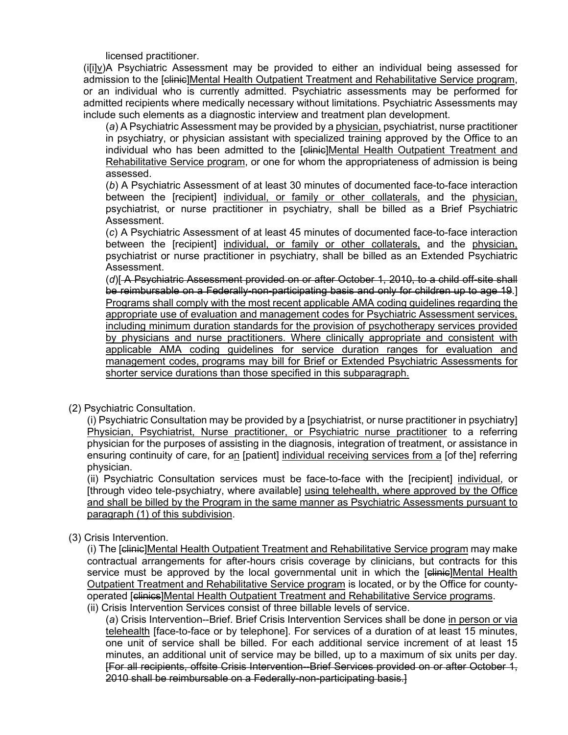licensed practitioner.

(i[i]v)A Psychiatric Assessment may be provided to either an individual being assessed for admission to the [~~clinic~~]<u>Mental Health Outpatient Treatment and Rehabilitative Service program</u>, or an individual who is currently admitted. Psychiatric assessments may be performed for admitted recipients where medically necessary without limitations. Psychiatric Assessments may include such elements as a diagnostic interview and treatment plan development.

(*a*) A Psychiatric Assessment may be provided by a <u>physician,</u> psychiatrist, nurse practitioner in psychiatry, or physician assistant with specialized training approved by the Office to an individual who has been admitted to the [~~clinic~~]<u>Mental Health Outpatient Treatment and Rehabilitative Service program</u>, or one for whom the appropriateness of admission is being assessed.

(*b*) A Psychiatric Assessment of at least 30 minutes of documented face-to-face interaction between the [recipient] <u>individual, or family or other collaterals,</u> and the <u>physician,</u> psychiatrist, or nurse practitioner in psychiatry, shall be billed as a Brief Psychiatric Assessment.

(*c*) A Psychiatric Assessment of at least 45 minutes of documented face-to-face interaction between the [recipient] <u>individual, or family or other collaterals,</u> and the <u>physician,</u> psychiatrist or nurse practitioner in psychiatry, shall be billed as an Extended Psychiatric Assessment.

(*d*)[~~ A Psychiatric Assessment provided on or after October 1, 2010, to a child off-site shall be reimbursable on a Federally-non-participating basis and only for children up to age 19~~.] <u>Programs shall comply with the most recent applicable AMA coding guidelines regarding the appropriate use of evaluation and management codes for Psychiatric Assessment services, including minimum duration standards for the provision of psychotherapy services provided by physicians and nurse practitioners. Where clinically appropriate and consistent with applicable AMA coding guidelines for service duration ranges for evaluation and management codes, programs may bill for Brief or Extended Psychiatric Assessments for shorter service durations than those specified in this subparagraph.</u>

(2) Psychiatric Consultation.

(i) Psychiatric Consultation may be provided by a [psychiatrist, or nurse practitioner in psychiatry] <u>Physician, Psychiatrist, Nurse practitioner, or Psychiatric nurse practitioner</u> to a referring physician for the purposes of assisting in the diagnosis, integration of treatment, or assistance in ensuring continuity of care, for a<u>n</u> [patient] <u>individual receiving services from a</u> [of the] referring physician.

(ii) Psychiatric Consultation services must be face-to-face with the [recipient] <u>individual</u>, or [through video tele-psychiatry, where available] <u>using telehealth, where approved by the Office and shall be billed by the Program in the same manner as Psychiatric Assessments pursuant to paragraph (1) of this subdivision</u>.

(3) Crisis Intervention.

(i) The [~~clinic~~]<u>Mental Health Outpatient Treatment and Rehabilitative Service program</u> may make contractual arrangements for after-hours crisis coverage by clinicians, but contracts for this service must be approved by the local governmental unit in which the [~~clinic~~]<u>Mental Health Outpatient Treatment and Rehabilitative Service program</u> is located, or by the Office for county-operated [~~clinics~~]<u>Mental Health Outpatient Treatment and Rehabilitative Service programs</u>.

(ii) Crisis Intervention Services consist of three billable levels of service.

(*a*) Crisis Intervention--Brief. Brief Crisis Intervention Services shall be done <u>in person or via telehealth</u> [face-to-face or by telephone]. For services of a duration of at least 15 minutes, one unit of service shall be billed. For each additional service increment of at least 15 minutes, an additional unit of service may be billed, up to a maximum of six units per day. ~~[For all recipients, offsite Crisis Intervention--Brief Services provided on or after October 1, 2010 shall be reimbursable on a Federally-non-participating basis.]~~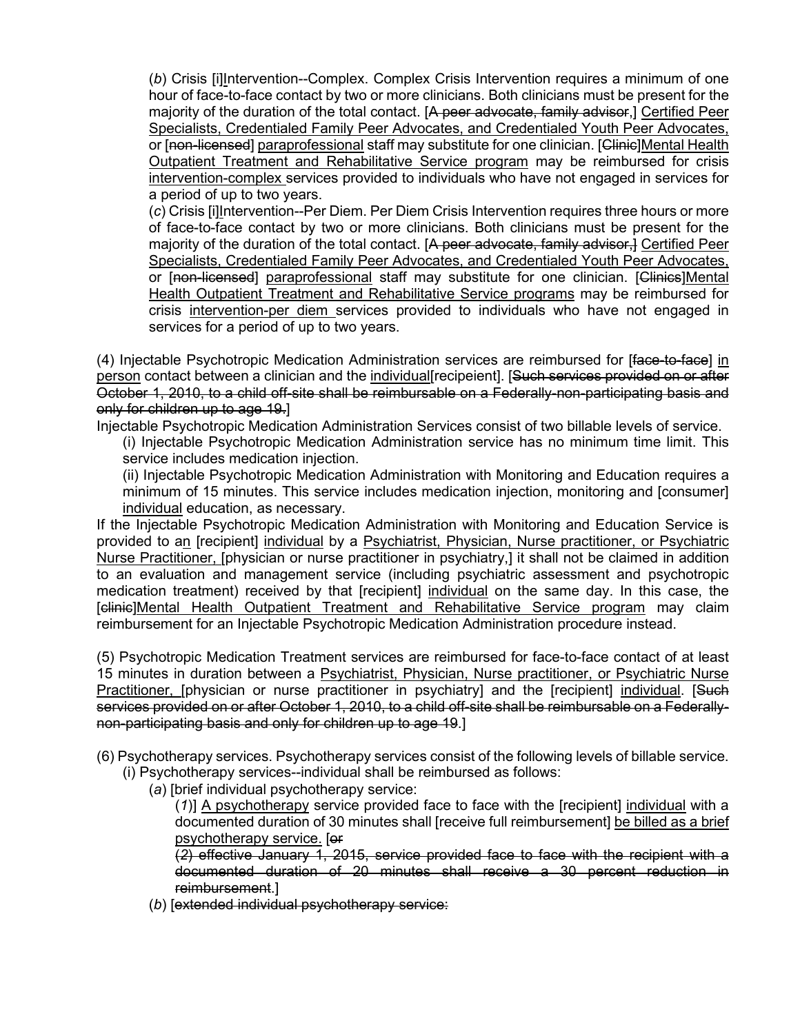(*b*) Crisis [i]Intervention--Complex. Complex Crisis Intervention requires a minimum of one hour of face-to-face contact by two or more clinicians. Both clinicians must be present for the majority of the duration of the total contact. [~~A peer advocate, family advisor,~~] Certified Peer Specialists, Credentialed Family Peer Advocates, and Credentialed Youth Peer Advocates, or [~~non-licensed~~] paraprofessional staff may substitute for one clinician. [~~Clinic~~]Mental Health Outpatient Treatment and Rehabilitative Service program may be reimbursed for crisis intervention-complex services provided to individuals who have not engaged in services for a period of up to two years.

(*c*) Crisis [i]Intervention--Per Diem. Per Diem Crisis Intervention requires three hours or more of face-to-face contact by two or more clinicians. Both clinicians must be present for the majority of the duration of the total contact. [~~A peer advocate, family advisor,~~] Certified Peer Specialists, Credentialed Family Peer Advocates, and Credentialed Youth Peer Advocates, or [~~non-licensed~~] paraprofessional staff may substitute for one clinician. [~~Clinics~~]Mental Health Outpatient Treatment and Rehabilitative Service programs may be reimbursed for crisis intervention-per diem services provided to individuals who have not engaged in services for a period of up to two years.

(4) Injectable Psychotropic Medication Administration services are reimbursed for [~~face-to-face~~] in person contact between a clinician and the individual[recipeient]. [~~Such services provided on or after October 1, 2010, to a child off-site shall be reimbursable on a Federally-non-participating basis and only for children up to age 19.~~]

Injectable Psychotropic Medication Administration Services consist of two billable levels of service.

(i) Injectable Psychotropic Medication Administration service has no minimum time limit. This service includes medication injection.

(ii) Injectable Psychotropic Medication Administration with Monitoring and Education requires a minimum of 15 minutes. This service includes medication injection, monitoring and [consumer] individual education, as necessary.

If the Injectable Psychotropic Medication Administration with Monitoring and Education Service is provided to an [recipient] individual by a Psychiatrist, Physician, Nurse practitioner, or Psychiatric Nurse Practitioner, [physician or nurse practitioner in psychiatry,] it shall not be claimed in addition to an evaluation and management service (including psychiatric assessment and psychotropic medication treatment) received by that [recipient] individual on the same day. In this case, the [~~clinic~~]Mental Health Outpatient Treatment and Rehabilitative Service program may claim reimbursement for an Injectable Psychotropic Medication Administration procedure instead.

(5) Psychotropic Medication Treatment services are reimbursed for face-to-face contact of at least 15 minutes in duration between a Psychiatrist, Physician, Nurse practitioner, or Psychiatric Nurse Practitioner, [physician or nurse practitioner in psychiatry] and the [recipient] individual. [~~Such services provided on or after October 1, 2010, to a child off-site shall be reimbursable on a Federally-non-participating basis and only for children up to age 19~~.]

(6) Psychotherapy services. Psychotherapy services consist of the following levels of billable service.

(i) Psychotherapy services--individual shall be reimbursed as follows:

(*a*) [brief individual psychotherapy service:

(*1*)] A psychotherapy service provided face to face with the [recipient] individual with a documented duration of 30 minutes shall [receive full reimbursement] be billed as a brief psychotherapy service. [~~or~~

~~(2) effective January 1, 2015, service provided face to face with the recipient with a documented duration of 20 minutes shall receive a 30 percent reduction in reimbursement~~.]

(*b*) [~~extended individual psychotherapy service:~~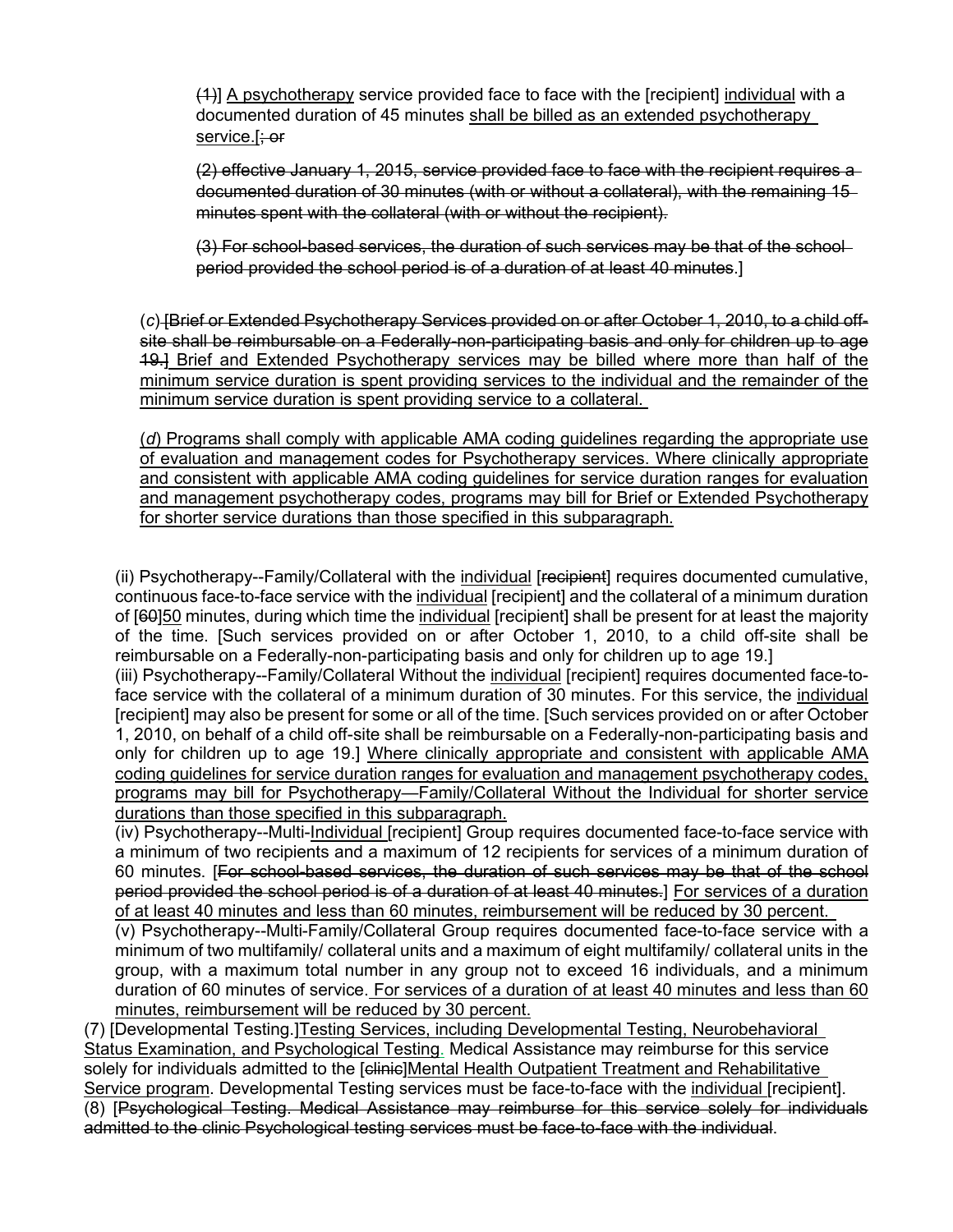(1)] A psychotherapy service provided face to face with the [recipient] individual with a documented duration of 45 minutes shall be billed as an extended psychotherapy service.[; or

(2) effective January 1, 2015, service provided face to face with the recipient requires a documented duration of 30 minutes (with or without a collateral), with the remaining 15 minutes spent with the collateral (with or without the recipient).

(3) For school-based services, the duration of such services may be that of the school period provided the school period is of a duration of at least 40 minutes.]

(*c*) [Brief or Extended Psychotherapy Services provided on or after October 1, 2010, to a child off-site shall be reimbursable on a Federally-non-participating basis and only for children up to age 19.] Brief and Extended Psychotherapy services may be billed where more than half of the minimum service duration is spent providing services to the individual and the remainder of the minimum service duration is spent providing service to a collateral.

(*d*) Programs shall comply with applicable AMA coding guidelines regarding the appropriate use of evaluation and management codes for Psychotherapy services. Where clinically appropriate and consistent with applicable AMA coding guidelines for service duration ranges for evaluation and management psychotherapy codes, programs may bill for Brief or Extended Psychotherapy for shorter service durations than those specified in this subparagraph.

(ii) Psychotherapy--Family/Collateral with the individual [recipient] requires documented cumulative, continuous face-to-face service with the individual [recipient] and the collateral of a minimum duration of [60]50 minutes, during which time the individual [recipient] shall be present for at least the majority of the time. [Such services provided on or after October 1, 2010, to a child off-site shall be reimbursable on a Federally-non-participating basis and only for children up to age 19.]

(iii) Psychotherapy--Family/Collateral Without the individual [recipient] requires documented face-to-face service with the collateral of a minimum duration of 30 minutes. For this service, the individual [recipient] may also be present for some or all of the time. [Such services provided on or after October 1, 2010, on behalf of a child off-site shall be reimbursable on a Federally-non-participating basis and only for children up to age 19.] Where clinically appropriate and consistent with applicable AMA coding guidelines for service duration ranges for evaluation and management psychotherapy codes, programs may bill for Psychotherapy—Family/Collateral Without the Individual for shorter service durations than those specified in this subparagraph.

(iv) Psychotherapy--Multi-Individual [recipient] Group requires documented face-to-face service with a minimum of two recipients and a maximum of 12 recipients for services of a minimum duration of 60 minutes. [For school-based services, the duration of such services may be that of the school period provided the school period is of a duration of at least 40 minutes.] For services of a duration of at least 40 minutes and less than 60 minutes, reimbursement will be reduced by 30 percent.

(v) Psychotherapy--Multi-Family/Collateral Group requires documented face-to-face service with a minimum of two multifamily/ collateral units and a maximum of eight multifamily/ collateral units in the group, with a maximum total number in any group not to exceed 16 individuals, and a minimum duration of 60 minutes of service. For services of a duration of at least 40 minutes and less than 60 minutes, reimbursement will be reduced by 30 percent.

(7) [Developmental Testing.]Testing Services, including Developmental Testing, Neurobehavioral Status Examination, and Psychological Testing. Medical Assistance may reimburse for this service solely for individuals admitted to the [clinic]Mental Health Outpatient Treatment and Rehabilitative Service program. Developmental Testing services must be face-to-face with the individual [recipient].

(8) [Psychological Testing. Medical Assistance may reimburse for this service solely for individuals admitted to the clinic Psychological testing services must be face-to-face with the individual.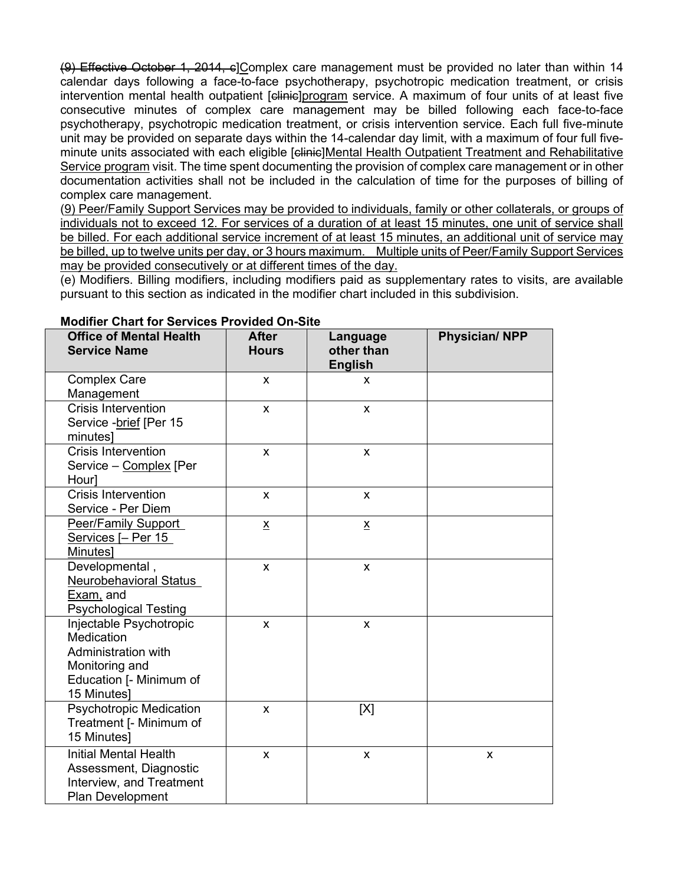(9) Effective October 1, 2014, c]Complex care management must be provided no later than within 14 calendar days following a face-to-face psychotherapy, psychotropic medication treatment, or crisis intervention mental health outpatient [clinic]program service. A maximum of four units of at least five consecutive minutes of complex care management may be billed following each face-to-face psychotherapy, psychotropic medication treatment, or crisis intervention service. Each full five-minute unit may be provided on separate days within the 14-calendar day limit, with a maximum of four full five-minute units associated with each eligible [clinic]Mental Health Outpatient Treatment and Rehabilitative Service program visit. The time spent documenting the provision of complex care management or in other documentation activities shall not be included in the calculation of time for the purposes of billing of complex care management.

(9) Peer/Family Support Services may be provided to individuals, family or other collaterals, or groups of individuals not to exceed 12. For services of a duration of at least 15 minutes, one unit of service shall be billed. For each additional service increment of at least 15 minutes, an additional unit of service may be billed, up to twelve units per day, or 3 hours maximum. Multiple units of Peer/Family Support Services may be provided consecutively or at different times of the day.

(e) Modifiers. Billing modifiers, including modifiers paid as supplementary rates to visits, are available pursuant to this section as indicated in the modifier chart included in this subdivision.

**Modifier Chart for Services Provided On-Site**

| Office of Mental Health Service Name | After Hours | Language other than English | Physician/ NPP |
|---|---|---|---|
| Complex Care Management | x | x | |
| Crisis Intervention Service -brief [Per 15 minutes] | x | x | |
| Crisis Intervention Service – Complex [Per Hour] | x | x | |
| Crisis Intervention Service - Per Diem | x | x | |
| Peer/Family Support Services [– Per 15 Minutes] | x | x | |
| Developmental , Neurobehavioral Status Exam, and Psychological Testing | x | x | |
| Injectable Psychotropic Medication Administration with Monitoring and Education [- Minimum of 15 Minutes] | x | x | |
| Psychotropic Medication Treatment [- Minimum of 15 Minutes] | x | [X] | |
| Initial Mental Health Assessment, Diagnostic Interview, and Treatment Plan Development | x | x | x |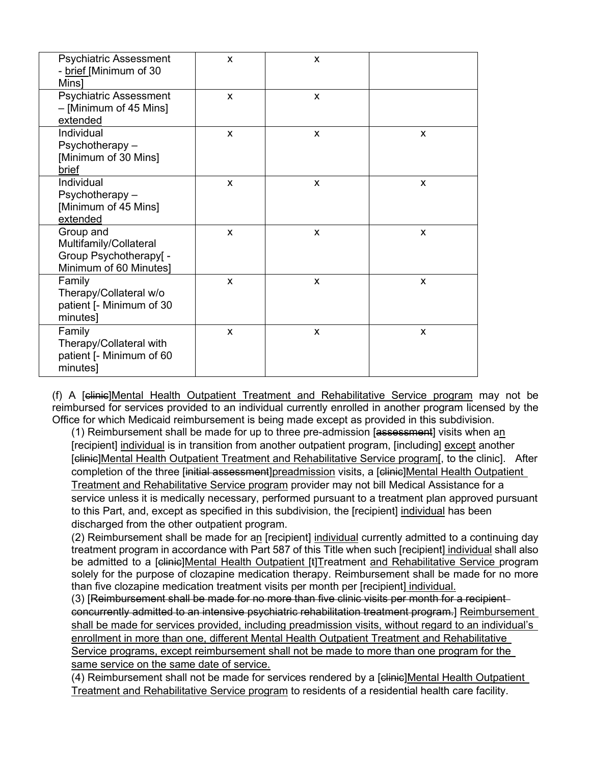| Psychiatric Assessment - brief [Minimum of 30 Mins] | x | x | |
|---|---|---|---|
| Psychiatric Assessment – [Minimum of 45 Mins] extended | x | x | |
| Individual Psychotherapy – [Minimum of 30 Mins] brief | x | x | x |
| Individual Psychotherapy – [Minimum of 45 Mins] extended | x | x | x |
| Group and Multifamily/Collateral Group Psychotherapy[ - Minimum of 60 Minutes] | x | x | x |
| Family Therapy/Collateral w/o patient [- Minimum of 30 minutes] | x | x | x |
| Family Therapy/Collateral with patient [- Minimum of 60 minutes] | x | x | x |

(f) A [~~clinic~~]Mental Health Outpatient Treatment and Rehabilitative Service program may not be reimbursed for services provided to an individual currently enrolled in another program licensed by the Office for which Medicaid reimbursement is being made except as provided in this subdivision.

(1) Reimbursement shall be made for up to three pre-admission [~~assessment~~] visits when an [recipient] individual is in transition from another outpatient program, [including] except another [~~clinic~~]Mental Health Outpatient Treatment and Rehabilitative Service program[, to the clinic]. After completion of the three [~~initial assessment~~]preadmission visits, a [~~clinic~~]Mental Health Outpatient Treatment and Rehabilitative Service program provider may not bill Medical Assistance for a service unless it is medically necessary, performed pursuant to a treatment plan approved pursuant to this Part, and, except as specified in this subdivision, the [recipient] individual has been discharged from the other outpatient program.

(2) Reimbursement shall be made for an [recipient] individual currently admitted to a continuing day treatment program in accordance with Part 587 of this Title when such [recipient] individual shall also be admitted to a [~~clinic~~]Mental Health Outpatient [~~t~~]Treatment and Rehabilitative Service program solely for the purpose of clozapine medication therapy. Reimbursement shall be made for no more than five clozapine medication treatment visits per month per [recipient] individual.

(3) [~~Reimbursement shall be made for no more than five clinic visits per month for a recipient concurrently admitted to an intensive psychiatric rehabilitation treatment program.~~] Reimbursement shall be made for services provided, including preadmission visits, without regard to an individual's enrollment in more than one, different Mental Health Outpatient Treatment and Rehabilitative Service programs, except reimbursement shall not be made to more than one program for the same service on the same date of service.

(4) Reimbursement shall not be made for services rendered by a [~~clinic~~]Mental Health Outpatient Treatment and Rehabilitative Service program to residents of a residential health care facility.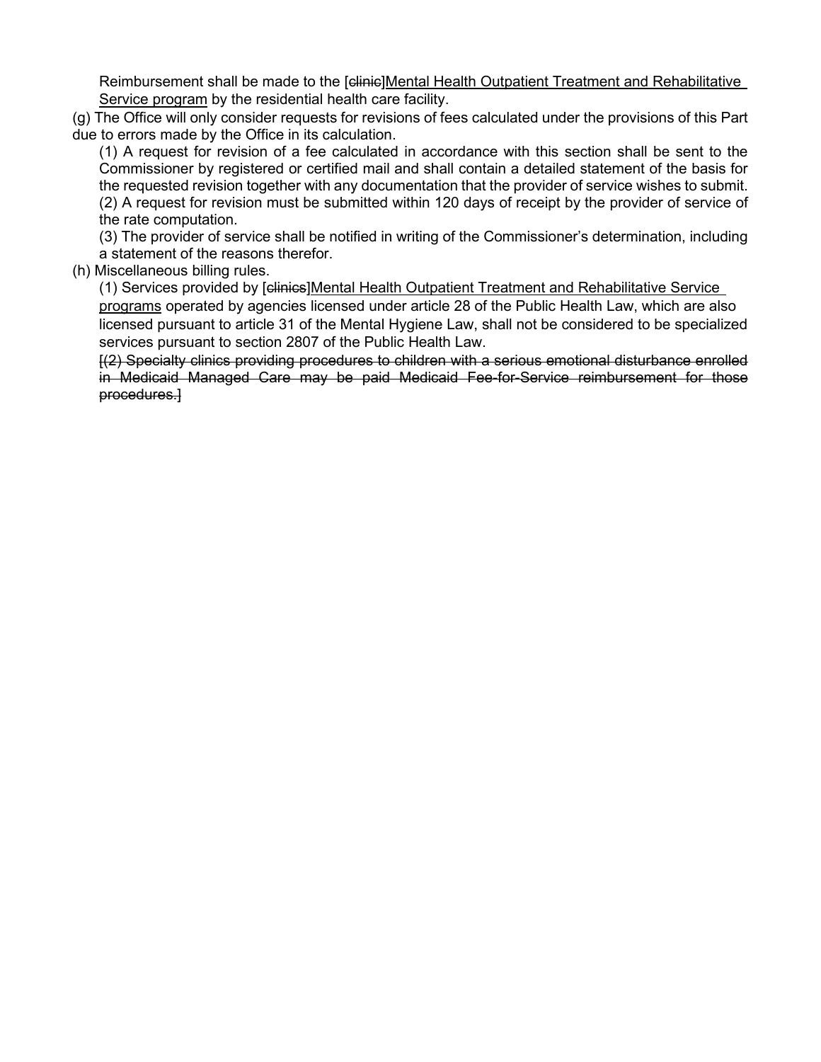Reimbursement shall be made to the [~~clinic~~]<u>Mental Health Outpatient Treatment and Rehabilitative Service program</u> by the residential health care facility.

(g) The Office will only consider requests for revisions of fees calculated under the provisions of this Part due to errors made by the Office in its calculation.

(1) A request for revision of a fee calculated in accordance with this section shall be sent to the Commissioner by registered or certified mail and shall contain a detailed statement of the basis for the requested revision together with any documentation that the provider of service wishes to submit.

(2) A request for revision must be submitted within 120 days of receipt by the provider of service of the rate computation.

(3) The provider of service shall be notified in writing of the Commissioner's determination, including a statement of the reasons therefor.

(h) Miscellaneous billing rules.

(1) Services provided by [~~clinics~~]<u>Mental Health Outpatient Treatment and Rehabilitative Service programs</u> operated by agencies licensed under article 28 of the Public Health Law, which are also licensed pursuant to article 31 of the Mental Hygiene Law, shall not be considered to be specialized services pursuant to section 2807 of the Public Health Law.

~~[(2) Specialty clinics providing procedures to children with a serious emotional disturbance enrolled in Medicaid Managed Care may be paid Medicaid Fee-for-Service reimbursement for those procedures.]~~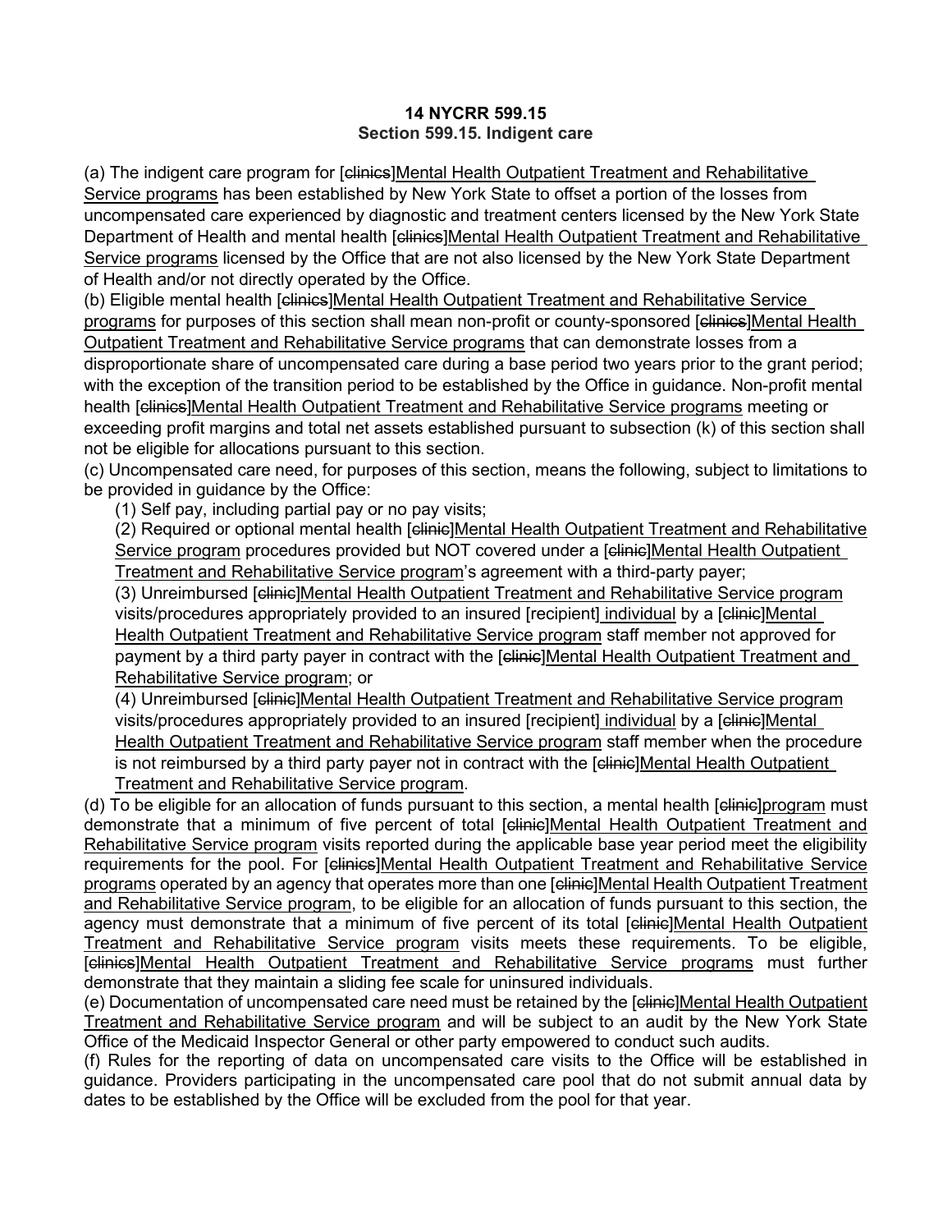**14 NYCRR 599.15**
**Section 599.15. Indigent care**

(a) The indigent care program for [~~clinics~~]<u>Mental Health Outpatient Treatment and Rehabilitative Service programs</u> has been established by New York State to offset a portion of the losses from uncompensated care experienced by diagnostic and treatment centers licensed by the New York State Department of Health and mental health [~~clinics~~]<u>Mental Health Outpatient Treatment and Rehabilitative Service programs</u> licensed by the Office that are not also licensed by the New York State Department of Health and/or not directly operated by the Office.

(b) Eligible mental health [~~clinics~~]<u>Mental Health Outpatient Treatment and Rehabilitative Service programs</u> for purposes of this section shall mean non-profit or county-sponsored [~~clinics~~]<u>Mental Health Outpatient Treatment and Rehabilitative Service programs</u> that can demonstrate losses from a disproportionate share of uncompensated care during a base period two years prior to the grant period; with the exception of the transition period to be established by the Office in guidance. Non-profit mental health [~~clinics~~]<u>Mental Health Outpatient Treatment and Rehabilitative Service programs</u> meeting or exceeding profit margins and total net assets established pursuant to subsection (k) of this section shall not be eligible for allocations pursuant to this section.

(c) Uncompensated care need, for purposes of this section, means the following, subject to limitations to be provided in guidance by the Office:

(1) Self pay, including partial pay or no pay visits;

(2) Required or optional mental health [~~clinic~~]<u>Mental Health Outpatient Treatment and Rehabilitative Service program</u> procedures provided but NOT covered under a [~~clinic~~]<u>Mental Health Outpatient Treatment and Rehabilitative Service program</u>'s agreement with a third-party payer;

(3) Unreimbursed [~~clinic~~]<u>Mental Health Outpatient Treatment and Rehabilitative Service program</u> visits/procedures appropriately provided to an insured [recipient]<u> individual</u> by a [~~clinic~~]<u>Mental Health Outpatient Treatment and Rehabilitative Service program</u> staff member not approved for payment by a third party payer in contract with the [~~clinic~~]<u>Mental Health Outpatient Treatment and Rehabilitative Service program</u>; or

(4) Unreimbursed [~~clinic~~]<u>Mental Health Outpatient Treatment and Rehabilitative Service program</u> visits/procedures appropriately provided to an insured [recipient]<u> individual</u> by a [~~clinic~~]<u>Mental Health Outpatient Treatment and Rehabilitative Service program</u> staff member when the procedure is not reimbursed by a third party payer not in contract with the [~~clinic~~]<u>Mental Health Outpatient Treatment and Rehabilitative Service program</u>.

(d) To be eligible for an allocation of funds pursuant to this section, a mental health [~~clinic~~]<u>program</u> must demonstrate that a minimum of five percent of total [~~clinic~~]<u>Mental Health Outpatient Treatment and Rehabilitative Service program</u> visits reported during the applicable base year period meet the eligibility requirements for the pool. For [~~clinics~~]<u>Mental Health Outpatient Treatment and Rehabilitative Service programs</u> operated by an agency that operates more than one [~~clinic~~]<u>Mental Health Outpatient Treatment and Rehabilitative Service program</u>, to be eligible for an allocation of funds pursuant to this section, the agency must demonstrate that a minimum of five percent of its total [~~clinic~~]<u>Mental Health Outpatient Treatment and Rehabilitative Service program</u> visits meets these requirements. To be eligible, [~~clinics~~]<u>Mental Health Outpatient Treatment and Rehabilitative Service programs</u> must further demonstrate that they maintain a sliding fee scale for uninsured individuals.

(e) Documentation of uncompensated care need must be retained by the [~~clinic~~]<u>Mental Health Outpatient Treatment and Rehabilitative Service program</u> and will be subject to an audit by the New York State Office of the Medicaid Inspector General or other party empowered to conduct such audits.

(f) Rules for the reporting of data on uncompensated care visits to the Office will be established in guidance. Providers participating in the uncompensated care pool that do not submit annual data by dates to be established by the Office will be excluded from the pool for that year.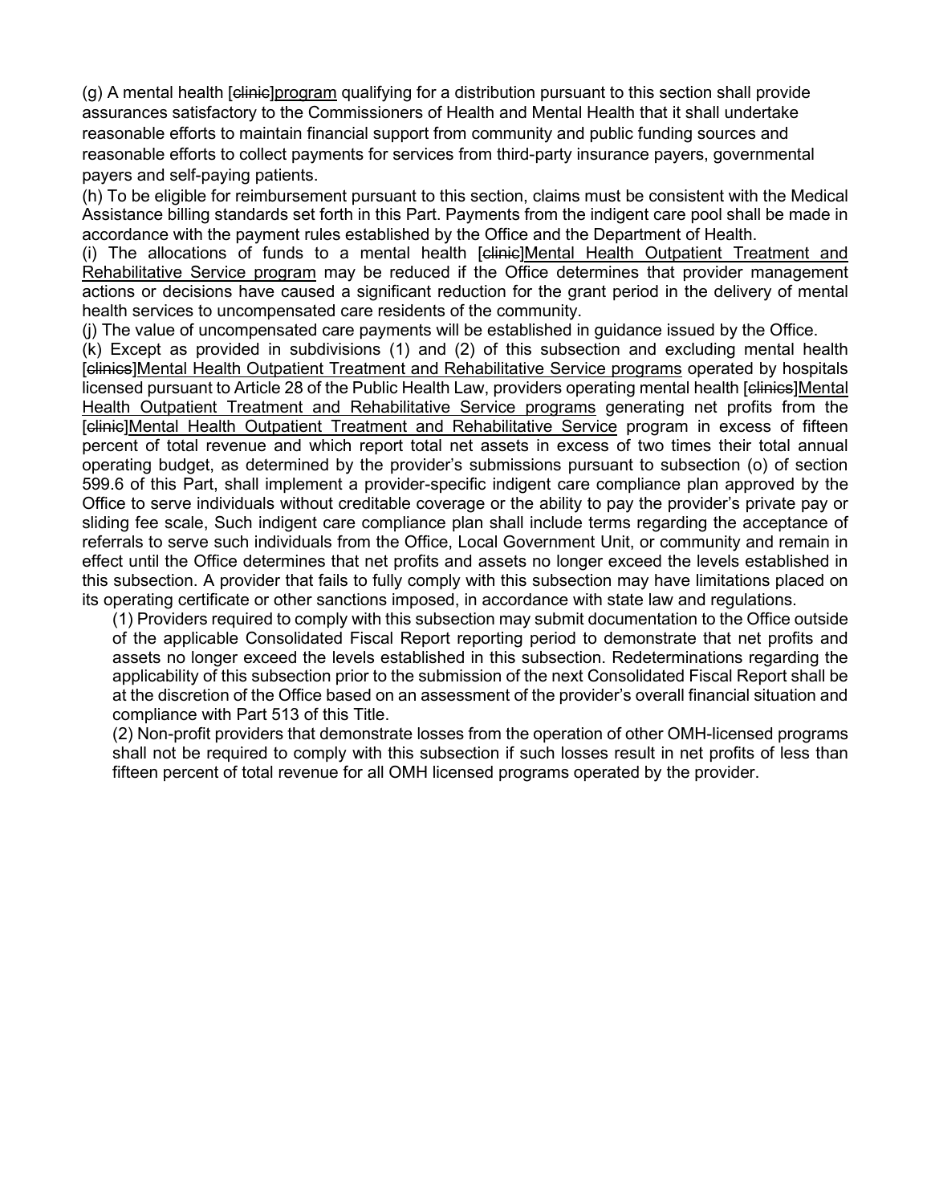(g) A mental health [~~clinic~~]<u>program</u> qualifying for a distribution pursuant to this section shall provide assurances satisfactory to the Commissioners of Health and Mental Health that it shall undertake reasonable efforts to maintain financial support from community and public funding sources and reasonable efforts to collect payments for services from third-party insurance payers, governmental payers and self-paying patients.

(h) To be eligible for reimbursement pursuant to this section, claims must be consistent with the Medical Assistance billing standards set forth in this Part. Payments from the indigent care pool shall be made in accordance with the payment rules established by the Office and the Department of Health.

(i) The allocations of funds to a mental health [~~clinic~~]<u>Mental Health Outpatient Treatment and Rehabilitative Service program</u> may be reduced if the Office determines that provider management actions or decisions have caused a significant reduction for the grant period in the delivery of mental health services to uncompensated care residents of the community.

(j) The value of uncompensated care payments will be established in guidance issued by the Office.

(k) Except as provided in subdivisions (1) and (2) of this subsection and excluding mental health [~~clinics~~]<u>Mental Health Outpatient Treatment and Rehabilitative Service programs</u> operated by hospitals licensed pursuant to Article 28 of the Public Health Law, providers operating mental health [~~clinics~~]<u>Mental Health Outpatient Treatment and Rehabilitative Service programs</u> generating net profits from the [~~clinic~~]<u>Mental Health Outpatient Treatment and Rehabilitative Service</u> program in excess of fifteen percent of total revenue and which report total net assets in excess of two times their total annual operating budget, as determined by the provider's submissions pursuant to subsection (o) of section 599.6 of this Part, shall implement a provider-specific indigent care compliance plan approved by the Office to serve individuals without creditable coverage or the ability to pay the provider's private pay or sliding fee scale, Such indigent care compliance plan shall include terms regarding the acceptance of referrals to serve such individuals from the Office, Local Government Unit, or community and remain in effect until the Office determines that net profits and assets no longer exceed the levels established in this subsection. A provider that fails to fully comply with this subsection may have limitations placed on its operating certificate or other sanctions imposed, in accordance with state law and regulations.

(1) Providers required to comply with this subsection may submit documentation to the Office outside of the applicable Consolidated Fiscal Report reporting period to demonstrate that net profits and assets no longer exceed the levels established in this subsection. Redeterminations regarding the applicability of this subsection prior to the submission of the next Consolidated Fiscal Report shall be at the discretion of the Office based on an assessment of the provider's overall financial situation and compliance with Part 513 of this Title.

(2) Non-profit providers that demonstrate losses from the operation of other OMH-licensed programs shall not be required to comply with this subsection if such losses result in net profits of less than fifteen percent of total revenue for all OMH licensed programs operated by the provider.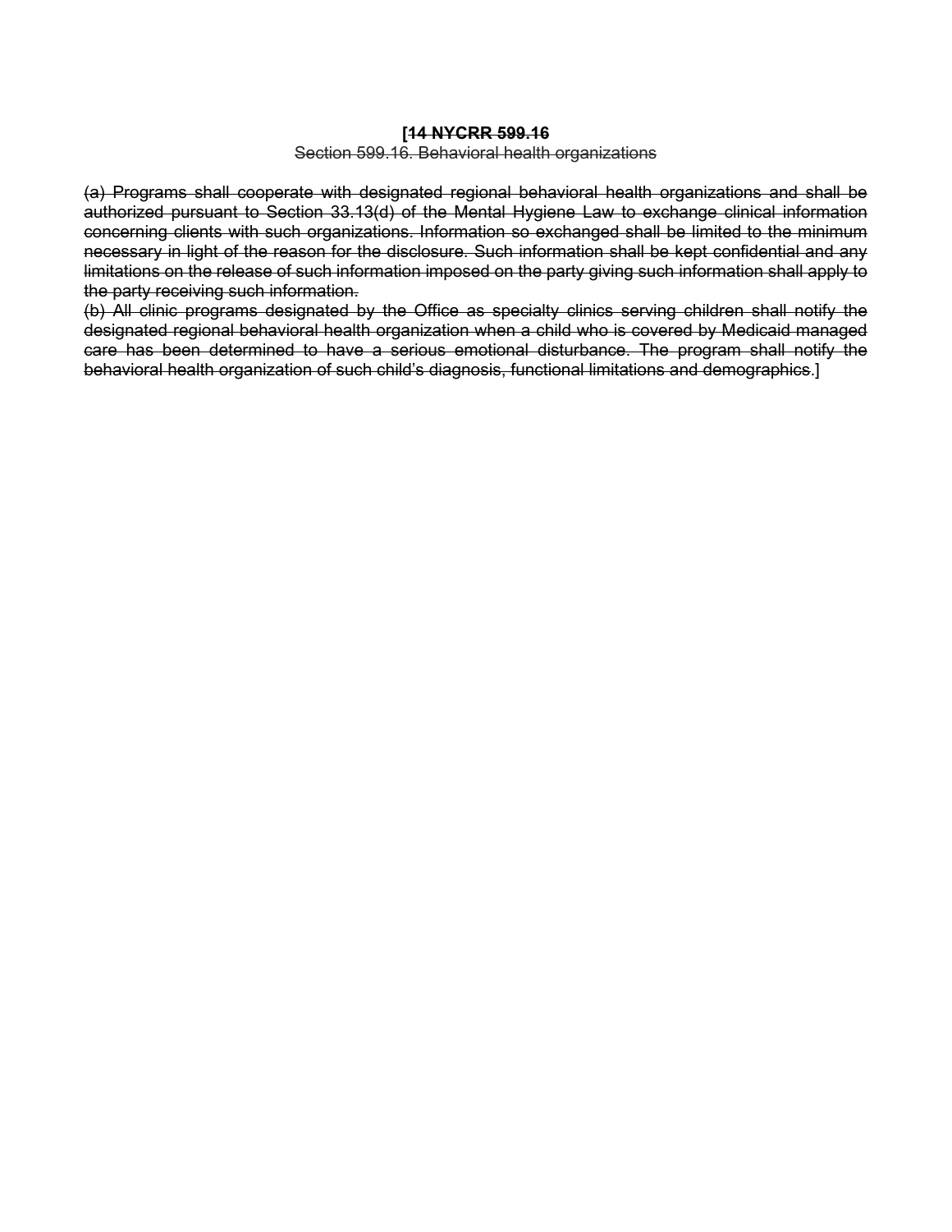**[~~14 NYCRR 599.16~~**

~~Section 599.16. Behavioral health organizations~~

~~(a) Programs shall cooperate with designated regional behavioral health organizations and shall be authorized pursuant to Section 33.13(d) of the Mental Hygiene Law to exchange clinical information concerning clients with such organizations. Information so exchanged shall be limited to the minimum necessary in light of the reason for the disclosure. Such information shall be kept confidential and any limitations on the release of such information imposed on the party giving such information shall apply to the party receiving such information.~~

~~(b) All clinic programs designated by the Office as specialty clinics serving children shall notify the designated regional behavioral health organization when a child who is covered by Medicaid managed care has been determined to have a serious emotional disturbance. The program shall notify the behavioral health organization of such child's diagnosis, functional limitations and demographics~~.]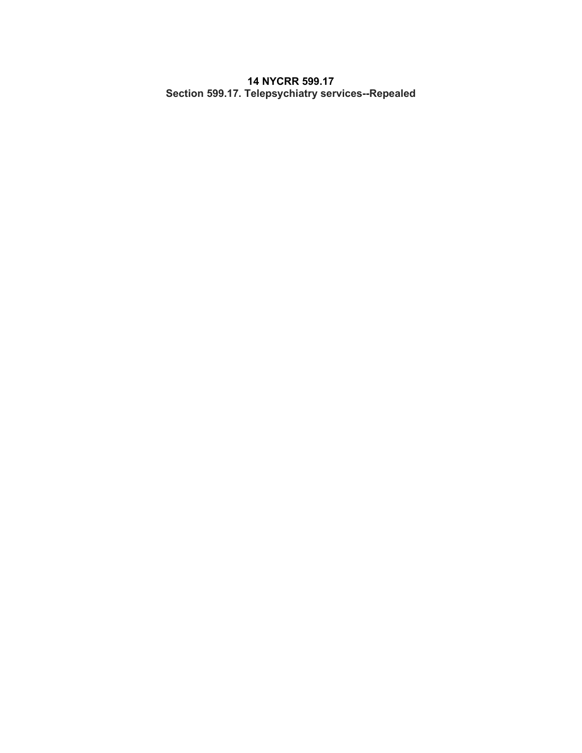# 14 NYCRR 599.17

## Section 599.17. Telepsychiatry services--Repealed